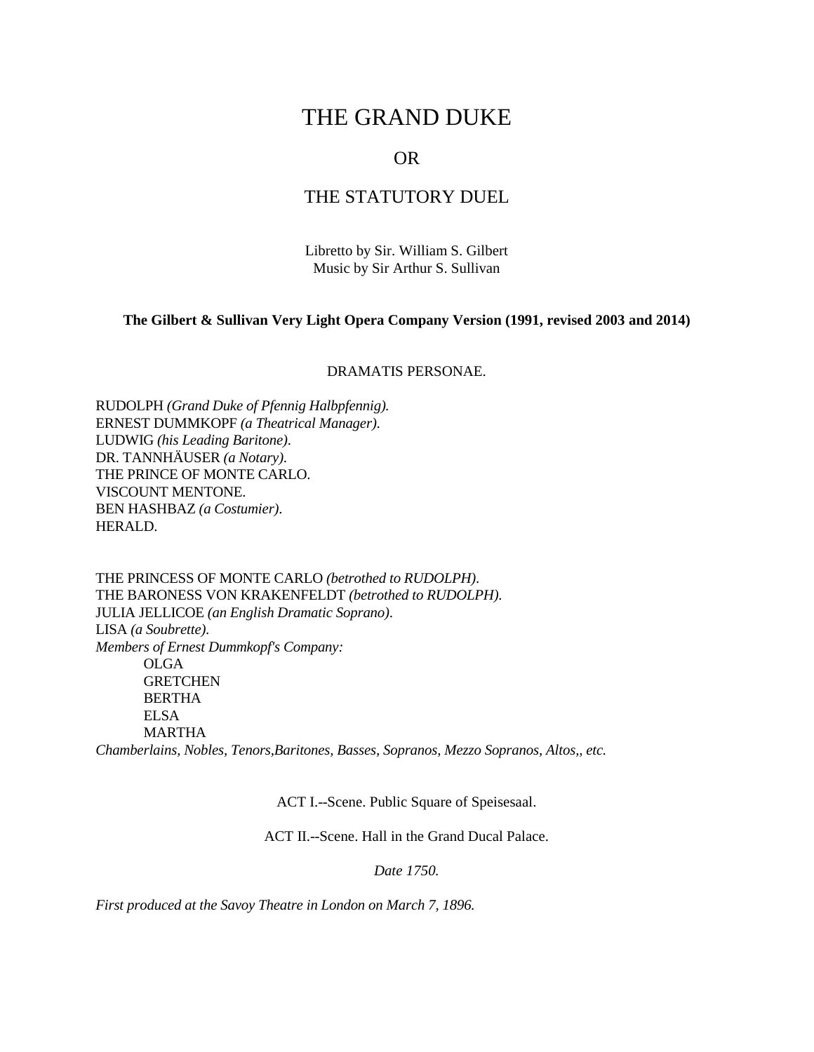# THE GRAND DUKE

## OR

## THE STATUTORY DUEL

Libretto by Sir. William S. Gilbert
Music by Sir Arthur S. Sullivan

**The Gilbert & Sullivan Very Light Opera Company Version (1991, revised 2003 and 2014)**

DRAMATIS PERSONAE.

RUDOLPH *(Grand Duke of Pfennig Halbpfennig).*
ERNEST DUMMKOPF *(a Theatrical Manager).*
LUDWIG *(his Leading Baritone).*
DR. TANNHÄUSER *(a Notary).*
THE PRINCE OF MONTE CARLO.
VISCOUNT MENTONE.
BEN HASHBAZ *(a Costumier).*
HERALD.

THE PRINCESS OF MONTE CARLO *(betrothed to RUDOLPH).*
THE BARONESS VON KRAKENFELDT *(betrothed to RUDOLPH).*
JULIA JELLICOE *(an English Dramatic Soprano).*
LISA *(a Soubrette).*
*Members of Ernest Dummkopf's Company:*
OLGA
GRETCHEN
BERTHA
ELSA
MARTHA
*Chamberlains, Nobles, Tenors,Baritones, Basses, Sopranos, Mezzo Sopranos, Altos,, etc.*

ACT I.--Scene. Public Square of Speisesaal.

ACT II.--Scene. Hall in the Grand Ducal Palace.

*Date 1750.*

*First produced at the Savoy Theatre in London on March 7, 1896.*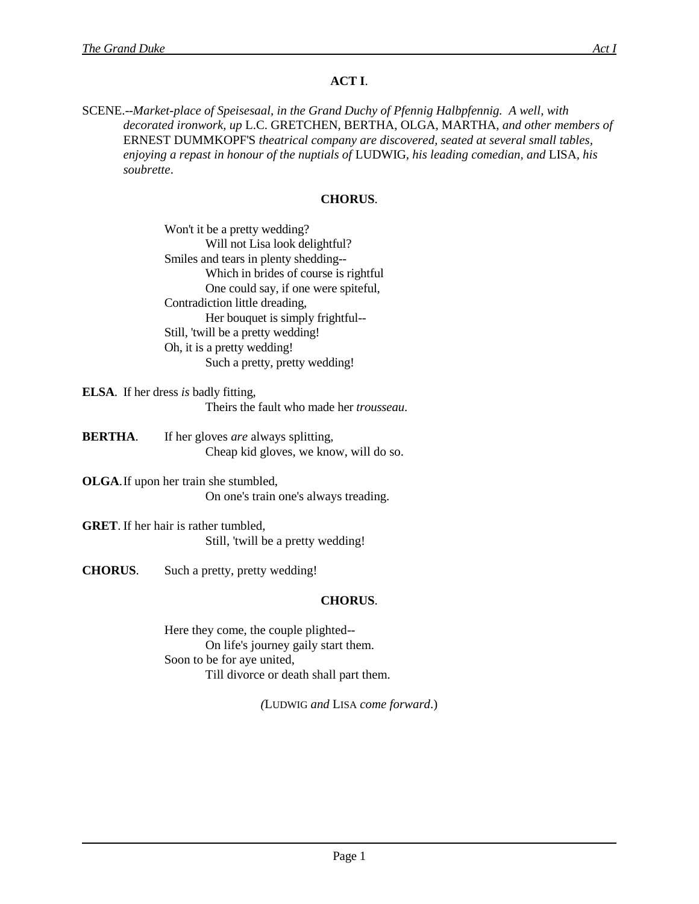## ACT I.

SCENE.--*Market-place of Speisesaal, in the Grand Duchy of Pfennig Halbpfennig. A well, with decorated ironwork, up* L.C. GRETCHEN, BERTHA, OLGA, MARTHA, *and other members of* ERNEST DUMMKOPF'S *theatrical company are discovered, seated at several small tables, enjoying a repast in honour of the nuptials of* LUDWIG, *his leading comedian, and* LISA, *his soubrette*.

### CHORUS.

Won't it be a pretty wedding?
    Will not Lisa look delightful?
Smiles and tears in plenty shedding--
    Which in brides of course is rightful
    One could say, if one were spiteful,
Contradiction little dreading,
    Her bouquet is simply frightful--
Still, 'twill be a pretty wedding!
Oh, it is a pretty wedding!
    Such a pretty, pretty wedding!

**ELSA**. If her dress *is* badly fitting,
    Theirs the fault who made her *trousseau*.

**BERTHA**. If her gloves *are* always splitting,
    Cheap kid gloves, we know, will do so.

**OLGA**. If upon her train she stumbled,
    On one's train one's always treading.

**GRET**. If her hair is rather tumbled,
    Still, 'twill be a pretty wedding!

**CHORUS**. Such a pretty, pretty wedding!

### CHORUS.

Here they come, the couple plighted--
    On life's journey gaily start them.
Soon to be for aye united,
    Till divorce or death shall part them.

*(*LUDWIG *and* LISA *come forward*.)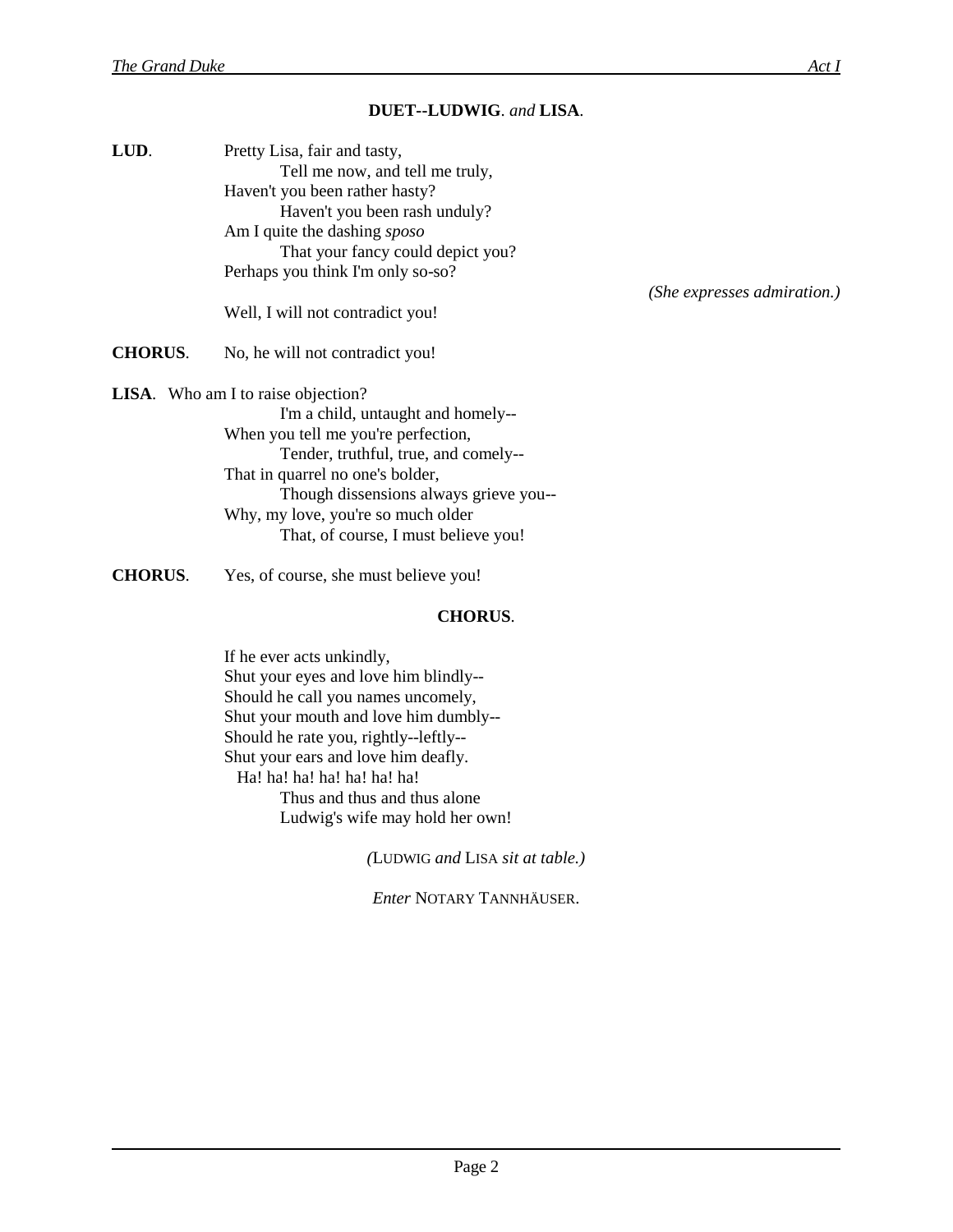**DUET--LUDWIG**. *and* **LISA**.

**LUD**. Pretty Lisa, fair and tasty,
Tell me now, and tell me truly,
Haven't you been rather hasty?
Haven't you been rash unduly?
Am I quite the dashing *sposo*
That your fancy could depict you?
Perhaps you think I'm only so-so?

*(She expresses admiration.)*

Well, I will not contradict you!

**CHORUS**. No, he will not contradict you!

**LISA**. Who am I to raise objection?
I'm a child, untaught and homely--
When you tell me you're perfection,
Tender, truthful, true, and comely--
That in quarrel no one's bolder,
Though dissensions always grieve you--
Why, my love, you're so much older
That, of course, I must believe you!

**CHORUS**. Yes, of course, she must believe you!

**CHORUS**.

If he ever acts unkindly,
Shut your eyes and love him blindly--
Should he call you names uncomely,
Shut your mouth and love him dumbly--
Should he rate you, rightly--leftly--
Shut your ears and love him deafly.
Ha! ha! ha! ha! ha! ha! ha!
Thus and thus and thus alone
Ludwig's wife may hold her own!

*(*LUDWIG *and* LISA *sit at table.)*

*Enter* NOTARY TANNHÄUSER.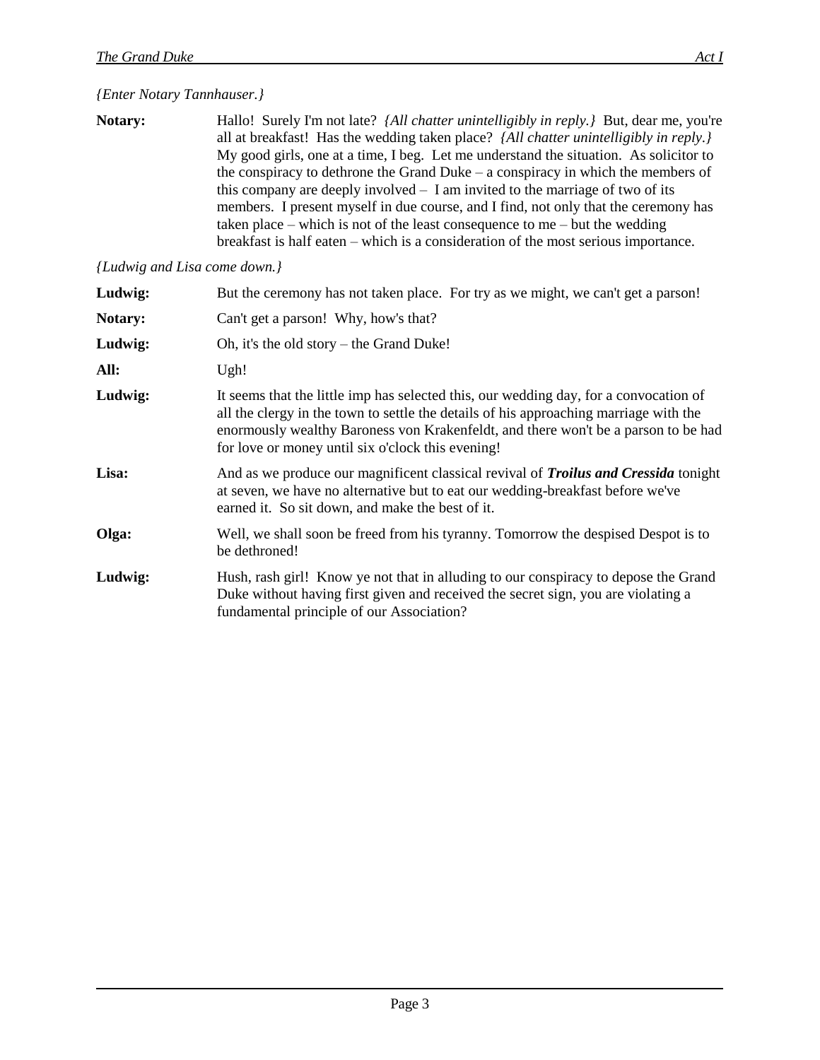*{Enter Notary Tannhauser.}*

**Notary:** Hallo! Surely I'm not late? *{All chatter unintelligibly in reply.}* But, dear me, you're all at breakfast! Has the wedding taken place? *{All chatter unintelligibly in reply.}* My good girls, one at a time, I beg. Let me understand the situation. As solicitor to the conspiracy to dethrone the Grand Duke – a conspiracy in which the members of this company are deeply involved – I am invited to the marriage of two of its members. I present myself in due course, and I find, not only that the ceremony has taken place – which is not of the least consequence to me – but the wedding breakfast is half eaten – which is a consideration of the most serious importance.

*{Ludwig and Lisa come down.}*

**Ludwig:** But the ceremony has not taken place. For try as we might, we can't get a parson!

**Notary:** Can't get a parson! Why, how's that?

**Ludwig:** Oh, it's the old story – the Grand Duke!

**All:** Ugh!

**Ludwig:** It seems that the little imp has selected this, our wedding day, for a convocation of all the clergy in the town to settle the details of his approaching marriage with the enormously wealthy Baroness von Krakenfeldt, and there won't be a parson to be had for love or money until six o'clock this evening!

**Lisa:** And as we produce our magnificent classical revival of ***Troilus and Cressida*** tonight at seven, we have no alternative but to eat our wedding-breakfast before we've earned it. So sit down, and make the best of it.

**Olga:** Well, we shall soon be freed from his tyranny. Tomorrow the despised Despot is to be dethroned!

**Ludwig:** Hush, rash girl! Know ye not that in alluding to our conspiracy to depose the Grand Duke without having first given and received the secret sign, you are violating a fundamental principle of our Association?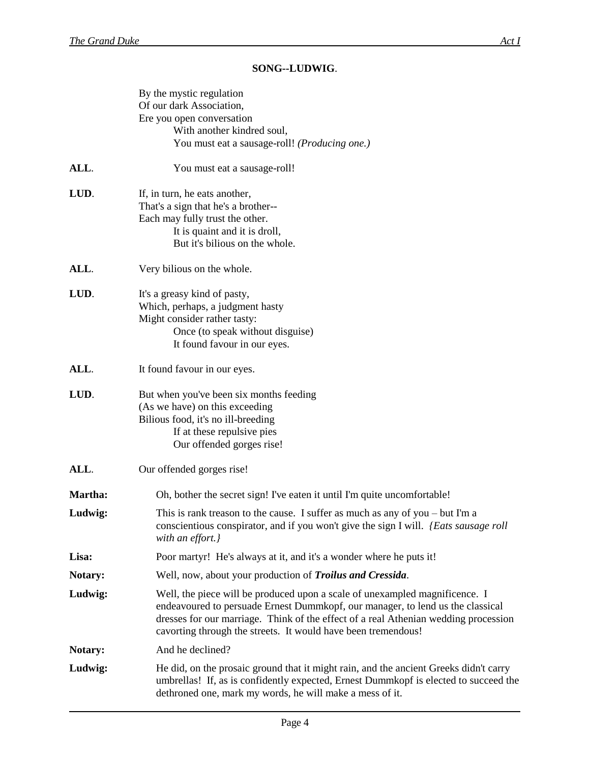**SONG--LUDWIG**.

By the mystic regulation
Of our dark Association,
Ere you open conversation
With another kindred soul,
You must eat a sausage-roll! *(Producing one.)*

**ALL**. You must eat a sausage-roll!

**LUD**. If, in turn, he eats another,
That's a sign that he's a brother--
Each may fully trust the other.
It is quaint and it is droll,
But it's bilious on the whole.

**ALL**. Very bilious on the whole.

**LUD**. It's a greasy kind of pasty,
Which, perhaps, a judgment hasty
Might consider rather tasty:
Once (to speak without disguise)
It found favour in our eyes.

**ALL**. It found favour in our eyes.

**LUD**. But when you've been six months feeding
(As we have) on this exceeding
Bilious food, it's no ill-breeding
If at these repulsive pies
Our offended gorges rise!

**ALL**. Our offended gorges rise!

**Martha:** Oh, bother the secret sign! I've eaten it until I'm quite uncomfortable!

**Ludwig:** This is rank treason to the cause. I suffer as much as any of you – but I'm a conscientious conspirator, and if you won't give the sign I will. *{Eats sausage roll with an effort.}*

**Lisa:** Poor martyr! He's always at it, and it's a wonder where he puts it!

**Notary:** Well, now, about your production of ***Troilus and Cressida***.

**Ludwig:** Well, the piece will be produced upon a scale of unexampled magnificence. I endeavoured to persuade Ernest Dummkopf, our manager, to lend us the classical dresses for our marriage. Think of the effect of a real Athenian wedding procession cavorting through the streets. It would have been tremendous!

**Notary:** And he declined?

**Ludwig:** He did, on the prosaic ground that it might rain, and the ancient Greeks didn't carry umbrellas! If, as is confidently expected, Ernest Dummkopf is elected to succeed the dethroned one, mark my words, he will make a mess of it.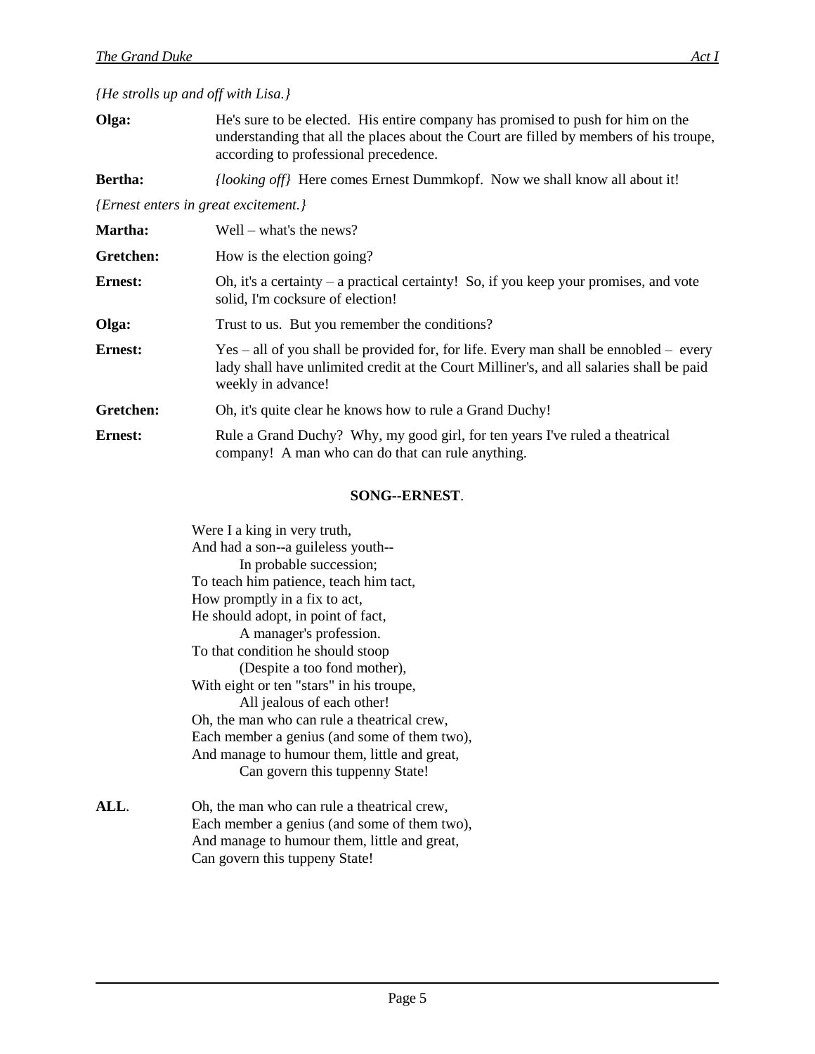*{He strolls up and off with Lisa.}*

**Olga:** He's sure to be elected. His entire company has promised to push for him on the understanding that all the places about the Court are filled by members of his troupe, according to professional precedence.

**Bertha:** *{looking off}* Here comes Ernest Dummkopf. Now we shall know all about it!

*{Ernest enters in great excitement.}*

**Martha:** Well – what's the news?

**Gretchen:** How is the election going?

**Ernest:** Oh, it's a certainty – a practical certainty! So, if you keep your promises, and vote solid, I'm cocksure of election!

**Olga:** Trust to us. But you remember the conditions?

**Ernest:** Yes – all of you shall be provided for, for life. Every man shall be ennobled – every lady shall have unlimited credit at the Court Milliner's, and all salaries shall be paid weekly in advance!

**Gretchen:** Oh, it's quite clear he knows how to rule a Grand Duchy!

**Ernest:** Rule a Grand Duchy? Why, my good girl, for ten years I've ruled a theatrical company! A man who can do that can rule anything.

**SONG--ERNEST**.

Were I a king in very truth,  
And had a son--a guileless youth--  
In probable succession;  
To teach him patience, teach him tact,  
How promptly in a fix to act,  
He should adopt, in point of fact,  
A manager's profession.  
To that condition he should stoop  
(Despite a too fond mother),  
With eight or ten "stars" in his troupe,  
All jealous of each other!  
Oh, the man who can rule a theatrical crew,  
Each member a genius (and some of them two),  
And manage to humour them, little and great,  
Can govern this tuppenny State!

**ALL**. Oh, the man who can rule a theatrical crew,  
Each member a genius (and some of them two),  
And manage to humour them, little and great,  
Can govern this tuppeny State!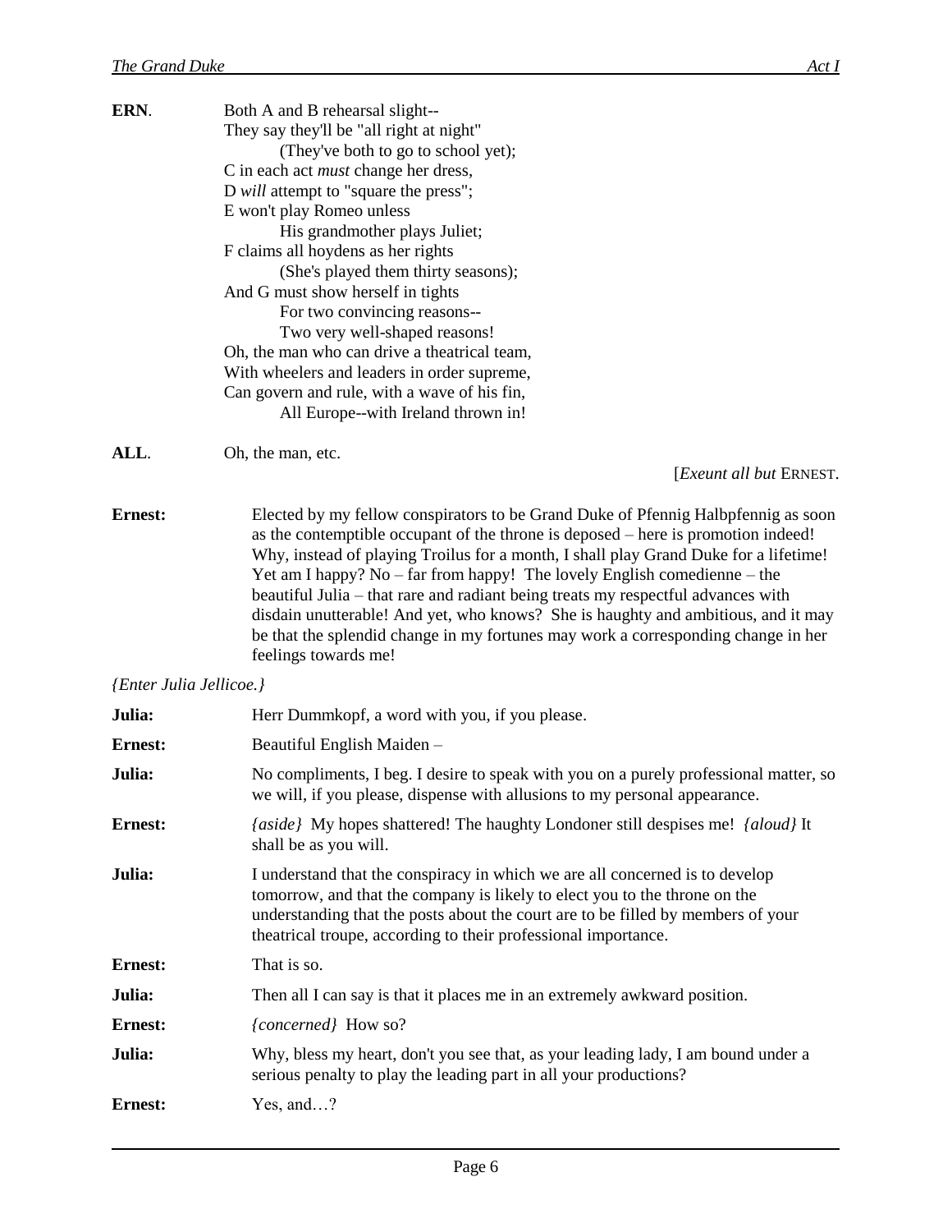**ERN.** Both A and B rehearsal slight--
They say they'll be "all right at night"
(They've both to go to school yet);
C in each act *must* change her dress,
D *will* attempt to "square the press";
E won't play Romeo unless
His grandmother plays Juliet;
F claims all hoydens as her rights
(She's played them thirty seasons);
And G must show herself in tights
For two convincing reasons--
Two very well-shaped reasons!
Oh, the man who can drive a theatrical team,
With wheelers and leaders in order supreme,
Can govern and rule, with a wave of his fin,
All Europe--with Ireland thrown in!

**ALL.** Oh, the man, etc.

[*Exeunt all but* ERNEST.

**Ernest:** Elected by my fellow conspirators to be Grand Duke of Pfennig Halbpfennig as soon as the contemptible occupant of the throne is deposed – here is promotion indeed! Why, instead of playing Troilus for a month, I shall play Grand Duke for a lifetime! Yet am I happy? No – far from happy! The lovely English comedienne – the beautiful Julia – that rare and radiant being treats my respectful advances with disdain unutterable! And yet, who knows? She is haughty and ambitious, and it may be that the splendid change in my fortunes may work a corresponding change in her feelings towards me!

*{Enter Julia Jellicoe.}*

**Julia:** Herr Dummkopf, a word with you, if you please.

**Ernest:** Beautiful English Maiden –

**Julia:** No compliments, I beg. I desire to speak with you on a purely professional matter, so we will, if you please, dispense with allusions to my personal appearance.

**Ernest:** *{aside}* My hopes shattered! The haughty Londoner still despises me! *{aloud}* It shall be as you will.

**Julia:** I understand that the conspiracy in which we are all concerned is to develop tomorrow, and that the company is likely to elect you to the throne on the understanding that the posts about the court are to be filled by members of your theatrical troupe, according to their professional importance.

**Ernest:** That is so.

**Julia:** Then all I can say is that it places me in an extremely awkward position.

**Ernest:** *{concerned}* How so?

**Julia:** Why, bless my heart, don't you see that, as your leading lady, I am bound under a serious penalty to play the leading part in all your productions?

**Ernest:** Yes, and…?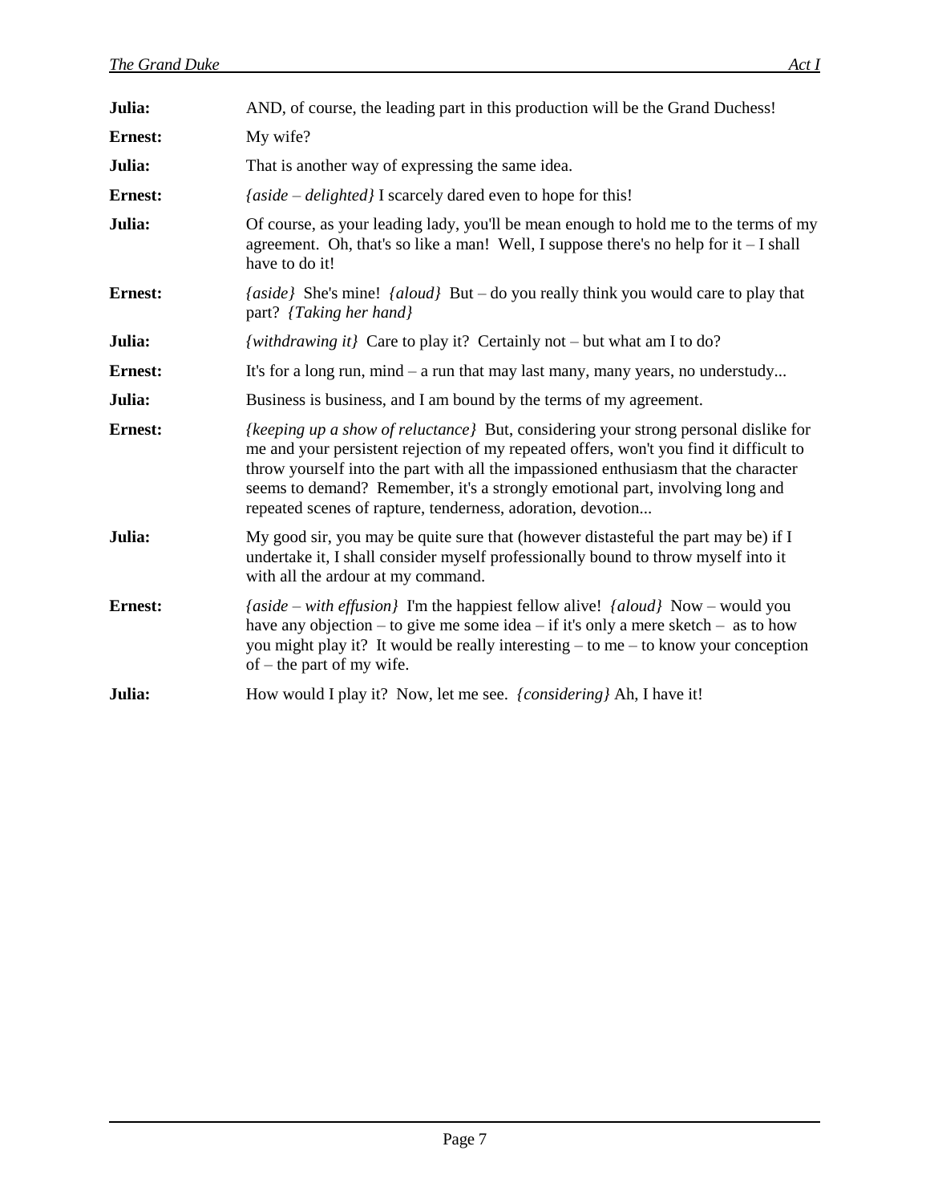**Julia:** AND, of course, the leading part in this production will be the Grand Duchess!

**Ernest:** My wife?

**Julia:** That is another way of expressing the same idea.

**Ernest:** *{aside – delighted}* I scarcely dared even to hope for this!

**Julia:** Of course, as your leading lady, you'll be mean enough to hold me to the terms of my agreement. Oh, that's so like a man! Well, I suppose there's no help for it – I shall have to do it!

**Ernest:** *{aside}* She's mine! *{aloud}* But – do you really think you would care to play that part? *{Taking her hand}*

**Julia:** *{withdrawing it}* Care to play it? Certainly not – but what am I to do?

**Ernest:** It's for a long run, mind – a run that may last many, many years, no understudy...

**Julia:** Business is business, and I am bound by the terms of my agreement.

**Ernest:** *{keeping up a show of reluctance}* But, considering your strong personal dislike for me and your persistent rejection of my repeated offers, won't you find it difficult to throw yourself into the part with all the impassioned enthusiasm that the character seems to demand? Remember, it's a strongly emotional part, involving long and repeated scenes of rapture, tenderness, adoration, devotion...

**Julia:** My good sir, you may be quite sure that (however distasteful the part may be) if I undertake it, I shall consider myself professionally bound to throw myself into it with all the ardour at my command.

**Ernest:** *{aside – with effusion}* I'm the happiest fellow alive! *{aloud}* Now – would you have any objection – to give me some idea – if it's only a mere sketch – as to how you might play it? It would be really interesting – to me – to know your conception of – the part of my wife.

**Julia:** How would I play it? Now, let me see. *{considering}* Ah, I have it!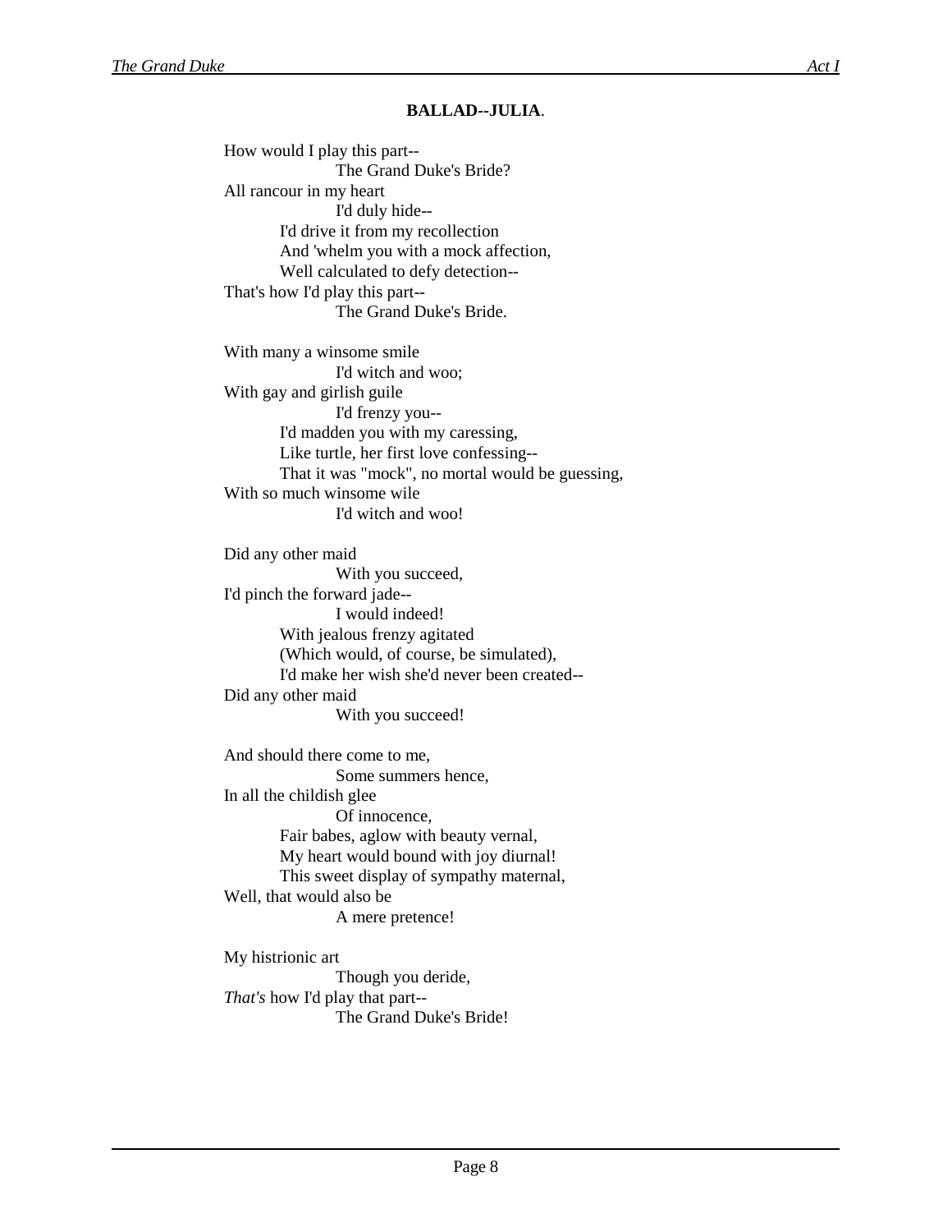**BALLAD--JULIA**.

How would I play this part--  
The Grand Duke's Bride?  
All rancour in my heart  
I'd duly hide--  
I'd drive it from my recollection  
And 'whelm you with a mock affection,  
Well calculated to defy detection--  
That's how I'd play this part--  
The Grand Duke's Bride.

With many a winsome smile  
I'd witch and woo;  
With gay and girlish guile  
I'd frenzy you--  
I'd madden you with my caressing,  
Like turtle, her first love confessing--  
That it was "mock", no mortal would be guessing,  
With so much winsome wile  
I'd witch and woo!

Did any other maid  
With you succeed,  
I'd pinch the forward jade--  
I would indeed!  
With jealous frenzy agitated  
(Which would, of course, be simulated),  
I'd make her wish she'd never been created--  
Did any other maid  
With you succeed!

And should there come to me,  
Some summers hence,  
In all the childish glee  
Of innocence,  
Fair babes, aglow with beauty vernal,  
My heart would bound with joy diurnal!  
This sweet display of sympathy maternal,  
Well, that would also be  
A mere pretence!

My histrionic art  
Though you deride,  
*That's* how I'd play that part--  
The Grand Duke's Bride!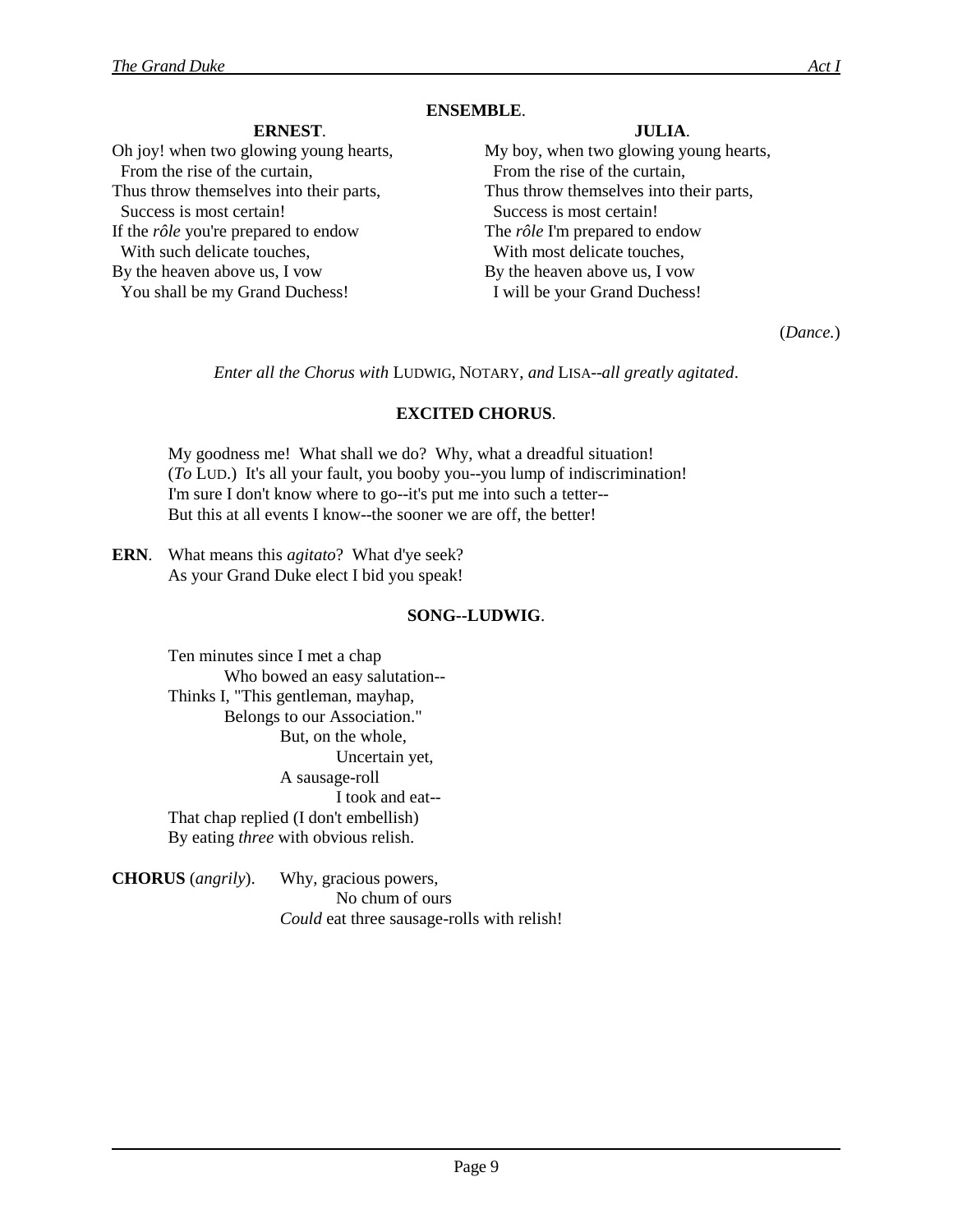**ENSEMBLE**.

**ERNEST**.

Oh joy! when two glowing young hearts,
  From the rise of the curtain,
Thus throw themselves into their parts,
  Success is most certain!
If the *rôle* you're prepared to endow
  With such delicate touches,
By the heaven above us, I vow
  You shall be my Grand Duchess!

**JULIA**.

My boy, when two glowing young hearts,
  From the rise of the curtain,
Thus throw themselves into their parts,
  Success is most certain!
The *rôle* I'm prepared to endow
  With most delicate touches,
By the heaven above us, I vow
  I will be your Grand Duchess!

(*Dance.*)

*Enter all the Chorus with* LUDWIG, NOTARY, *and* LISA--*all greatly agitated*.

**EXCITED CHORUS**.

My goodness me! What shall we do? Why, what a dreadful situation!
(*To* LUD.) It's all your fault, you booby you--you lump of indiscrimination!
I'm sure I don't know where to go--it's put me into such a tetter--
But this at all events I know--the sooner we are off, the better!

**ERN**. What means this *agitato*? What d'ye seek?
As your Grand Duke elect I bid you speak!

**SONG--LUDWIG**.

Ten minutes since I met a chap
    Who bowed an easy salutation--
Thinks I, "This gentleman, mayhap,
    Belongs to our Association."
        But, on the whole,
            Uncertain yet,
        A sausage-roll
            I took and eat--
That chap replied (I don't embellish)
By eating *three* with obvious relish.

**CHORUS** (*angrily*). Why, gracious powers,
    No chum of ours
*Could* eat three sausage-rolls with relish!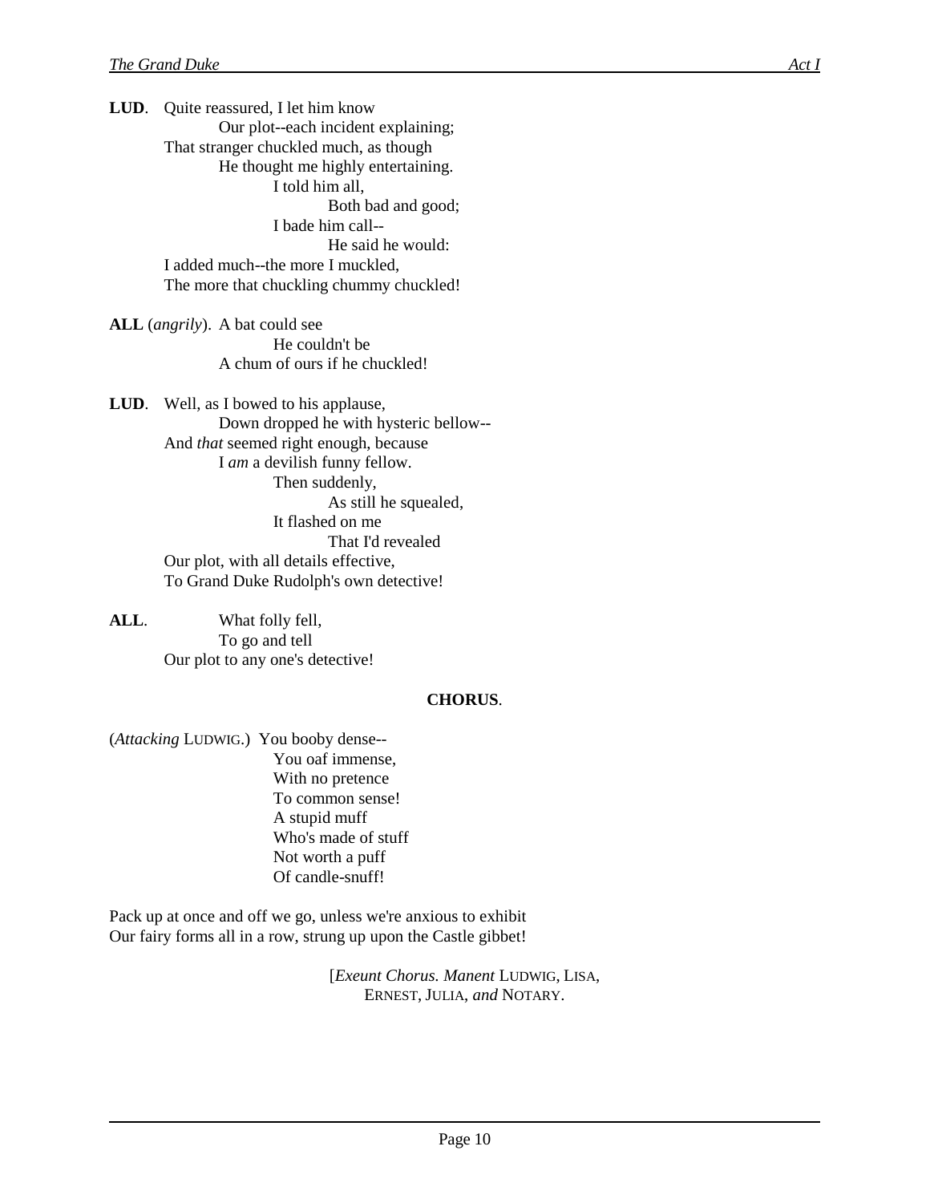**LUD**. Quite reassured, I let him know
Our plot--each incident explaining;
That stranger chuckled much, as though
He thought me highly entertaining.
I told him all,
Both bad and good;
I bade him call--
He said he would:
I added much--the more I muckled,
The more that chuckling chummy chuckled!

**ALL** (*angrily*). A bat could see
He couldn't be
A chum of ours if he chuckled!

**LUD**. Well, as I bowed to his applause,
Down dropped he with hysteric bellow--
And *that* seemed right enough, because
I *am* a devilish funny fellow.
Then suddenly,
As still he squealed,
It flashed on me
That I'd revealed
Our plot, with all details effective,
To Grand Duke Rudolph's own detective!

**ALL**. What folly fell,
To go and tell
Our plot to any one's detective!

**CHORUS**.

(*Attacking* LUDWIG.) You booby dense--
You oaf immense,
With no pretence
To common sense!
A stupid muff
Who's made of stuff
Not worth a puff
Of candle-snuff!

Pack up at once and off we go, unless we're anxious to exhibit
Our fairy forms all in a row, strung up upon the Castle gibbet!

[*Exeunt Chorus. Manent* LUDWIG, LISA, ERNEST, JULIA, *and* NOTARY.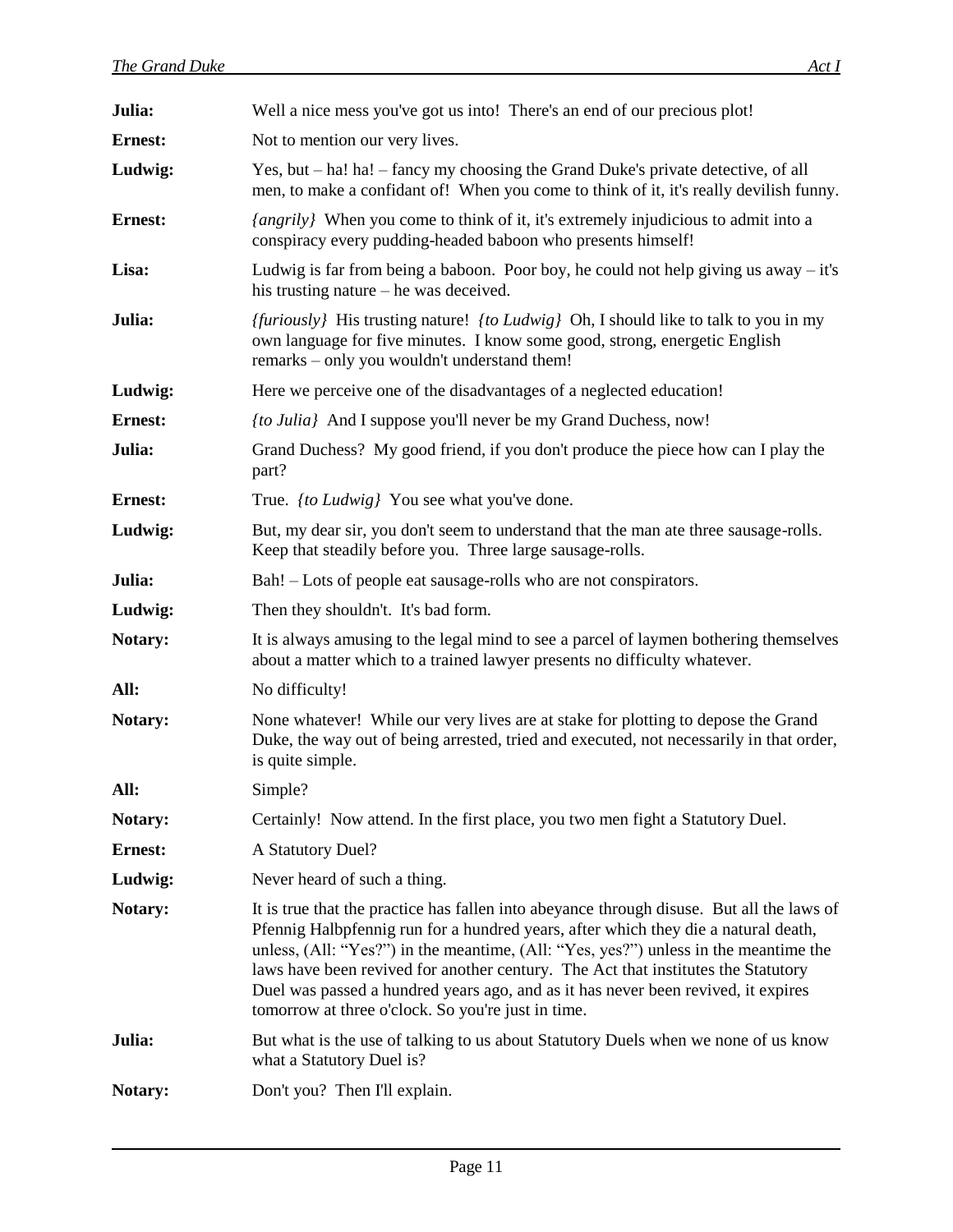**Julia:** Well a nice mess you've got us into! There's an end of our precious plot!

**Ernest:** Not to mention our very lives.

**Ludwig:** Yes, but – ha! ha! – fancy my choosing the Grand Duke's private detective, of all men, to make a confidant of! When you come to think of it, it's really devilish funny.

**Ernest:** {*angrily*} When you come to think of it, it's extremely injudicious to admit into a conspiracy every pudding-headed baboon who presents himself!

**Lisa:** Ludwig is far from being a baboon. Poor boy, he could not help giving us away – it's his trusting nature – he was deceived.

**Julia:** {*furiously*} His trusting nature! {*to Ludwig*} Oh, I should like to talk to you in my own language for five minutes. I know some good, strong, energetic English remarks – only you wouldn't understand them!

**Ludwig:** Here we perceive one of the disadvantages of a neglected education!

**Ernest:** {*to Julia*} And I suppose you'll never be my Grand Duchess, now!

**Julia:** Grand Duchess? My good friend, if you don't produce the piece how can I play the part?

**Ernest:** True. {*to Ludwig*} You see what you've done.

**Ludwig:** But, my dear sir, you don't seem to understand that the man ate three sausage-rolls. Keep that steadily before you. Three large sausage-rolls.

**Julia:** Bah! – Lots of people eat sausage-rolls who are not conspirators.

**Ludwig:** Then they shouldn't. It's bad form.

**Notary:** It is always amusing to the legal mind to see a parcel of laymen bothering themselves about a matter which to a trained lawyer presents no difficulty whatever.

**All:** No difficulty!

**Notary:** None whatever! While our very lives are at stake for plotting to depose the Grand Duke, the way out of being arrested, tried and executed, not necessarily in that order, is quite simple.

**All:** Simple?

**Notary:** Certainly! Now attend. In the first place, you two men fight a Statutory Duel.

**Ernest:** A Statutory Duel?

**Ludwig:** Never heard of such a thing.

**Notary:** It is true that the practice has fallen into abeyance through disuse. But all the laws of Pfennig Halbpfennig run for a hundred years, after which they die a natural death, unless, (All: "Yes?") in the meantime, (All: "Yes, yes?") unless in the meantime the laws have been revived for another century. The Act that institutes the Statutory Duel was passed a hundred years ago, and as it has never been revived, it expires tomorrow at three o'clock. So you're just in time.

**Julia:** But what is the use of talking to us about Statutory Duels when we none of us know what a Statutory Duel is?

**Notary:** Don't you? Then I'll explain.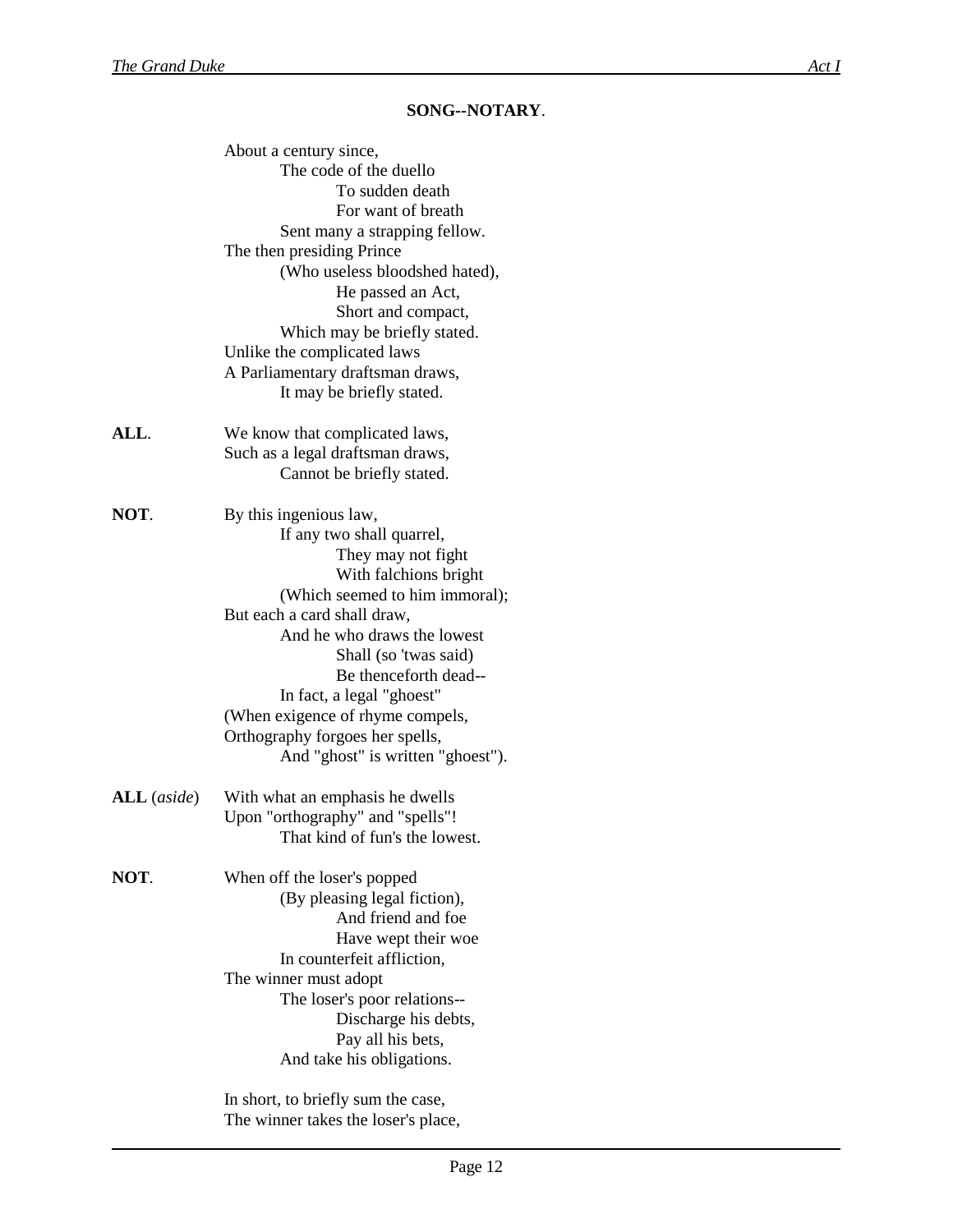**SONG--NOTARY**.

About a century since,
The code of the duello
To sudden death
For want of breath
Sent many a strapping fellow.
The then presiding Prince
(Who useless bloodshed hated),
He passed an Act,
Short and compact,
Which may be briefly stated.
Unlike the complicated laws
A Parliamentary draftsman draws,
It may be briefly stated.

**ALL**. We know that complicated laws,
Such as a legal draftsman draws,
Cannot be briefly stated.

**NOT**. By this ingenious law,
If any two shall quarrel,
They may not fight
With falchions bright
(Which seemed to him immoral);
But each a card shall draw,
And he who draws the lowest
Shall (so 'twas said)
Be thenceforth dead--
In fact, a legal "ghoest"
(When exigence of rhyme compels,
Orthography forgoes her spells,
And "ghost" is written "ghoest").

**ALL** (*aside*) With what an emphasis he dwells
Upon "orthography" and "spells"!
That kind of fun's the lowest.

**NOT**. When off the loser's popped
(By pleasing legal fiction),
And friend and foe
Have wept their woe
In counterfeit affliction,
The winner must adopt
The loser's poor relations--
Discharge his debts,
Pay all his bets,
And take his obligations.

In short, to briefly sum the case,
The winner takes the loser's place,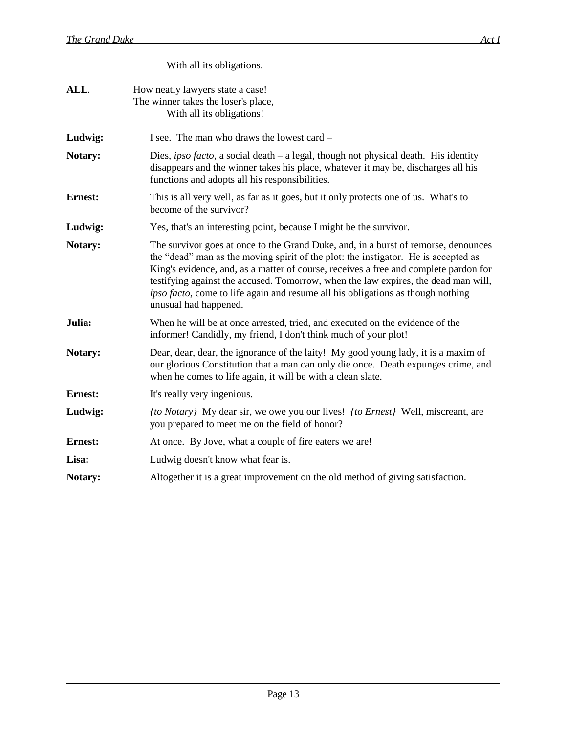With all its obligations.

**ALL**. How neatly lawyers state a case!
The winner takes the loser's place,
With all its obligations!

**Ludwig:** I see. The man who draws the lowest card –

**Notary:** Dies, *ipso facto*, a social death – a legal, though not physical death. His identity disappears and the winner takes his place, whatever it may be, discharges all his functions and adopts all his responsibilities.

**Ernest:** This is all very well, as far as it goes, but it only protects one of us. What's to become of the survivor?

**Ludwig:** Yes, that's an interesting point, because I might be the survivor.

**Notary:** The survivor goes at once to the Grand Duke, and, in a burst of remorse, denounces the "dead" man as the moving spirit of the plot: the instigator. He is accepted as King's evidence, and, as a matter of course, receives a free and complete pardon for testifying against the accused. Tomorrow, when the law expires, the dead man will, *ipso facto*, come to life again and resume all his obligations as though nothing unusual had happened.

**Julia:** When he will be at once arrested, tried, and executed on the evidence of the informer! Candidly, my friend, I don't think much of your plot!

**Notary:** Dear, dear, dear, the ignorance of the laity! My good young lady, it is a maxim of our glorious Constitution that a man can only die once. Death expunges crime, and when he comes to life again, it will be with a clean slate.

**Ernest:** It's really very ingenious.

**Ludwig:** *{to Notary}* My dear sir, we owe you our lives! *{to Ernest}* Well, miscreant, are you prepared to meet me on the field of honor?

**Ernest:** At once. By Jove, what a couple of fire eaters we are!

**Lisa:** Ludwig doesn't know what fear is.

**Notary:** Altogether it is a great improvement on the old method of giving satisfaction.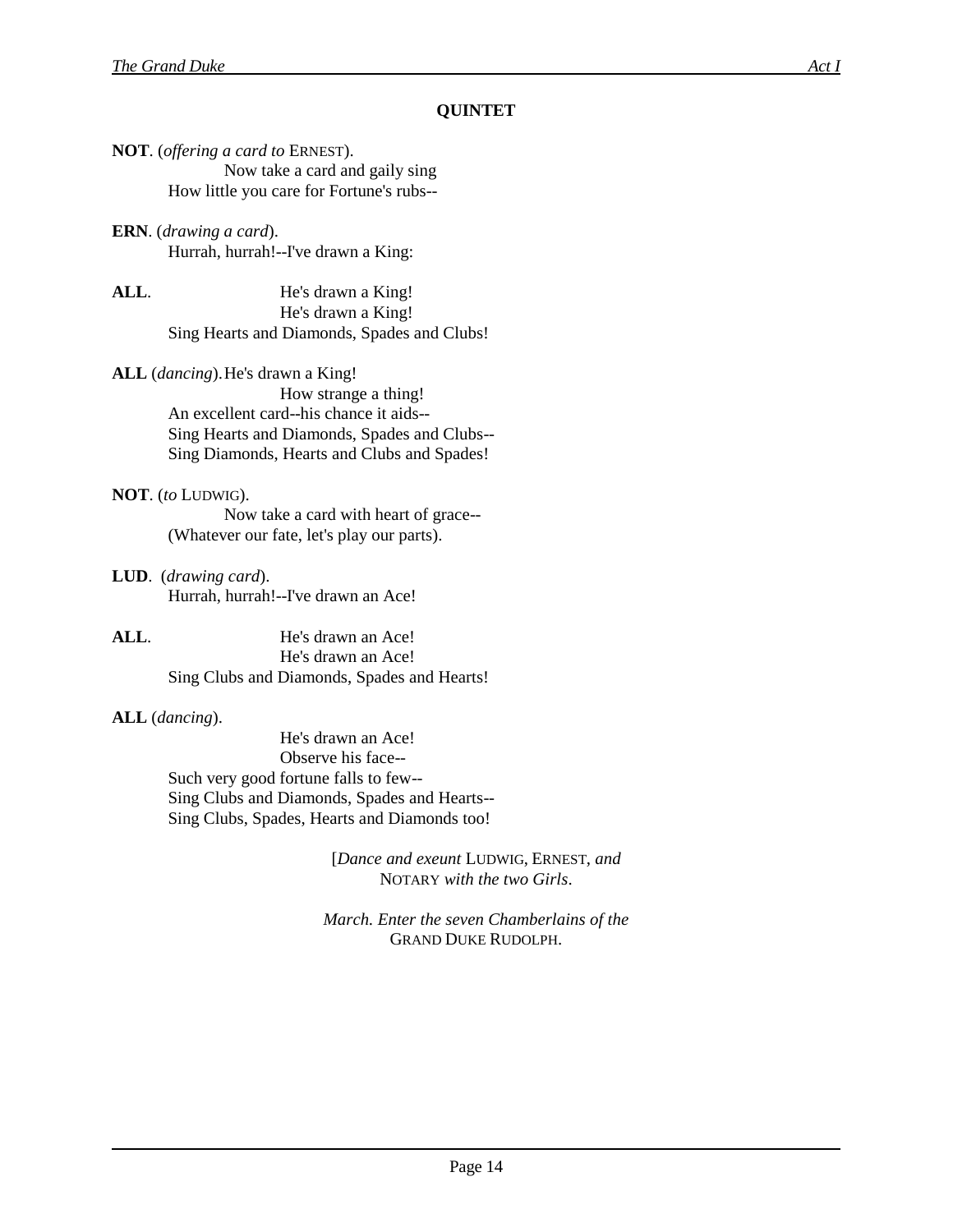**QUINTET**

**NOT**. (*offering a card to* ERNEST).
Now take a card and gaily sing
How little you care for Fortune's rubs--

**ERN**. (*drawing a card*).
Hurrah, hurrah!--I've drawn a King:

**ALL**. He's drawn a King!
He's drawn a King!
Sing Hearts and Diamonds, Spades and Clubs!

**ALL** (*dancing*). He's drawn a King!
How strange a thing!
An excellent card--his chance it aids--
Sing Hearts and Diamonds, Spades and Clubs--
Sing Diamonds, Hearts and Clubs and Spades!

**NOT**. (*to* LUDWIG).
Now take a card with heart of grace--
(Whatever our fate, let's play our parts).

**LUD**. (*drawing card*).
Hurrah, hurrah!--I've drawn an Ace!

**ALL**. He's drawn an Ace!
He's drawn an Ace!
Sing Clubs and Diamonds, Spades and Hearts!

**ALL** (*dancing*).
He's drawn an Ace!
Observe his face--
Such very good fortune falls to few--
Sing Clubs and Diamonds, Spades and Hearts--
Sing Clubs, Spades, Hearts and Diamonds too!

[*Dance and exeunt* LUDWIG, ERNEST, *and* NOTARY *with the two Girls*.

*March. Enter the seven Chamberlains of the* GRAND DUKE RUDOLPH.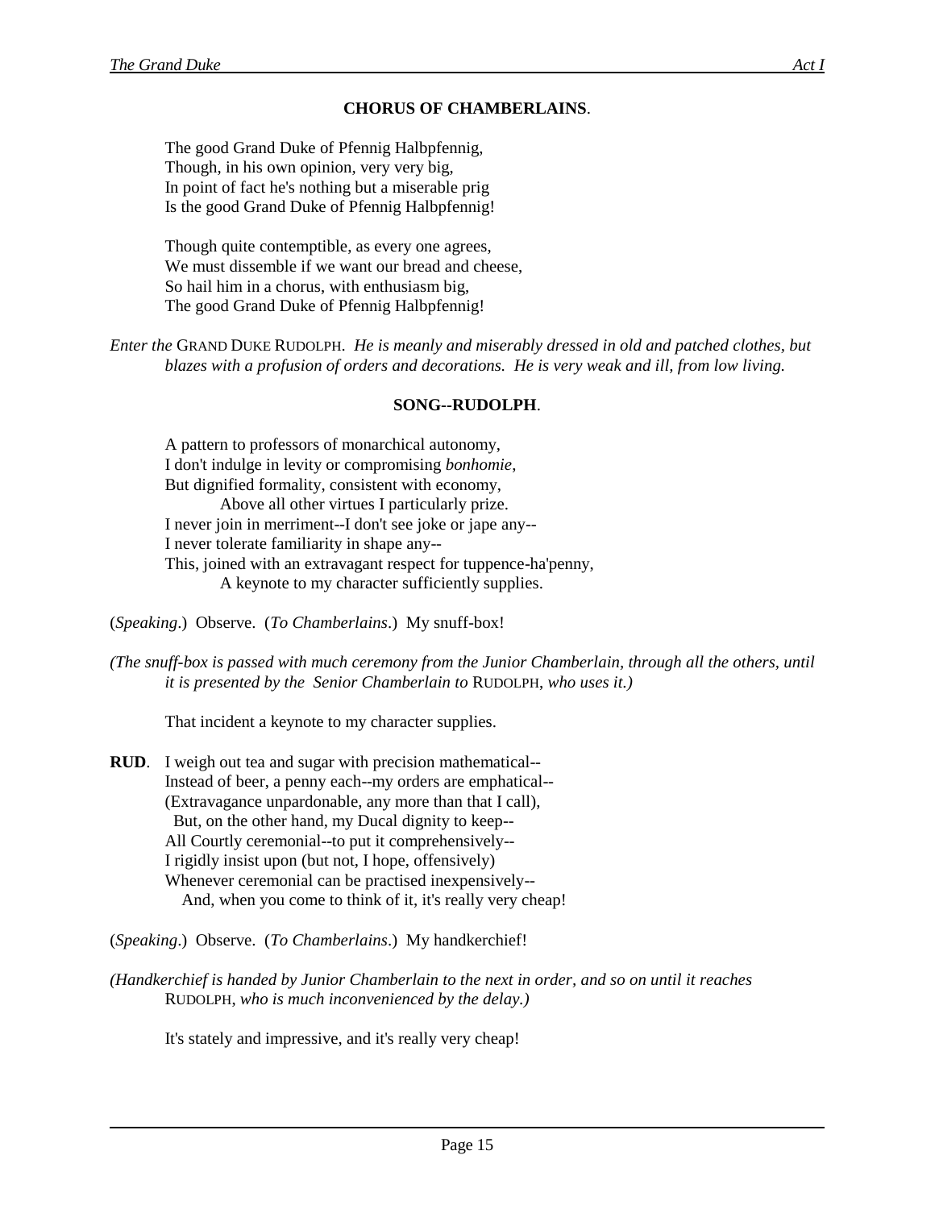**CHORUS OF CHAMBERLAINS**.

The good Grand Duke of Pfennig Halbpfennig,
Though, in his own opinion, very very big,
In point of fact he's nothing but a miserable prig
Is the good Grand Duke of Pfennig Halbpfennig!

Though quite contemptible, as every one agrees,
We must dissemble if we want our bread and cheese,
So hail him in a chorus, with enthusiasm big,
The good Grand Duke of Pfennig Halbpfennig!

*Enter the* GRAND DUKE RUDOLPH. *He is meanly and miserably dressed in old and patched clothes, but blazes with a profusion of orders and decorations. He is very weak and ill, from low living.*

**SONG--RUDOLPH**.

A pattern to professors of monarchical autonomy,
I don't indulge in levity or compromising *bonhomie*,
But dignified formality, consistent with economy,
Above all other virtues I particularly prize.
I never join in merriment--I don't see joke or jape any--
I never tolerate familiarity in shape any--
This, joined with an extravagant respect for tuppence-ha'penny,
A keynote to my character sufficiently supplies.

(*Speaking*.) Observe. (*To Chamberlains*.) My snuff-box!

*(The snuff-box is passed with much ceremony from the Junior Chamberlain, through all the others, until it is presented by the Senior Chamberlain to* RUDOLPH, *who uses it.)*

That incident a keynote to my character supplies.

**RUD**. I weigh out tea and sugar with precision mathematical--
Instead of beer, a penny each--my orders are emphatical--
(Extravagance unpardonable, any more than that I call),
But, on the other hand, my Ducal dignity to keep--
All Courtly ceremonial--to put it comprehensively--
I rigidly insist upon (but not, I hope, offensively)
Whenever ceremonial can be practised inexpensively--
And, when you come to think of it, it's really very cheap!

(*Speaking*.) Observe. (*To Chamberlains*.) My handkerchief!

*(Handkerchief is handed by Junior Chamberlain to the next in order, and so on until it reaches* RUDOLPH, *who is much inconvenienced by the delay.)*

It's stately and impressive, and it's really very cheap!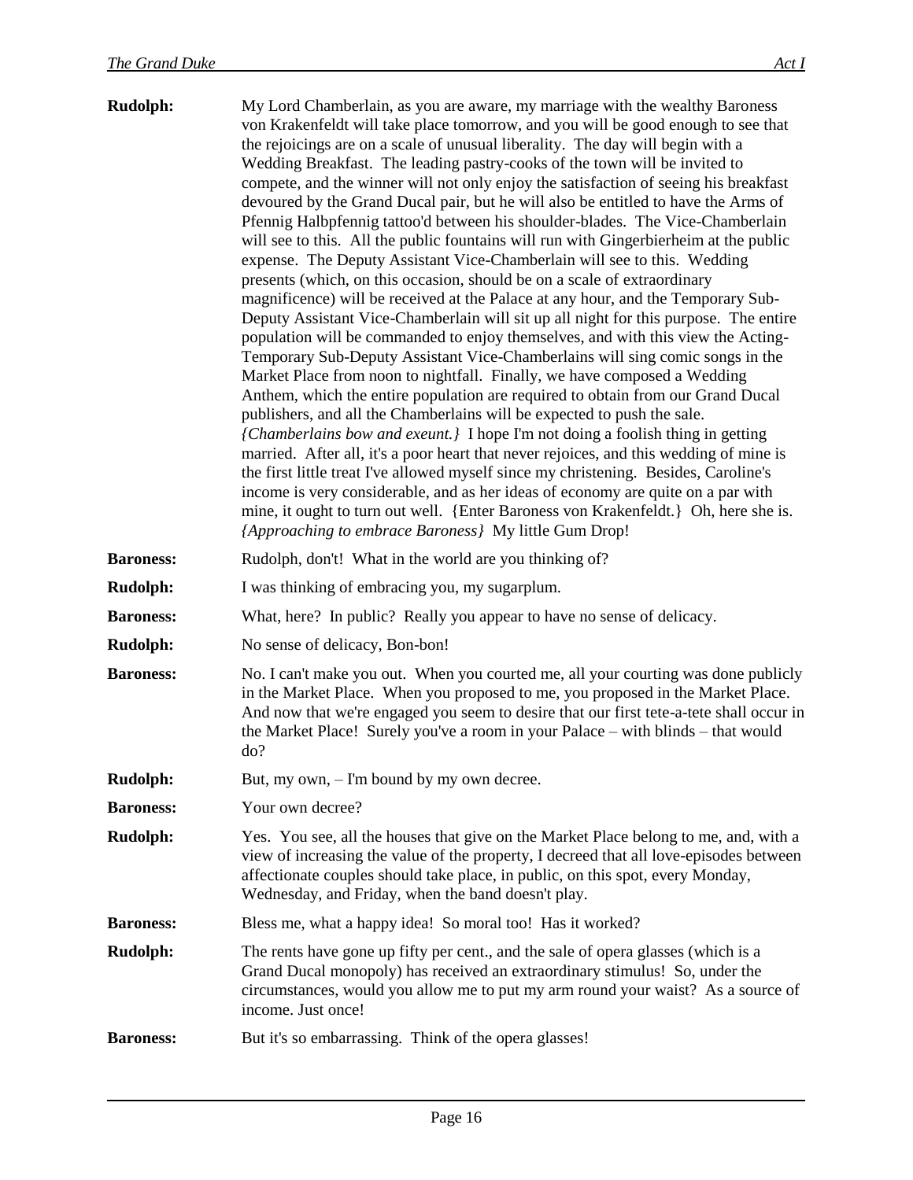**Rudolph:** My Lord Chamberlain, as you are aware, my marriage with the wealthy Baroness von Krakenfeldt will take place tomorrow, and you will be good enough to see that the rejoicings are on a scale of unusual liberality. The day will begin with a Wedding Breakfast. The leading pastry-cooks of the town will be invited to compete, and the winner will not only enjoy the satisfaction of seeing his breakfast devoured by the Grand Ducal pair, but he will also be entitled to have the Arms of Pfennig Halbpfennig tattoo'd between his shoulder-blades. The Vice-Chamberlain will see to this. All the public fountains will run with Gingerbierheim at the public expense. The Deputy Assistant Vice-Chamberlain will see to this. Wedding presents (which, on this occasion, should be on a scale of extraordinary magnificence) will be received at the Palace at any hour, and the Temporary Sub-Deputy Assistant Vice-Chamberlain will sit up all night for this purpose. The entire population will be commanded to enjoy themselves, and with this view the Acting-Temporary Sub-Deputy Assistant Vice-Chamberlains will sing comic songs in the Market Place from noon to nightfall. Finally, we have composed a Wedding Anthem, which the entire population are required to obtain from our Grand Ducal publishers, and all the Chamberlains will be expected to push the sale. *{Chamberlains bow and exeunt.}* I hope I'm not doing a foolish thing in getting married. After all, it's a poor heart that never rejoices, and this wedding of mine is the first little treat I've allowed myself since my christening. Besides, Caroline's income is very considerable, and as her ideas of economy are quite on a par with mine, it ought to turn out well. {Enter Baroness von Krakenfeldt.} Oh, here she is. *{Approaching to embrace Baroness}* My little Gum Drop!

**Baroness:** Rudolph, don't! What in the world are you thinking of?

**Rudolph:** I was thinking of embracing you, my sugarplum.

**Baroness:** What, here? In public? Really you appear to have no sense of delicacy.

**Rudolph:** No sense of delicacy, Bon-bon!

**Baroness:** No. I can't make you out. When you courted me, all your courting was done publicly in the Market Place. When you proposed to me, you proposed in the Market Place. And now that we're engaged you seem to desire that our first tete-a-tete shall occur in the Market Place! Surely you've a room in your Palace – with blinds – that would do?

**Rudolph:** But, my own, – I'm bound by my own decree.

**Baroness:** Your own decree?

**Rudolph:** Yes. You see, all the houses that give on the Market Place belong to me, and, with a view of increasing the value of the property, I decreed that all love-episodes between affectionate couples should take place, in public, on this spot, every Monday, Wednesday, and Friday, when the band doesn't play.

**Baroness:** Bless me, what a happy idea! So moral too! Has it worked?

**Rudolph:** The rents have gone up fifty per cent., and the sale of opera glasses (which is a Grand Ducal monopoly) has received an extraordinary stimulus! So, under the circumstances, would you allow me to put my arm round your waist? As a source of income. Just once!

**Baroness:** But it's so embarrassing. Think of the opera glasses!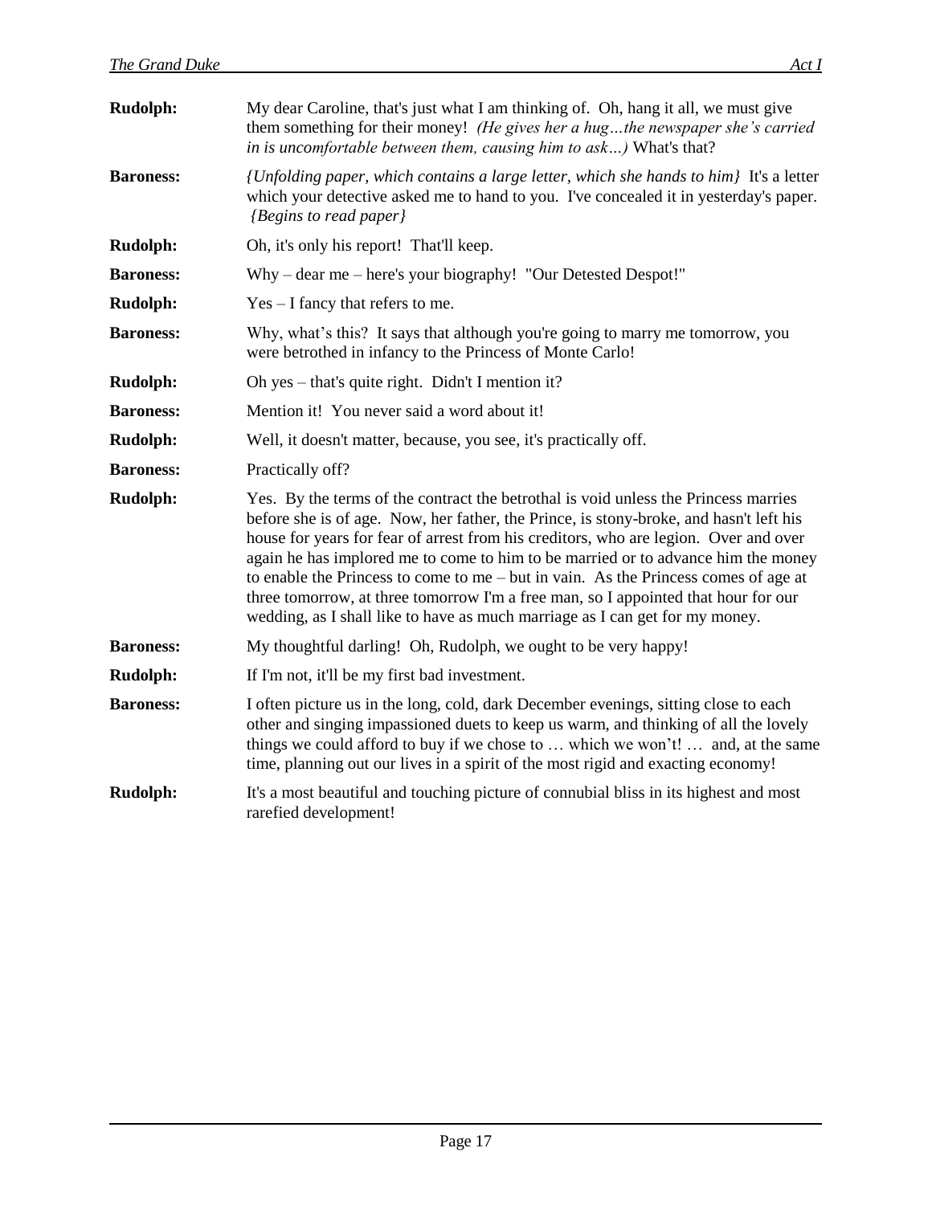**Rudolph:** My dear Caroline, that's just what I am thinking of. Oh, hang it all, we must give them something for their money! *(He gives her a hug…the newspaper she's carried in is uncomfortable between them, causing him to ask…)* What's that?

**Baroness:** *{Unfolding paper, which contains a large letter, which she hands to him}* It's a letter which your detective asked me to hand to you. I've concealed it in yesterday's paper. *{Begins to read paper}*

**Rudolph:** Oh, it's only his report! That'll keep.

**Baroness:** Why – dear me – here's your biography! "Our Detested Despot!"

**Rudolph:** Yes – I fancy that refers to me.

**Baroness:** Why, what's this? It says that although you're going to marry me tomorrow, you were betrothed in infancy to the Princess of Monte Carlo!

**Rudolph:** Oh yes – that's quite right. Didn't I mention it?

**Baroness:** Mention it! You never said a word about it!

**Rudolph:** Well, it doesn't matter, because, you see, it's practically off.

**Baroness:** Practically off?

**Rudolph:** Yes. By the terms of the contract the betrothal is void unless the Princess marries before she is of age. Now, her father, the Prince, is stony-broke, and hasn't left his house for years for fear of arrest from his creditors, who are legion. Over and over again he has implored me to come to him to be married or to advance him the money to enable the Princess to come to me – but in vain. As the Princess comes of age at three tomorrow, at three tomorrow I'm a free man, so I appointed that hour for our wedding, as I shall like to have as much marriage as I can get for my money.

**Baroness:** My thoughtful darling! Oh, Rudolph, we ought to be very happy!

**Rudolph:** If I'm not, it'll be my first bad investment.

**Baroness:** I often picture us in the long, cold, dark December evenings, sitting close to each other and singing impassioned duets to keep us warm, and thinking of all the lovely things we could afford to buy if we chose to … which we won't! … and, at the same time, planning out our lives in a spirit of the most rigid and exacting economy!

**Rudolph:** It's a most beautiful and touching picture of connubial bliss in its highest and most rarefied development!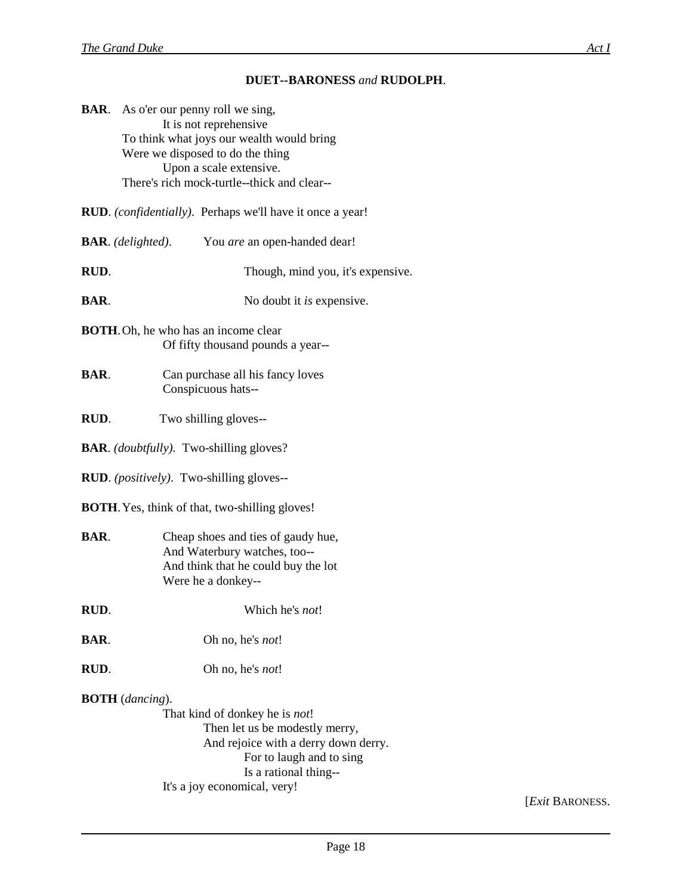**DUET--BARONESS *and* RUDOLPH**.

**BAR**. As o'er our penny roll we sing,
It is not reprehensive
To think what joys our wealth would bring
Were we disposed to do the thing
Upon a scale extensive.
There's rich mock-turtle--thick and clear--

**RUD**. *(confidentially)*. Perhaps we'll have it once a year!

**BAR**. *(delighted)*. You *are* an open-handed dear!

**RUD**. Though, mind you, it's expensive.

**BAR**. No doubt it *is* expensive.

**BOTH**. Oh, he who has an income clear
Of fifty thousand pounds a year--

**BAR**. Can purchase all his fancy loves
Conspicuous hats--

**RUD**. Two shilling gloves--

**BAR**. *(doubtfully)*. Two-shilling gloves?

**RUD**. *(positively)*. Two-shilling gloves--

**BOTH**. Yes, think of that, two-shilling gloves!

**BAR**. Cheap shoes and ties of gaudy hue,
And Waterbury watches, too--
And think that he could buy the lot
Were he a donkey--

**RUD**. Which he's *not*!

**BAR**. Oh no, he's *not*!

**RUD**. Oh no, he's *not*!

**BOTH** (*dancing*).
That kind of donkey he is *not*!
Then let us be modestly merry,
And rejoice with a derry down derry.
For to laugh and to sing
Is a rational thing--
It's a joy economical, very!

[*Exit* BARONESS.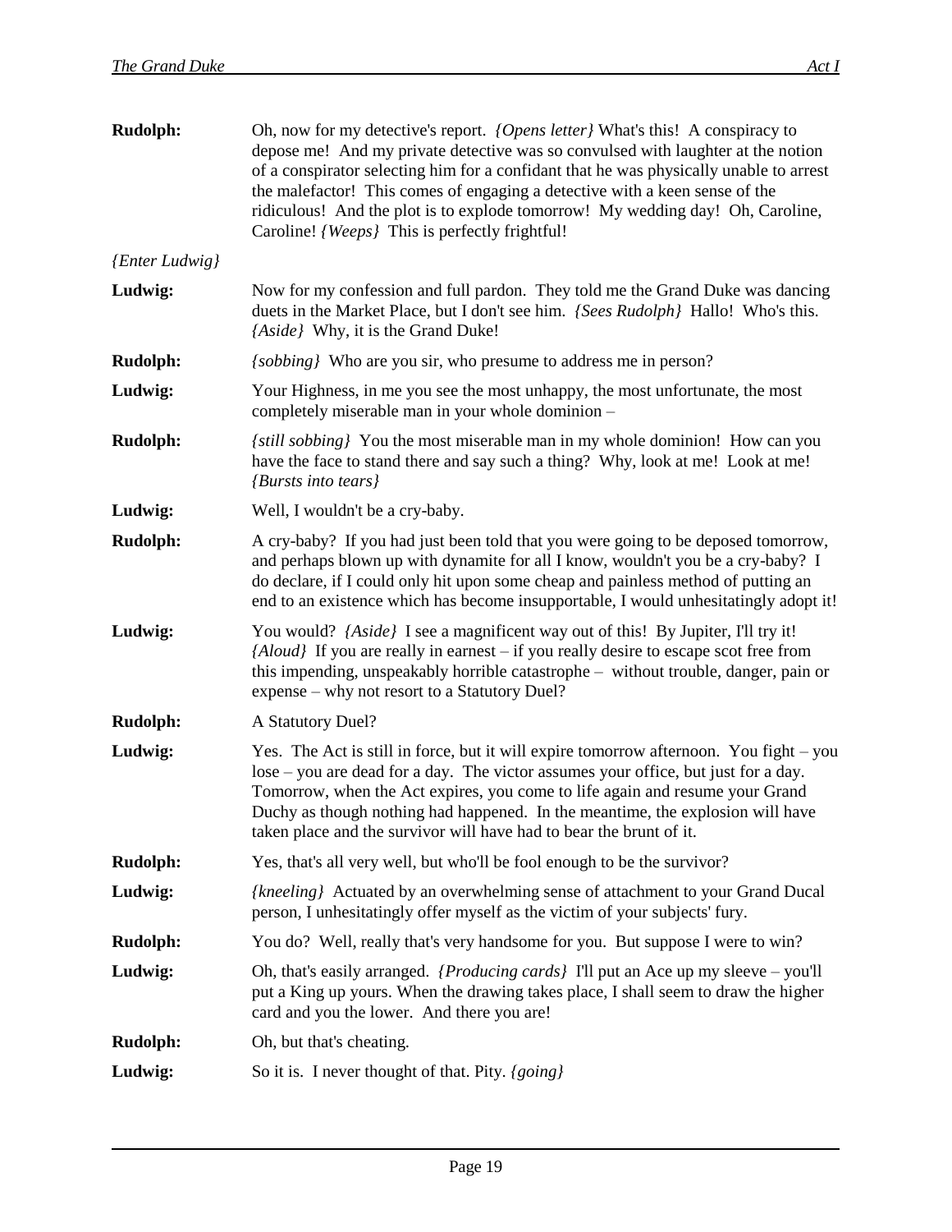**Rudolph:** Oh, now for my detective's report. *{Opens letter}* What's this! A conspiracy to depose me! And my private detective was so convulsed with laughter at the notion of a conspirator selecting him for a confidant that he was physically unable to arrest the malefactor! This comes of engaging a detective with a keen sense of the ridiculous! And the plot is to explode tomorrow! My wedding day! Oh, Caroline, Caroline! *{Weeps}* This is perfectly frightful!

*{Enter Ludwig}*

**Ludwig:** Now for my confession and full pardon. They told me the Grand Duke was dancing duets in the Market Place, but I don't see him. *{Sees Rudolph}* Hallo! Who's this. *{Aside}* Why, it is the Grand Duke!

**Rudolph:** *{sobbing}* Who are you sir, who presume to address me in person?

**Ludwig:** Your Highness, in me you see the most unhappy, the most unfortunate, the most completely miserable man in your whole dominion –

**Rudolph:** *{still sobbing}* You the most miserable man in my whole dominion! How can you have the face to stand there and say such a thing? Why, look at me! Look at me! *{Bursts into tears}*

**Ludwig:** Well, I wouldn't be a cry-baby.

**Rudolph:** A cry-baby? If you had just been told that you were going to be deposed tomorrow, and perhaps blown up with dynamite for all I know, wouldn't you be a cry-baby? I do declare, if I could only hit upon some cheap and painless method of putting an end to an existence which has become insupportable, I would unhesitatingly adopt it!

**Ludwig:** You would? *{Aside}* I see a magnificent way out of this! By Jupiter, I'll try it! *{Aloud}* If you are really in earnest – if you really desire to escape scot free from this impending, unspeakably horrible catastrophe – without trouble, danger, pain or expense – why not resort to a Statutory Duel?

**Rudolph:** A Statutory Duel?

**Ludwig:** Yes. The Act is still in force, but it will expire tomorrow afternoon. You fight – you lose – you are dead for a day. The victor assumes your office, but just for a day. Tomorrow, when the Act expires, you come to life again and resume your Grand Duchy as though nothing had happened. In the meantime, the explosion will have taken place and the survivor will have had to bear the brunt of it.

**Rudolph:** Yes, that's all very well, but who'll be fool enough to be the survivor?

**Ludwig:** *{kneeling}* Actuated by an overwhelming sense of attachment to your Grand Ducal person, I unhesitatingly offer myself as the victim of your subjects' fury.

**Rudolph:** You do? Well, really that's very handsome for you. But suppose I were to win?

**Ludwig:** Oh, that's easily arranged. *{Producing cards}* I'll put an Ace up my sleeve – you'll put a King up yours. When the drawing takes place, I shall seem to draw the higher card and you the lower. And there you are!

**Rudolph:** Oh, but that's cheating.

**Ludwig:** So it is. I never thought of that. Pity. *{going}*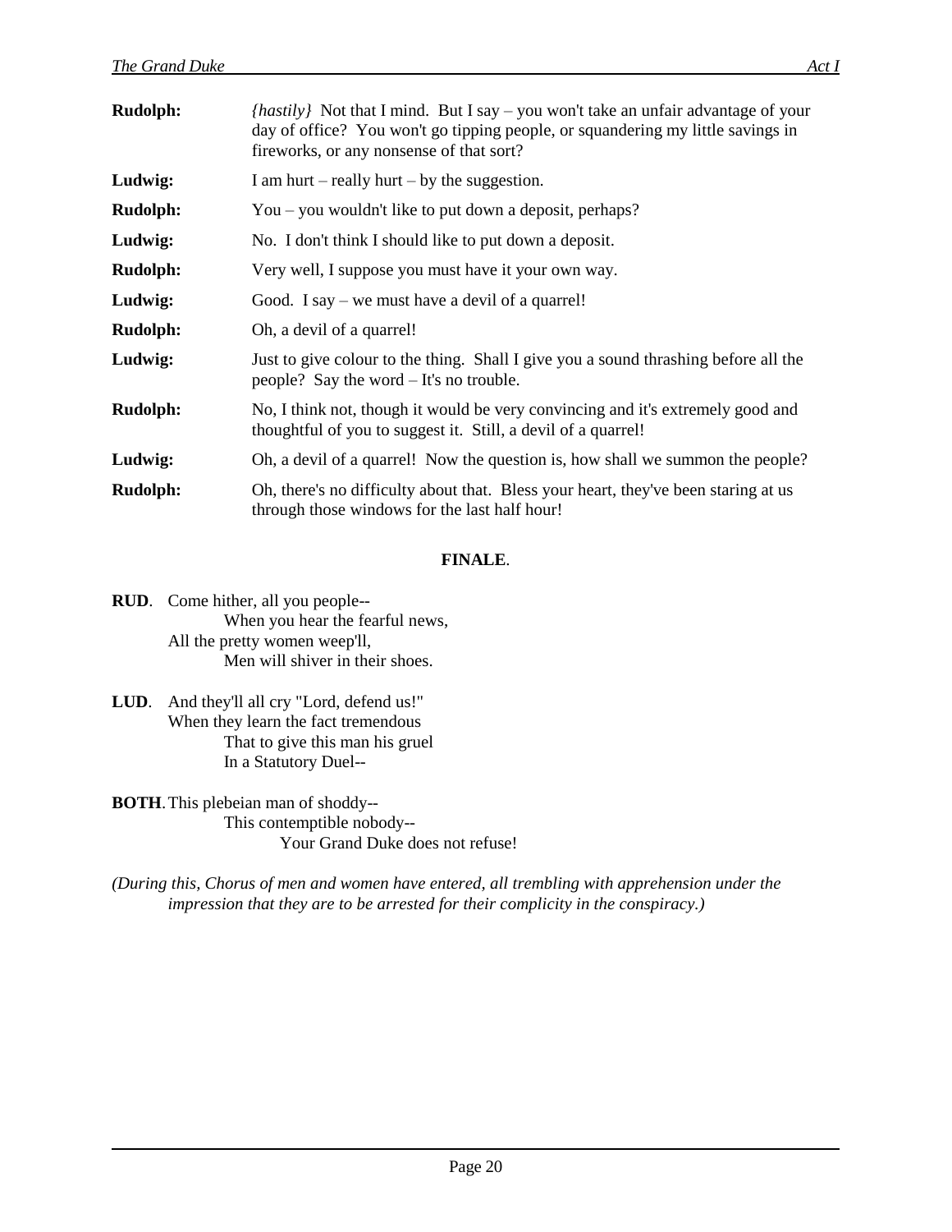**Rudolph:** *{hastily}* Not that I mind. But I say – you won't take an unfair advantage of your day of office? You won't go tipping people, or squandering my little savings in fireworks, or any nonsense of that sort?

**Ludwig:** I am hurt – really hurt – by the suggestion.

**Rudolph:** You – you wouldn't like to put down a deposit, perhaps?

**Ludwig:** No. I don't think I should like to put down a deposit.

**Rudolph:** Very well, I suppose you must have it your own way.

**Ludwig:** Good. I say – we must have a devil of a quarrel!

**Rudolph:** Oh, a devil of a quarrel!

**Ludwig:** Just to give colour to the thing. Shall I give you a sound thrashing before all the people? Say the word – It's no trouble.

**Rudolph:** No, I think not, though it would be very convincing and it's extremely good and thoughtful of you to suggest it. Still, a devil of a quarrel!

**Ludwig:** Oh, a devil of a quarrel! Now the question is, how shall we summon the people?

**Rudolph:** Oh, there's no difficulty about that. Bless your heart, they've been staring at us through those windows for the last half hour!

**FINALE**.

**RUD**. Come hither, all you people--
When you hear the fearful news,
All the pretty women weep'll,
Men will shiver in their shoes.

**LUD**. And they'll all cry "Lord, defend us!"
When they learn the fact tremendous
That to give this man his gruel
In a Statutory Duel--

**BOTH**. This plebeian man of shoddy--
This contemptible nobody--
Your Grand Duke does not refuse!

*(During this, Chorus of men and women have entered, all trembling with apprehension under the impression that they are to be arrested for their complicity in the conspiracy.)*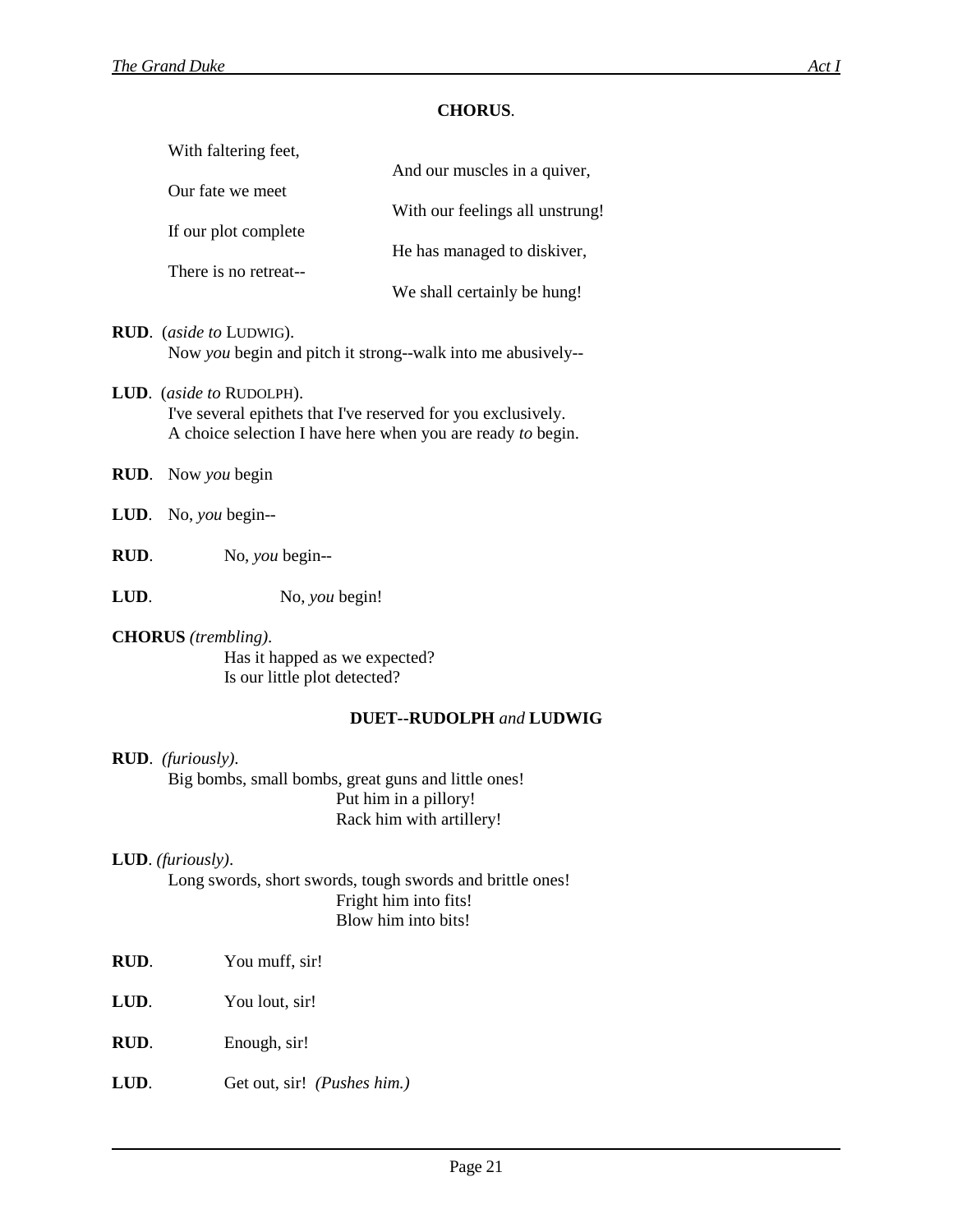**CHORUS**.

With faltering feet,
And our muscles in a quiver,
Our fate we meet
With our feelings all unstrung!
If our plot complete
He has managed to diskiver,
There is no retreat--
We shall certainly be hung!

**RUD**. (*aside to* LUDWIG).
Now *you* begin and pitch it strong--walk into me abusively--

**LUD**. (*aside to* RUDOLPH).
I've several epithets that I've reserved for you exclusively.
A choice selection I have here when you are ready *to* begin.

**RUD**. Now *you* begin

**LUD**. No, *you* begin--

**RUD**. No, *you* begin--

**LUD**. No, *you* begin!

**CHORUS** *(trembling)*.
Has it happed as we expected?
Is our little plot detected?

**DUET--RUDOLPH** *and* **LUDWIG**

**RUD**. *(furiously)*.
Big bombs, small bombs, great guns and little ones!
Put him in a pillory!
Rack him with artillery!

**LUD**. *(furiously)*.
Long swords, short swords, tough swords and brittle ones!
Fright him into fits!
Blow him into bits!

**RUD**. You muff, sir!

**LUD**. You lout, sir!

**RUD**. Enough, sir!

**LUD**. Get out, sir! *(Pushes him.)*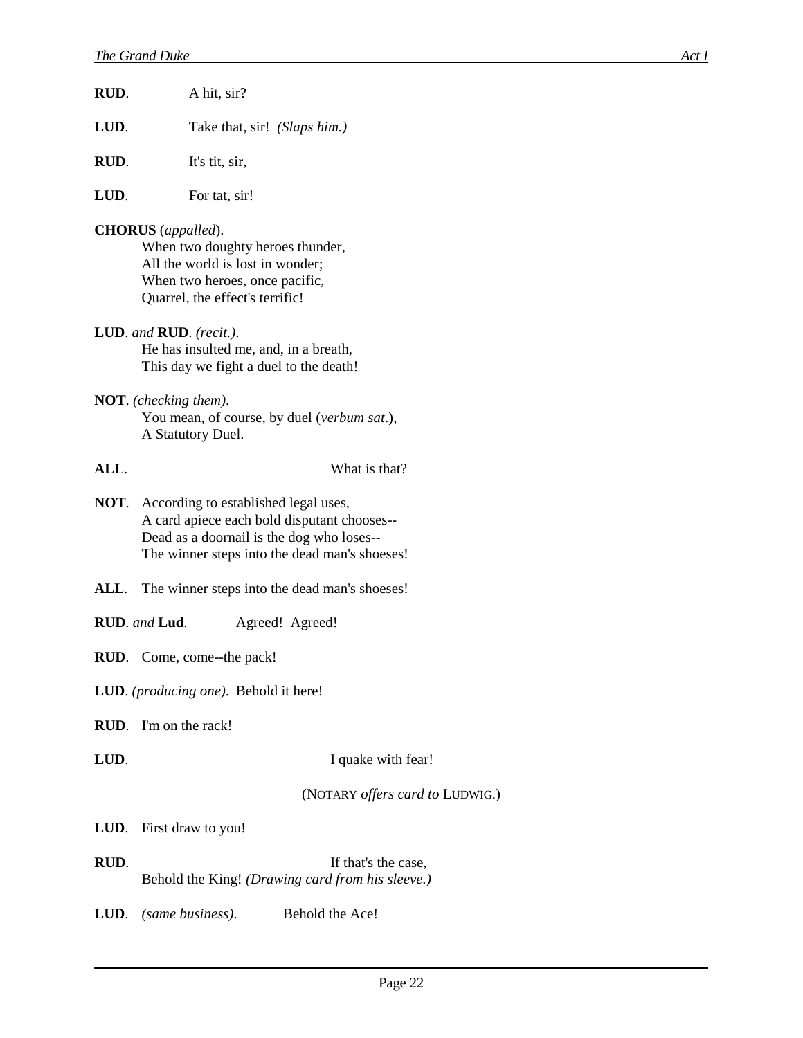**RUD**. A hit, sir?

**LUD**. Take that, sir! *(Slaps him.)*

**RUD**. It's tit, sir,

**LUD**. For tat, sir!

**CHORUS** (*appalled*).
When two doughty heroes thunder,
All the world is lost in wonder;
When two heroes, once pacific,
Quarrel, the effect's terrific!

**LUD**. *and* **RUD**. *(recit.)*.
He has insulted me, and, in a breath,
This day we fight a duel to the death!

**NOT**. *(checking them)*.
You mean, of course, by duel (*verbum sat*.),
A Statutory Duel.

**ALL**. What is that?

**NOT**. According to established legal uses,
A card apiece each bold disputant chooses--
Dead as a doornail is the dog who loses--
The winner steps into the dead man's shoeses!

**ALL**. The winner steps into the dead man's shoeses!

**RUD**. *and* **Lud**. Agreed! Agreed!

**RUD**. Come, come--the pack!

**LUD**. *(producing one)*. Behold it here!

**RUD**. I'm on the rack!

**LUD**. I quake with fear!

(NOTARY *offers card to* LUDWIG.)

**LUD**. First draw to you!

**RUD**. If that's the case,
Behold the King! *(Drawing card from his sleeve.)*

**LUD**. *(same business)*. Behold the Ace!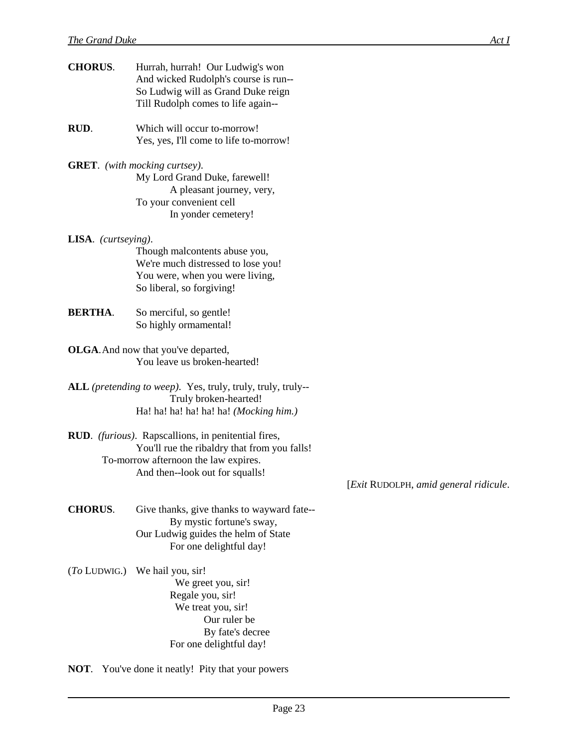**CHORUS**. Hurrah, hurrah! Our Ludwig's won
And wicked Rudolph's course is run--
So Ludwig will as Grand Duke reign
Till Rudolph comes to life again--

**RUD**. Which will occur to-morrow!
Yes, yes, I'll come to life to-morrow!

**GRET**. *(with mocking curtsey)*.
My Lord Grand Duke, farewell!
A pleasant journey, very,
To your convenient cell
In yonder cemetery!

**LISA**. *(curtseying)*.
Though malcontents abuse you,
We're much distressed to lose you!
You were, when you were living,
So liberal, so forgiving!

**BERTHA**. So merciful, so gentle!
So highly ormamental!

**OLGA**. And now that you've departed,
You leave us broken-hearted!

**ALL** *(pretending to weep)*. Yes, truly, truly, truly, truly--
Truly broken-hearted!
Ha! ha! ha! ha! ha! ha! *(Mocking him.)*

**RUD**. *(furious)*. Rapscallions, in penitential fires,
You'll rue the ribaldry that from you falls!
To-morrow afternoon the law expires.
And then--look out for squalls!

[*Exit* RUDOLPH, *amid general ridicule*.

**CHORUS**. Give thanks, give thanks to wayward fate--
By mystic fortune's sway,
Our Ludwig guides the helm of State
For one delightful day!

(*To* LUDWIG.) We hail you, sir!
We greet you, sir!
Regale you, sir!
We treat you, sir!
Our ruler be
By fate's decree
For one delightful day!

**NOT**. You've done it neatly! Pity that your powers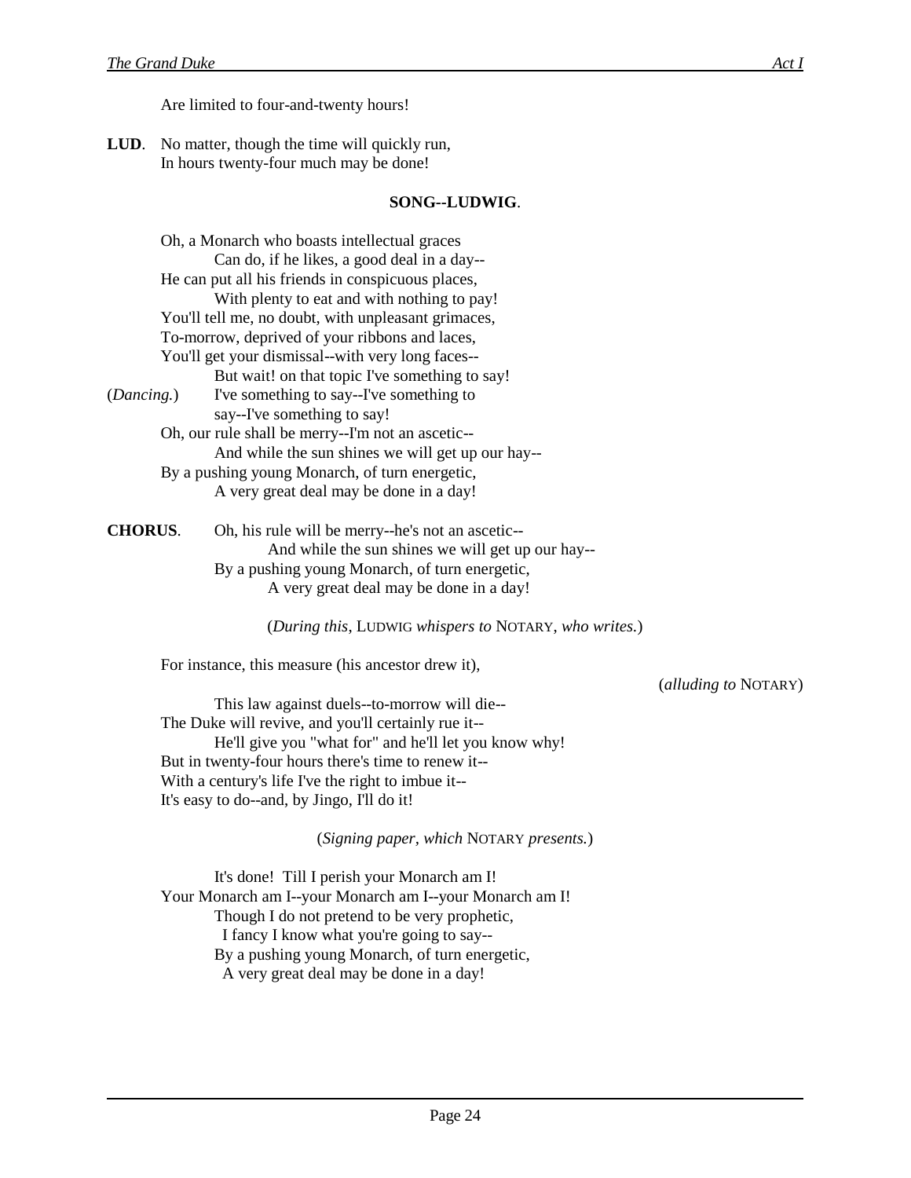Are limited to four-and-twenty hours!

**LUD**. No matter, though the time will quickly run,
In hours twenty-four much may be done!

**SONG--LUDWIG**.

Oh, a Monarch who boasts intellectual graces
Can do, if he likes, a good deal in a day--
He can put all his friends in conspicuous places,
With plenty to eat and with nothing to pay!
You'll tell me, no doubt, with unpleasant grimaces,
To-morrow, deprived of your ribbons and laces,
You'll get your dismissal--with very long faces--
But wait! on that topic I've something to say!
(*Dancing.*) I've something to say--I've something to
say--I've something to say!
Oh, our rule shall be merry--I'm not an ascetic--
And while the sun shines we will get up our hay--
By a pushing young Monarch, of turn energetic,
A very great deal may be done in a day!

**CHORUS**. Oh, his rule will be merry--he's not an ascetic--
And while the sun shines we will get up our hay--
By a pushing young Monarch, of turn energetic,
A very great deal may be done in a day!

(*During this,* LUDWIG *whispers to* NOTARY, *who writes.*)

For instance, this measure (his ancestor drew it),
(*alluding to* NOTARY)
This law against duels--to-morrow will die--
The Duke will revive, and you'll certainly rue it--
He'll give you "what for" and he'll let you know why!
But in twenty-four hours there's time to renew it--
With a century's life I've the right to imbue it--
It's easy to do--and, by Jingo, I'll do it!

(*Signing paper, which* NOTARY *presents.*)

It's done! Till I perish your Monarch am I!
Your Monarch am I--your Monarch am I--your Monarch am I!
Though I do not pretend to be very prophetic,
I fancy I know what you're going to say--
By a pushing young Monarch, of turn energetic,
A very great deal may be done in a day!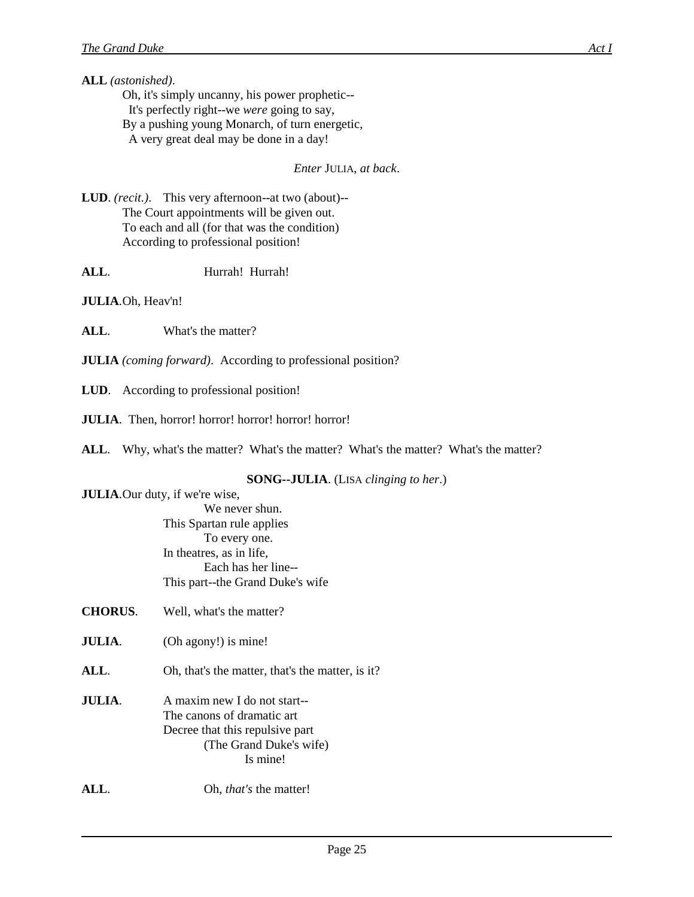**ALL** *(astonished)*.
Oh, it's simply uncanny, his power prophetic--
It's perfectly right--we *were* going to say,
By a pushing young Monarch, of turn energetic,
A very great deal may be done in a day!

*Enter* JULIA, *at back*.

**LUD**. *(recit.)*. This very afternoon--at two (about)--
The Court appointments will be given out.
To each and all (for that was the condition)
According to professional position!

**ALL**. Hurrah! Hurrah!

**JULIA**. Oh, Heav'n!

**ALL**. What's the matter?

**JULIA** *(coming forward)*. According to professional position?

**LUD**. According to professional position!

**JULIA**. Then, horror! horror! horror! horror! horror!

**ALL**. Why, what's the matter? What's the matter? What's the matter? What's the matter?

**SONG--JULIA**. (LISA *clinging to her*.)

**JULIA**. Our duty, if we're wise,
We never shun.
This Spartan rule applies
To every one.
In theatres, as in life,
Each has her line--
This part--the Grand Duke's wife

**CHORUS**. Well, what's the matter?

**JULIA**. (Oh agony!) is mine!

**ALL**. Oh, that's the matter, that's the matter, is it?

**JULIA**. A maxim new I do not start--
The canons of dramatic art
Decree that this repulsive part
(The Grand Duke's wife)
Is mine!

**ALL**. Oh, *that's* the matter!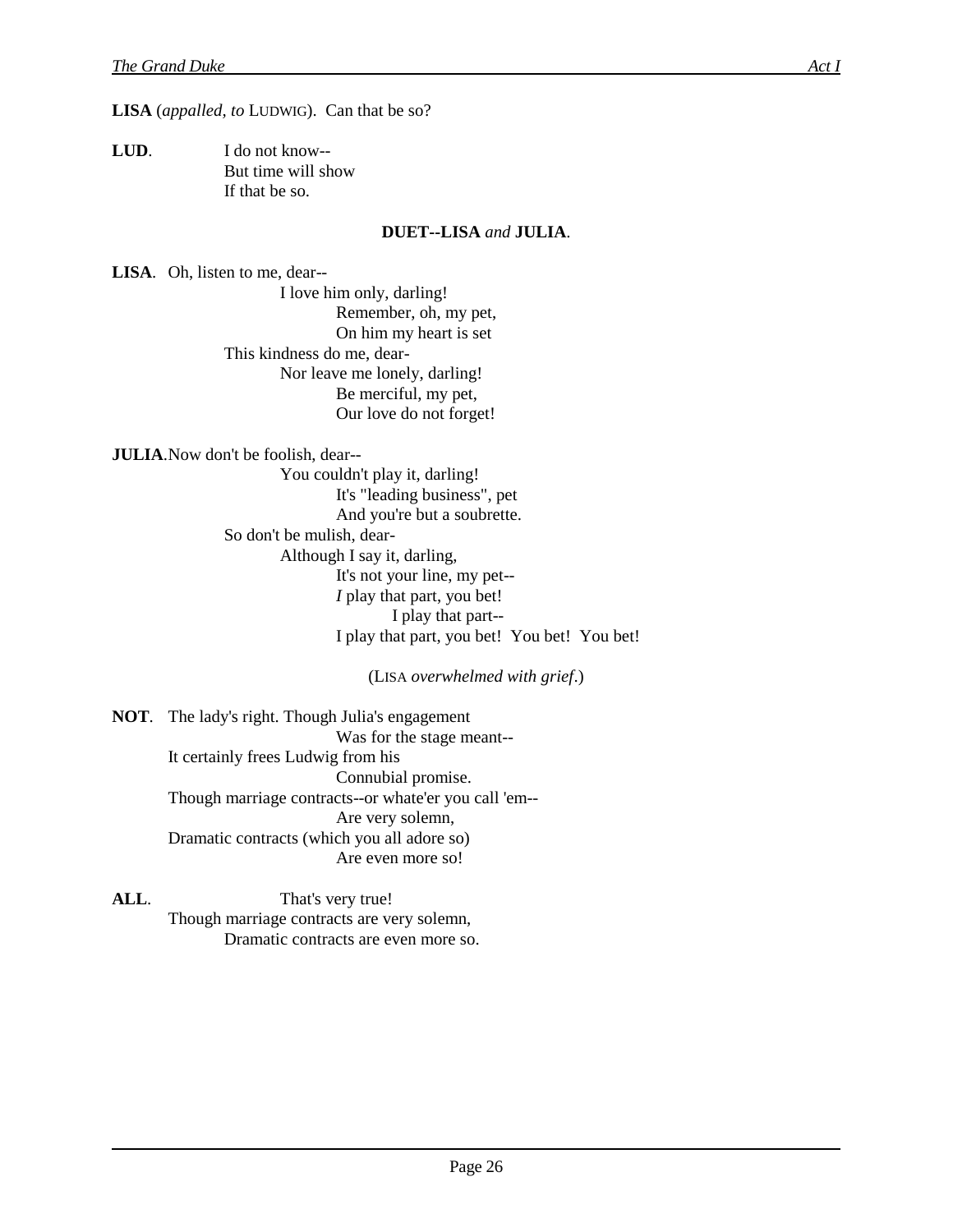**LISA** (*appalled, to* LUDWIG). Can that be so?

**LUD**. I do not know--
But time will show
If that be so.

**DUET--LISA** *and* **JULIA**.

**LISA**. Oh, listen to me, dear--
I love him only, darling!
Remember, oh, my pet,
On him my heart is set
This kindness do me, dear-
Nor leave me lonely, darling!
Be merciful, my pet,
Our love do not forget!

**JULIA**. Now don't be foolish, dear--
You couldn't play it, darling!
It's "leading business", pet
And you're but a soubrette.
So don't be mulish, dear-
Although I say it, darling,
It's not your line, my pet--
*I* play that part, you bet!
I play that part--
I play that part, you bet! You bet! You bet!

(LISA *overwhelmed with grief*.)

**NOT**. The lady's right. Though Julia's engagement
Was for the stage meant--
It certainly frees Ludwig from his
Connubial promise.
Though marriage contracts--or whate'er you call 'em--
Are very solemn,
Dramatic contracts (which you all adore so)
Are even more so!

**ALL**. That's very true!
Though marriage contracts are very solemn,
Dramatic contracts are even more so.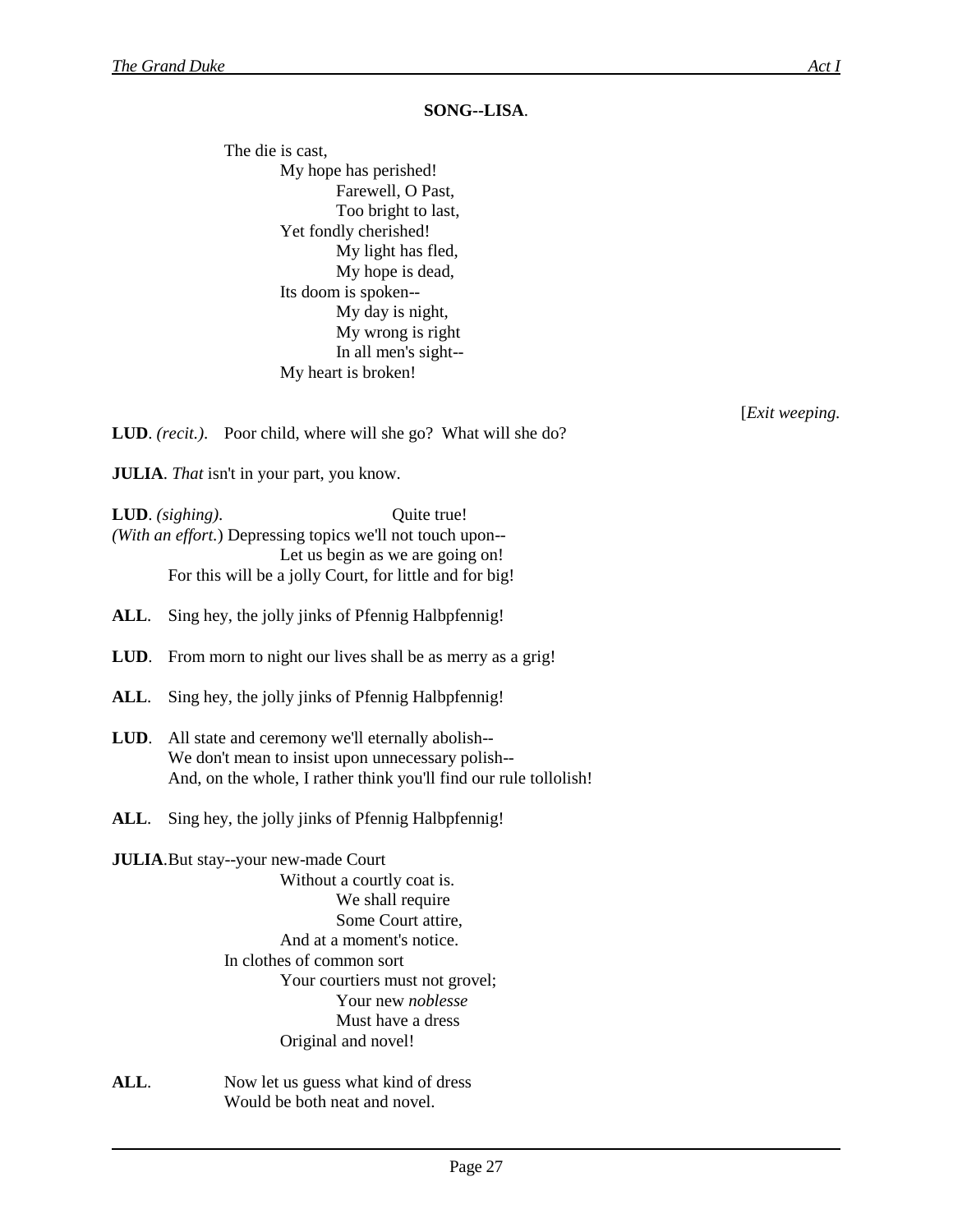**SONG--LISA.**

The die is cast,
My hope has perished!
Farewell, O Past,
Too bright to last,
Yet fondly cherished!
My light has fled,
My hope is dead,
Its doom is spoken--
My day is night,
My wrong is right
In all men's sight--
My heart is broken!

[*Exit weeping.*

**LUD**. *(recit.)*. Poor child, where will she go? What will she do?

**JULIA**. *That* isn't in your part, you know.

**LUD**. *(sighing)*. Quite true!
*(With an effort.)* Depressing topics we'll not touch upon--
Let us begin as we are going on!
For this will be a jolly Court, for little and for big!

**ALL**. Sing hey, the jolly jinks of Pfennig Halbpfennig!

**LUD**. From morn to night our lives shall be as merry as a grig!

**ALL**. Sing hey, the jolly jinks of Pfennig Halbpfennig!

**LUD**. All state and ceremony we'll eternally abolish--
We don't mean to insist upon unnecessary polish--
And, on the whole, I rather think you'll find our rule tollolish!

**ALL**. Sing hey, the jolly jinks of Pfennig Halbpfennig!

**JULIA**. But stay--your new-made Court
Without a courtly coat is.
We shall require
Some Court attire,
And at a moment's notice.
In clothes of common sort
Your courtiers must not grovel;
Your new *noblesse*
Must have a dress
Original and novel!

**ALL**. Now let us guess what kind of dress
Would be both neat and novel.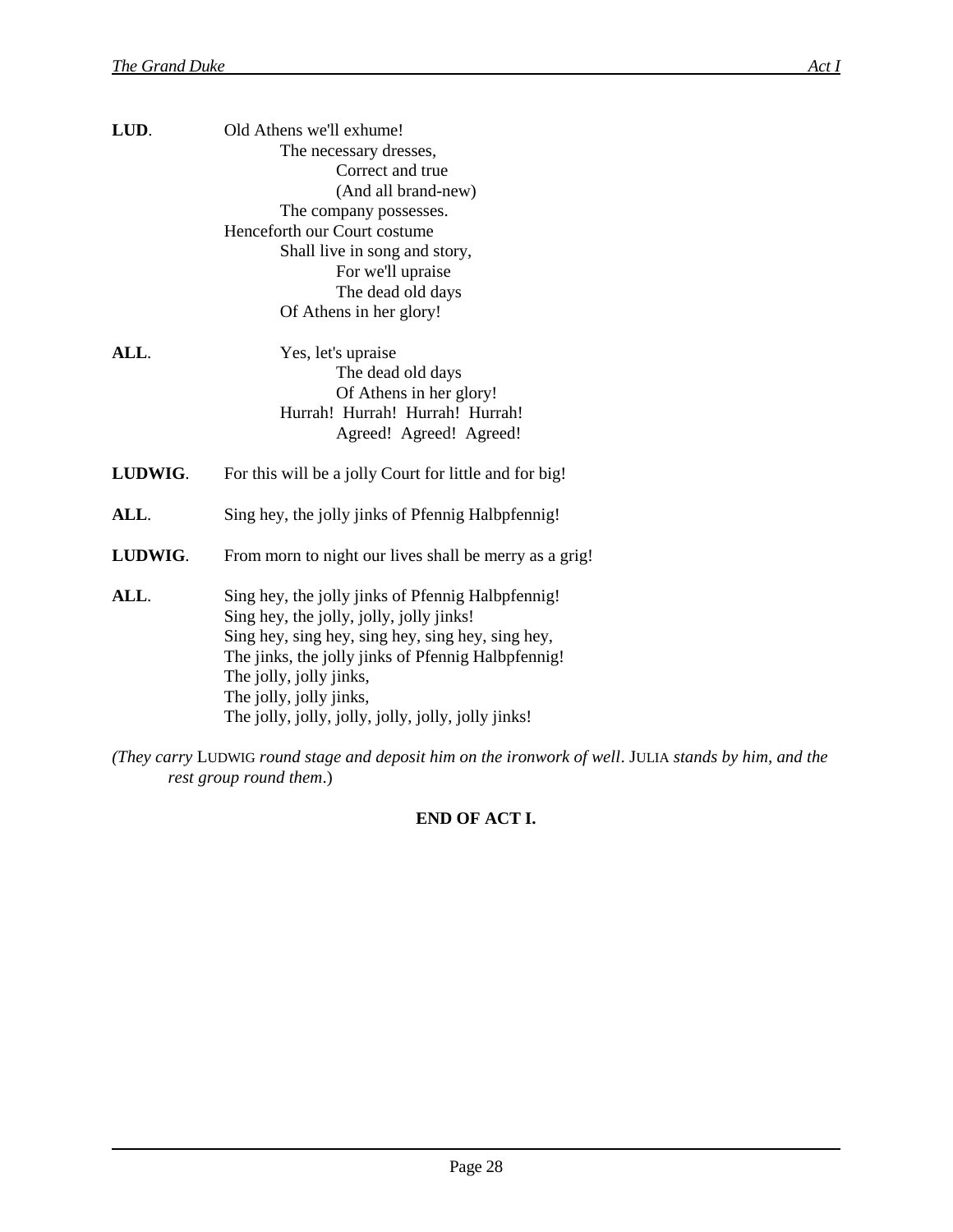**LUD**. Old Athens we'll exhume!
The necessary dresses,
Correct and true
(And all brand-new)
The company possesses.
Henceforth our Court costume
Shall live in song and story,
For we'll upraise
The dead old days
Of Athens in her glory!

**ALL**. Yes, let's upraise
The dead old days
Of Athens in her glory!
Hurrah! Hurrah! Hurrah! Hurrah!
Agreed! Agreed! Agreed!

**LUDWIG**. For this will be a jolly Court for little and for big!

**ALL**. Sing hey, the jolly jinks of Pfennig Halbpfennig!

**LUDWIG**. From morn to night our lives shall be merry as a grig!

**ALL**. Sing hey, the jolly jinks of Pfennig Halbpfennig!
Sing hey, the jolly, jolly, jolly jinks!
Sing hey, sing hey, sing hey, sing hey, sing hey,
The jinks, the jolly jinks of Pfennig Halbpfennig!
The jolly, jolly jinks,
The jolly, jolly jinks,
The jolly, jolly, jolly, jolly, jolly, jolly jinks!

*(They carry* LUDWIG *round stage and deposit him on the ironwork of well*. JULIA *stands by him, and the rest group round them*.)

**END OF ACT I.**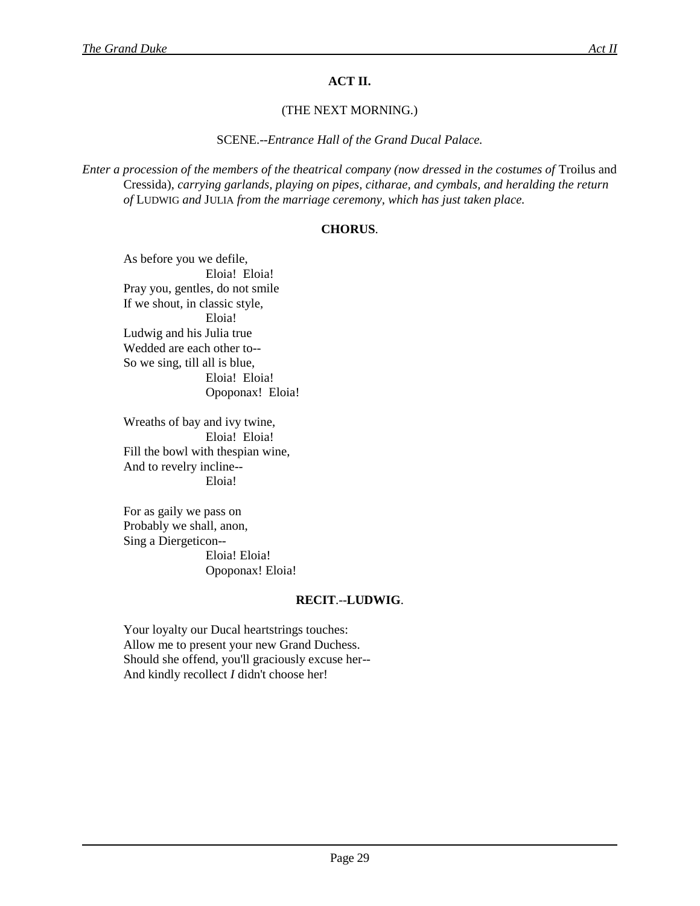## ACT II.

(THE NEXT MORNING.)

SCENE.--*Entrance Hall of the Grand Ducal Palace.*

*Enter a procession of the members of the theatrical company (now dressed in the costumes of* Troilus and Cressida), *carrying garlands, playing on pipes, citharae, and cymbals, and heralding the return of* LUDWIG *and* JULIA *from the marriage ceremony, which has just taken place.*

**CHORUS**.

As before you we defile,
Eloia! Eloia!
Pray you, gentles, do not smile
If we shout, in classic style,
Eloia!
Ludwig and his Julia true
Wedded are each other to--
So we sing, till all is blue,
Eloia! Eloia!
Opoponax! Eloia!

Wreaths of bay and ivy twine,
Eloia! Eloia!
Fill the bowl with thespian wine,
And to revelry incline--
Eloia!

For as gaily we pass on
Probably we shall, anon,
Sing a Diergeticon--
Eloia! Eloia!
Opoponax! Eloia!

**RECIT**.--**LUDWIG**.

Your loyalty our Ducal heartstrings touches:
Allow me to present your new Grand Duchess.
Should she offend, you'll graciously excuse her--
And kindly recollect *I* didn't choose her!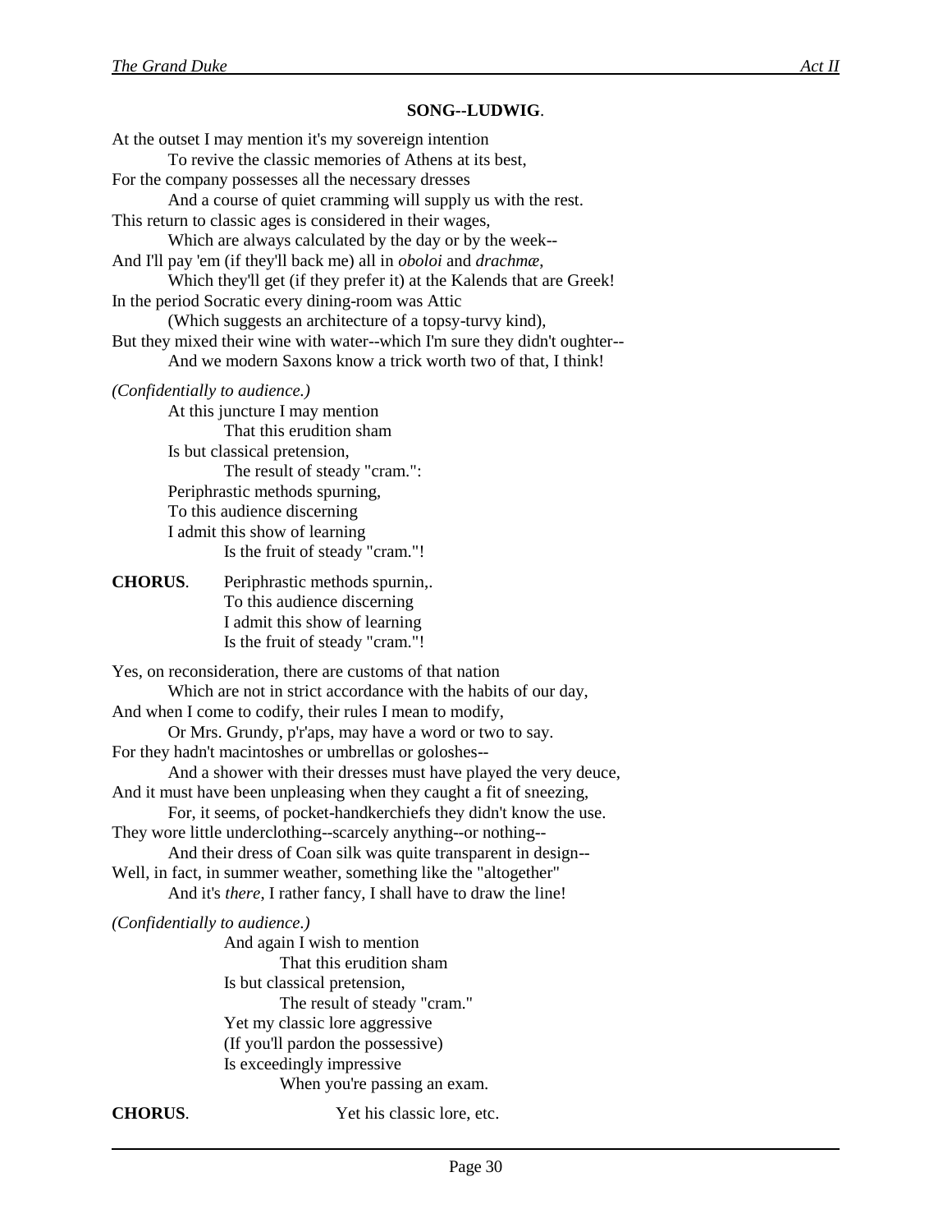**SONG--LUDWIG**.

At the outset I may mention it's my sovereign intention
To revive the classic memories of Athens at its best,
For the company possesses all the necessary dresses
And a course of quiet cramming will supply us with the rest.
This return to classic ages is considered in their wages,
Which are always calculated by the day or by the week--
And I'll pay 'em (if they'll back me) all in *oboloi* and *drachmæ*,
Which they'll get (if they prefer it) at the Kalends that are Greek!
In the period Socratic every dining-room was Attic
(Which suggests an architecture of a topsy-turvy kind),
But they mixed their wine with water--which I'm sure they didn't oughter--
And we modern Saxons know a trick worth two of that, I think!

*(Confidentially to audience.)*

At this juncture I may mention
That this erudition sham
Is but classical pretension,
The result of steady "cram.":
Periphrastic methods spurning,
To this audience discerning
I admit this show of learning
Is the fruit of steady "cram."!

**CHORUS**. Periphrastic methods spurnin,.
To this audience discerning
I admit this show of learning
Is the fruit of steady "cram."!

Yes, on reconsideration, there are customs of that nation
Which are not in strict accordance with the habits of our day,
And when I come to codify, their rules I mean to modify,
Or Mrs. Grundy, p'r'aps, may have a word or two to say.
For they hadn't macintoshes or umbrellas or goloshes--
And a shower with their dresses must have played the very deuce,
And it must have been unpleasing when they caught a fit of sneezing,
For, it seems, of pocket-handkerchiefs they didn't know the use.
They wore little underclothing--scarcely anything--or nothing--
And their dress of Coan silk was quite transparent in design--
Well, in fact, in summer weather, something like the "altogether"
And it's *there*, I rather fancy, I shall have to draw the line!

*(Confidentially to audience.)*

And again I wish to mention
That this erudition sham
Is but classical pretension,
The result of steady "cram."
Yet my classic lore aggressive
(If you'll pardon the possessive)
Is exceedingly impressive
When you're passing an exam.

**CHORUS**. Yet his classic lore, etc.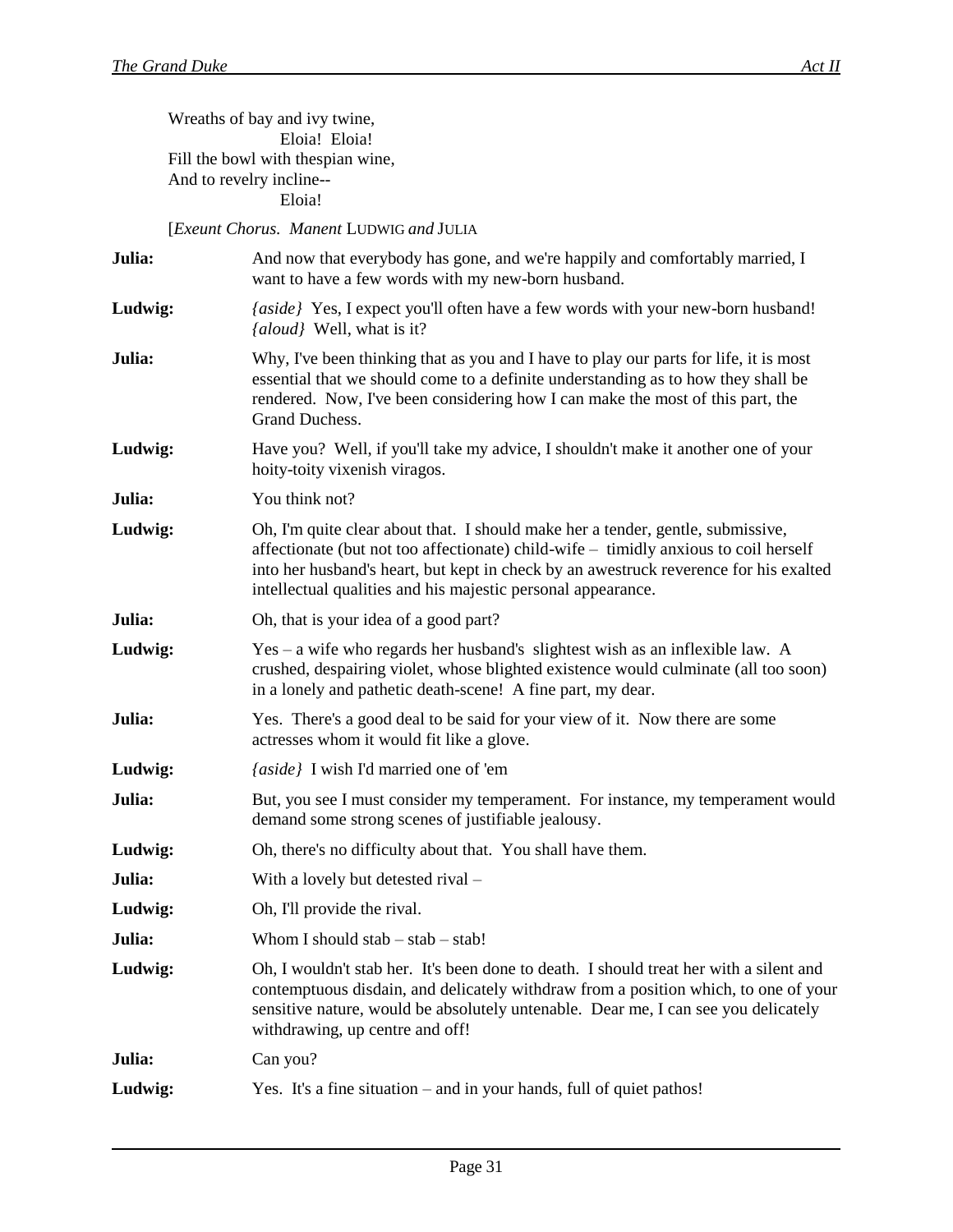Wreaths of bay and ivy twine,
Eloia! Eloia!
Fill the bowl with thespian wine,
And to revelry incline--
Eloia!

[*Exeunt Chorus. Manent* LUDWIG *and* JULIA

**Julia:** And now that everybody has gone, and we're happily and comfortably married, I want to have a few words with my new-born husband.

**Ludwig:** *{aside}* Yes, I expect you'll often have a few words with your new-born husband! *{aloud}* Well, what is it?

**Julia:** Why, I've been thinking that as you and I have to play our parts for life, it is most essential that we should come to a definite understanding as to how they shall be rendered. Now, I've been considering how I can make the most of this part, the Grand Duchess.

**Ludwig:** Have you? Well, if you'll take my advice, I shouldn't make it another one of your hoity-toity vixenish viragos.

**Julia:** You think not?

**Ludwig:** Oh, I'm quite clear about that. I should make her a tender, gentle, submissive, affectionate (but not too affectionate) child-wife – timidly anxious to coil herself into her husband's heart, but kept in check by an awestruck reverence for his exalted intellectual qualities and his majestic personal appearance.

**Julia:** Oh, that is your idea of a good part?

**Ludwig:** Yes – a wife who regards her husband's slightest wish as an inflexible law. A crushed, despairing violet, whose blighted existence would culminate (all too soon) in a lonely and pathetic death-scene! A fine part, my dear.

**Julia:** Yes. There's a good deal to be said for your view of it. Now there are some actresses whom it would fit like a glove.

**Ludwig:** *{aside}* I wish I'd married one of 'em

**Julia:** But, you see I must consider my temperament. For instance, my temperament would demand some strong scenes of justifiable jealousy.

**Ludwig:** Oh, there's no difficulty about that. You shall have them.

**Julia:** With a lovely but detested rival –

**Ludwig:** Oh, I'll provide the rival.

**Julia:** Whom I should stab – stab – stab!

**Ludwig:** Oh, I wouldn't stab her. It's been done to death. I should treat her with a silent and contemptuous disdain, and delicately withdraw from a position which, to one of your sensitive nature, would be absolutely untenable. Dear me, I can see you delicately withdrawing, up centre and off!

**Julia:** Can you?

**Ludwig:** Yes. It's a fine situation – and in your hands, full of quiet pathos!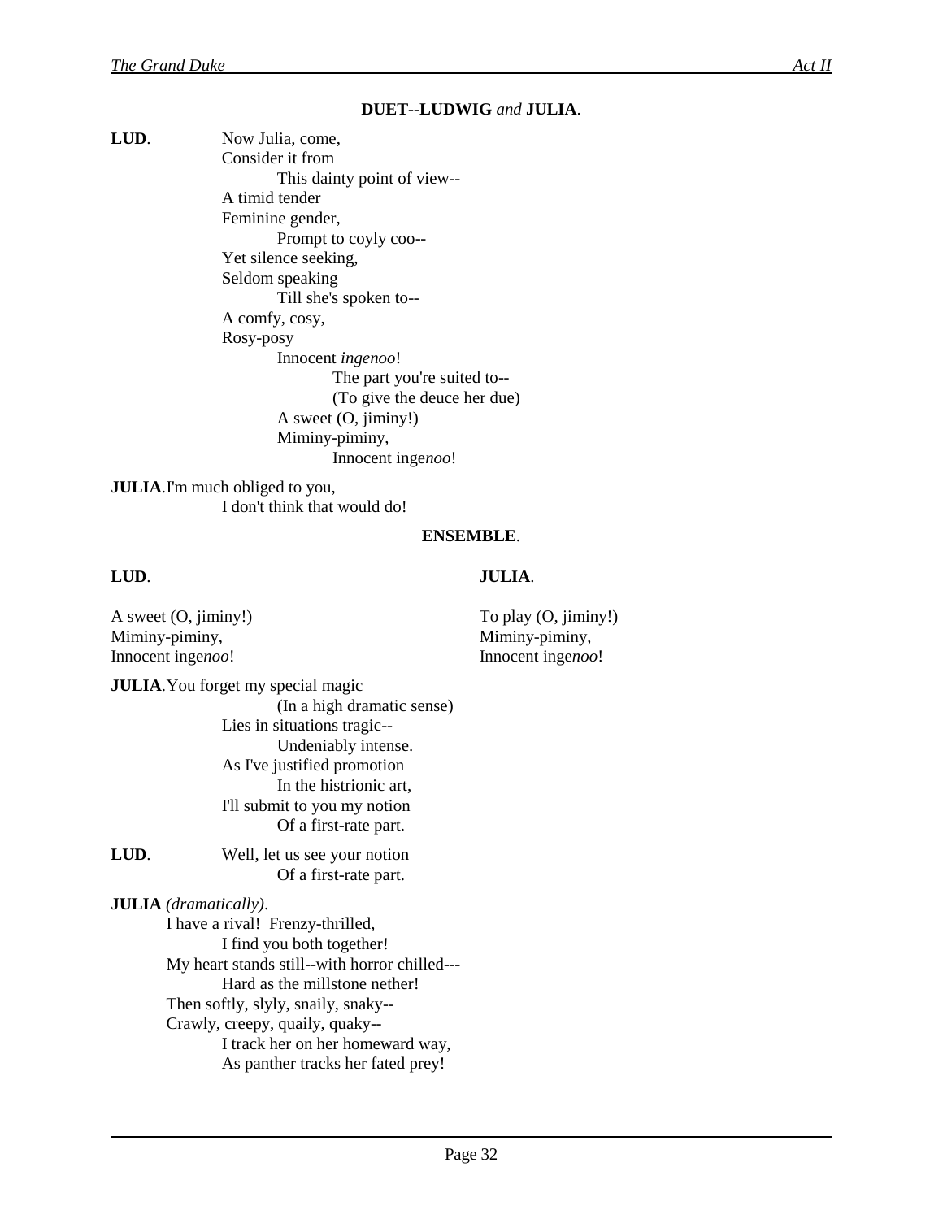**DUET--LUDWIG** *and* **JULIA**.

**LUD**. Now Julia, come,
Consider it from
This dainty point of view--
A timid tender
Feminine gender,
Prompt to coyly coo--
Yet silence seeking,
Seldom speaking
Till she's spoken to--
A comfy, cosy,
Rosy-posy
Innocent *ingenoo*!
The part you're suited to--
(To give the deuce her due)
A sweet (O, jiminy!)
Miminy-piminy,
Innocent inge*noo*!

**JULIA**. I'm much obliged to you,
I don't think that would do!

**ENSEMBLE**.

| **LUD**. | **JULIA**. |
|---|---|
| A sweet (O, jiminy!) | To play (O, jiminy!) |
| Miminy-piminy, | Miminy-piminy, |
| Innocent inge*noo*! | Innocent inge*noo*! |

**JULIA**. You forget my special magic
(In a high dramatic sense)
Lies in situations tragic--
Undeniably intense.
As I've justified promotion
In the histrionic art,
I'll submit to you my notion
Of a first-rate part.

**LUD**. Well, let us see your notion
Of a first-rate part.

**JULIA** *(dramatically)*.
I have a rival! Frenzy-thrilled,
I find you both together!
My heart stands still--with horror chilled---
Hard as the millstone nether!
Then softly, slyly, snaily, snaky--
Crawly, creepy, quaily, quaky--
I track her on her homeward way,
As panther tracks her fated prey!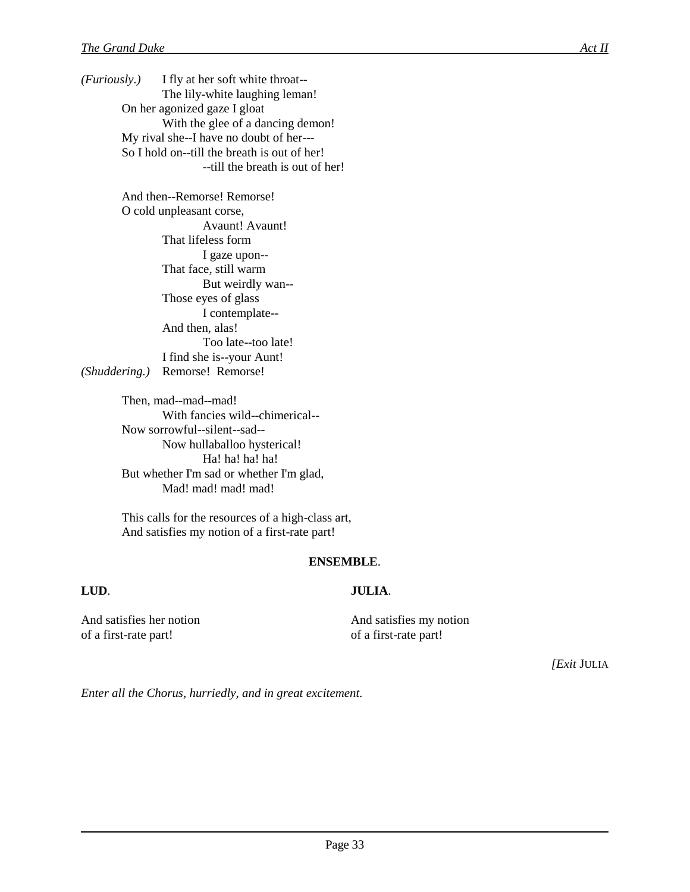*(Furiously.)* I fly at her soft white throat--
The lily-white laughing leman!
On her agonized gaze I gloat
With the glee of a dancing demon!
My rival she--I have no doubt of her---
So I hold on--till the breath is out of her!
--till the breath is out of her!

And then--Remorse! Remorse!
O cold unpleasant corse,
Avaunt! Avaunt!
That lifeless form
I gaze upon--
That face, still warm
But weirdly wan--
Those eyes of glass
I contemplate--
And then, alas!
Too late--too late!
I find she is--your Aunt!
*(Shuddering.)* Remorse! Remorse!

Then, mad--mad--mad!
With fancies wild--chimerical--
Now sorrowful--silent--sad--
Now hullaballoo hysterical!
Ha! ha! ha! ha!
But whether I'm sad or whether I'm glad,
Mad! mad! mad! mad!

This calls for the resources of a high-class art,
And satisfies my notion of a first-rate part!

**ENSEMBLE**.

**LUD**.

And satisfies her notion
of a first-rate part!

**JULIA**.

And satisfies my notion
of a first-rate part!

*[Exit* JULIA

*Enter all the Chorus, hurriedly, and in great excitement.*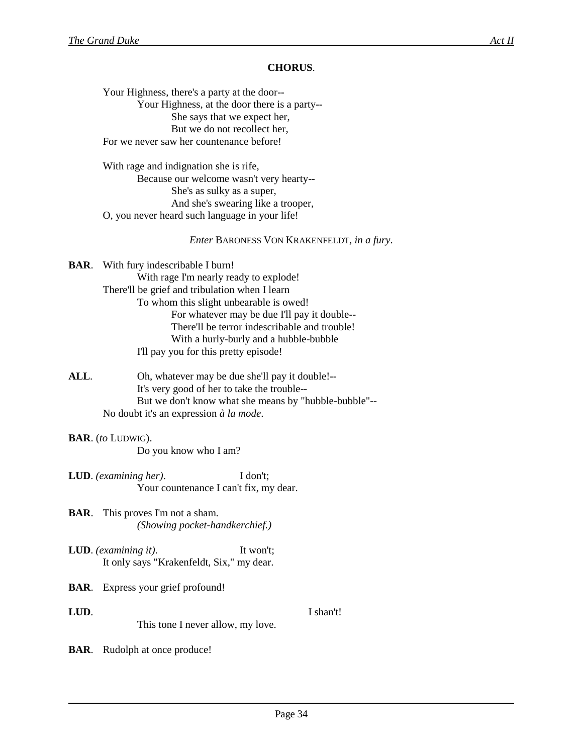**CHORUS**.

Your Highness, there's a party at the door--
    Your Highness, at the door there is a party--
        She says that we expect her,
        But we do not recollect her,
For we never saw her countenance before!

With rage and indignation she is rife,
    Because our welcome wasn't very hearty--
        She's as sulky as a super,
        And she's swearing like a trooper,
O, you never heard such language in your life!

*Enter* BARONESS VON KRAKENFELDT, *in a fury*.

**BAR**. With fury indescribable I burn!
    With rage I'm nearly ready to explode!
There'll be grief and tribulation when I learn
    To whom this slight unbearable is owed!
        For whatever may be due I'll pay it double--
        There'll be terror indescribable and trouble!
        With a hurly-burly and a hubble-bubble
    I'll pay you for this pretty episode!

**ALL**. Oh, whatever may be due she'll pay it double!--
    It's very good of her to take the trouble--
    But we don't know what she means by "hubble-bubble"--
No doubt it's an expression *à la mode*.

**BAR**. (*to* LUDWIG).
    Do you know who I am?

**LUD**. *(examining her)*. I don't;
    Your countenance I can't fix, my dear.

**BAR**. This proves I'm not a sham.
    *(Showing pocket-handkerchief.)*

**LUD**. *(examining it)*. It won't;
It only says "Krakenfeldt, Six," my dear.

**BAR**. Express your grief profound!

**LUD**. I shan't!
    This tone I never allow, my love.

**BAR**. Rudolph at once produce!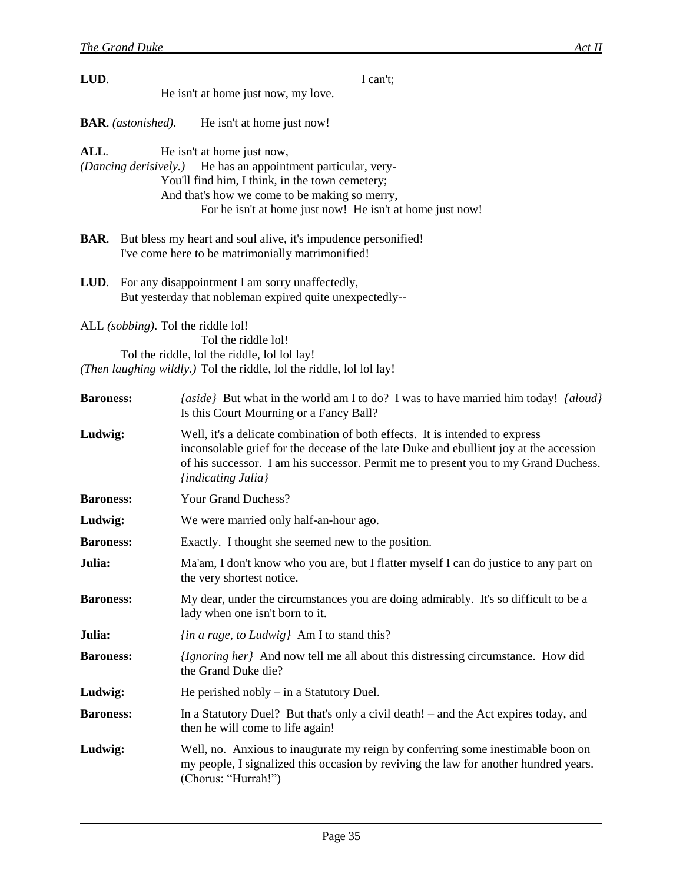**LUD**. I can't;
He isn't at home just now, my love.

**BAR**. *(astonished)*. He isn't at home just now!

**ALL**. He isn't at home just now,
*(Dancing derisively.)* He has an appointment particular, very-
You'll find him, I think, in the town cemetery;
And that's how we come to be making so merry,
For he isn't at home just now! He isn't at home just now!

**BAR**. But bless my heart and soul alive, it's impudence personified!
I've come here to be matrimonially matrimonified!

**LUD**. For any disappointment I am sorry unaffectedly,
But yesterday that nobleman expired quite unexpectedly--

ALL *(sobbing)*. Tol the riddle lol!
Tol the riddle lol!
Tol the riddle, lol the riddle, lol lol lay!
*(Then laughing wildly.)* Tol the riddle, lol the riddle, lol lol lay!

**Baroness:** *{aside}* But what in the world am I to do? I was to have married him today! *{aloud}* Is this Court Mourning or a Fancy Ball?

**Ludwig:** Well, it's a delicate combination of both effects. It is intended to express inconsolable grief for the decease of the late Duke and ebullient joy at the accession of his successor. I am his successor. Permit me to present you to my Grand Duchess. *{indicating Julia}*

**Baroness:** Your Grand Duchess?

**Ludwig:** We were married only half-an-hour ago.

**Baroness:** Exactly. I thought she seemed new to the position.

**Julia:** Ma'am, I don't know who you are, but I flatter myself I can do justice to any part on the very shortest notice.

**Baroness:** My dear, under the circumstances you are doing admirably. It's so difficult to be a lady when one isn't born to it.

**Julia:** *{in a rage, to Ludwig}* Am I to stand this?

**Baroness:** *{Ignoring her}* And now tell me all about this distressing circumstance. How did the Grand Duke die?

**Ludwig:** He perished nobly – in a Statutory Duel.

**Baroness:** In a Statutory Duel? But that's only a civil death! – and the Act expires today, and then he will come to life again!

**Ludwig:** Well, no. Anxious to inaugurate my reign by conferring some inestimable boon on my people, I signalized this occasion by reviving the law for another hundred years. (Chorus: "Hurrah!")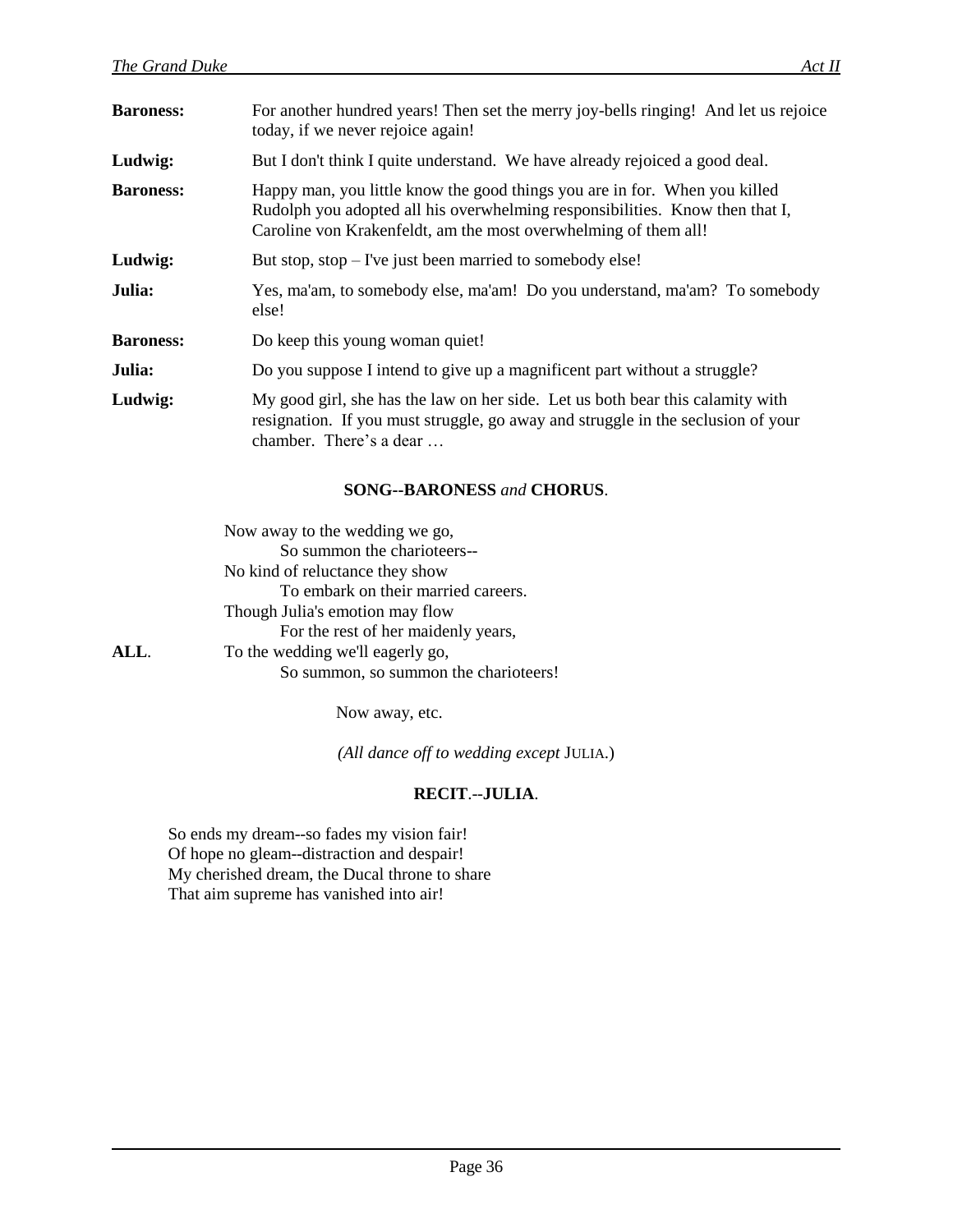**Baroness:** For another hundred years! Then set the merry joy-bells ringing! And let us rejoice today, if we never rejoice again!

**Ludwig:** But I don't think I quite understand. We have already rejoiced a good deal.

**Baroness:** Happy man, you little know the good things you are in for. When you killed Rudolph you adopted all his overwhelming responsibilities. Know then that I, Caroline von Krakenfeldt, am the most overwhelming of them all!

**Ludwig:** But stop, stop – I've just been married to somebody else!

**Julia:** Yes, ma'am, to somebody else, ma'am! Do you understand, ma'am? To somebody else!

**Baroness:** Do keep this young woman quiet!

**Julia:** Do you suppose I intend to give up a magnificent part without a struggle?

**Ludwig:** My good girl, she has the law on her side. Let us both bear this calamity with resignation. If you must struggle, go away and struggle in the seclusion of your chamber. There's a dear …

**SONG--BARONESS** *and* **CHORUS**.

Now away to the wedding we go,
    So summon the charioteers--
No kind of reluctance they show
    To embark on their married careers.
Though Julia's emotion may flow
    For the rest of her maidenly years,

**ALL**. To the wedding we'll eagerly go,
    So summon, so summon the charioteers!

Now away, etc.

*(All dance off to wedding except* JULIA.)

**RECIT**.--**JULIA**.

So ends my dream--so fades my vision fair!
Of hope no gleam--distraction and despair!
My cherished dream, the Ducal throne to share
That aim supreme has vanished into air!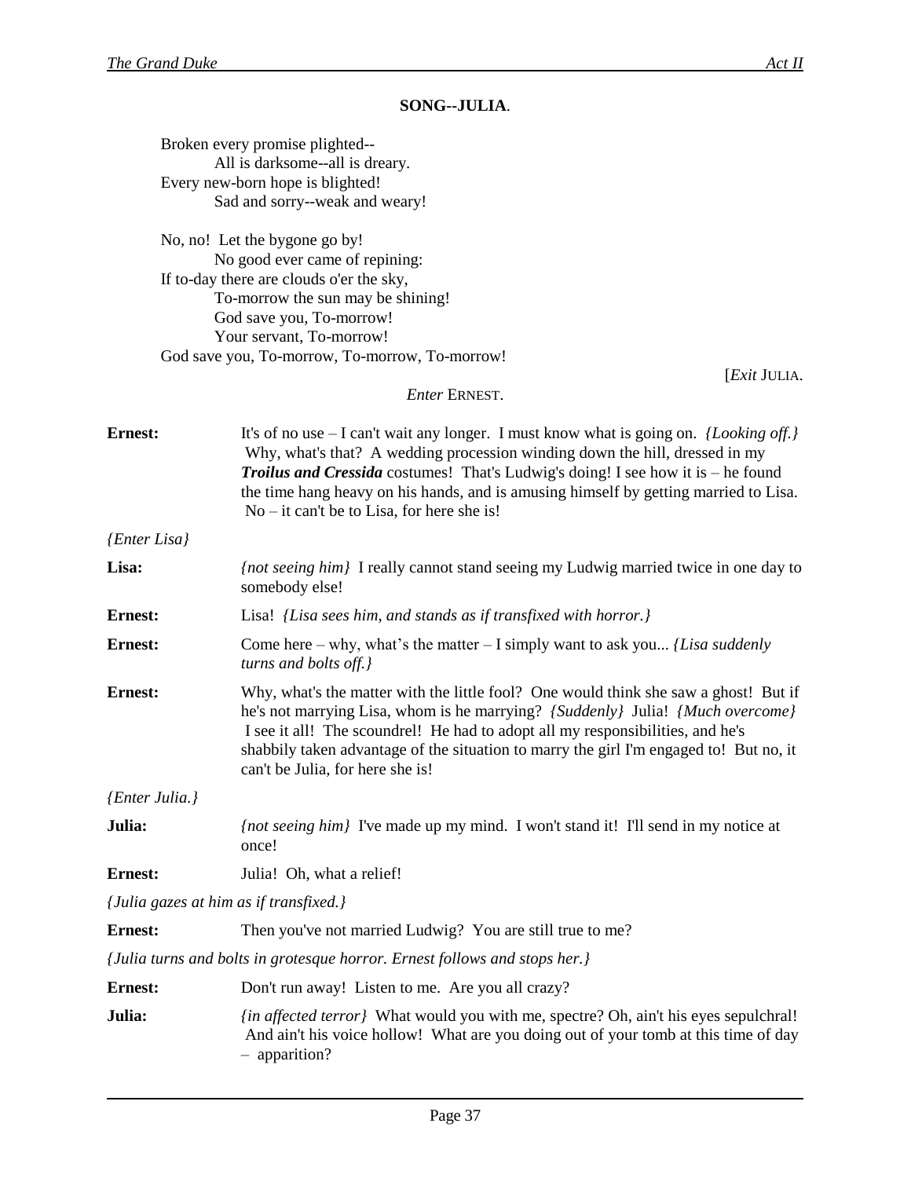**SONG--JULIA**.

Broken every promise plighted--
&nbsp;&nbsp;&nbsp;&nbsp;All is darksome--all is dreary.
Every new-born hope is blighted!
&nbsp;&nbsp;&nbsp;&nbsp;Sad and sorry--weak and weary!

No, no! Let the bygone go by!
&nbsp;&nbsp;&nbsp;&nbsp;No good ever came of repining:
If to-day there are clouds o'er the sky,
&nbsp;&nbsp;&nbsp;&nbsp;To-morrow the sun may be shining!
&nbsp;&nbsp;&nbsp;&nbsp;God save you, To-morrow!
&nbsp;&nbsp;&nbsp;&nbsp;Your servant, To-morrow!
God save you, To-morrow, To-morrow, To-morrow!

[*Exit* JULIA.

*Enter* ERNEST.

**Ernest:** It's of no use – I can't wait any longer. I must know what is going on. *{Looking off.}* Why, what's that? A wedding procession winding down the hill, dressed in my ***Troilus and Cressida*** costumes! That's Ludwig's doing! I see how it is – he found the time hang heavy on his hands, and is amusing himself by getting married to Lisa. No – it can't be to Lisa, for here she is!

*{Enter Lisa}*

**Lisa:** *{not seeing him}* I really cannot stand seeing my Ludwig married twice in one day to somebody else!

**Ernest:** Lisa! *{Lisa sees him, and stands as if transfixed with horror.}*

**Ernest:** Come here – why, what's the matter – I simply want to ask you... *{Lisa suddenly turns and bolts off.}*

**Ernest:** Why, what's the matter with the little fool? One would think she saw a ghost! But if he's not marrying Lisa, whom is he marrying? *{Suddenly}* Julia! *{Much overcome}* I see it all! The scoundrel! He had to adopt all my responsibilities, and he's shabbily taken advantage of the situation to marry the girl I'm engaged to! But no, it can't be Julia, for here she is!

*{Enter Julia.}*

**Julia:** *{not seeing him}* I've made up my mind. I won't stand it! I'll send in my notice at once!

**Ernest:** Julia! Oh, what a relief!

*{Julia gazes at him as if transfixed.}*

**Ernest:** Then you've not married Ludwig? You are still true to me?

*{Julia turns and bolts in grotesque horror. Ernest follows and stops her.}*

**Ernest:** Don't run away! Listen to me. Are you all crazy?

**Julia:** *{in affected terror}* What would you with me, spectre? Oh, ain't his eyes sepulchral! And ain't his voice hollow! What are you doing out of your tomb at this time of day – apparition?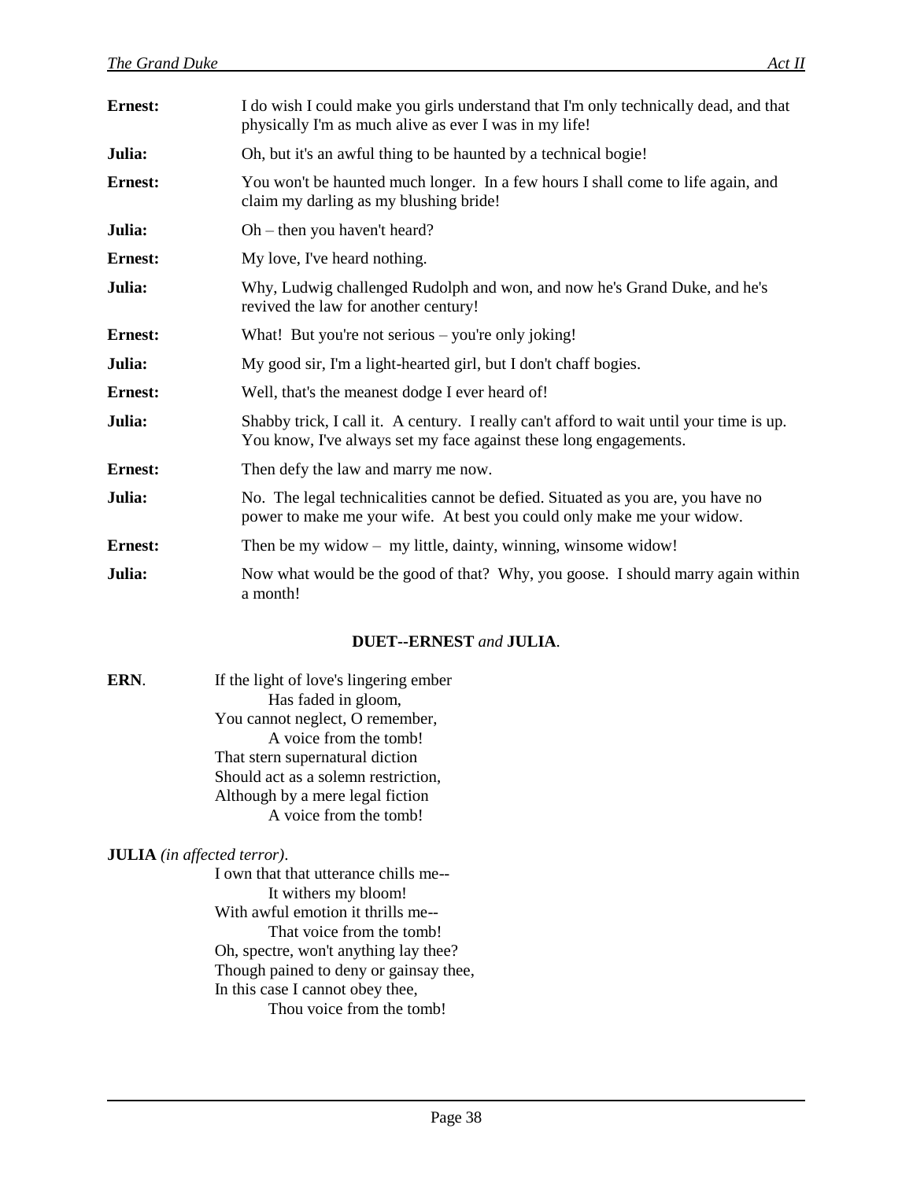**Ernest:** I do wish I could make you girls understand that I'm only technically dead, and that physically I'm as much alive as ever I was in my life!

**Julia:** Oh, but it's an awful thing to be haunted by a technical bogie!

**Ernest:** You won't be haunted much longer. In a few hours I shall come to life again, and claim my darling as my blushing bride!

**Julia:** Oh – then you haven't heard?

**Ernest:** My love, I've heard nothing.

**Julia:** Why, Ludwig challenged Rudolph and won, and now he's Grand Duke, and he's revived the law for another century!

**Ernest:** What! But you're not serious – you're only joking!

**Julia:** My good sir, I'm a light-hearted girl, but I don't chaff bogies.

**Ernest:** Well, that's the meanest dodge I ever heard of!

**Julia:** Shabby trick, I call it. A century. I really can't afford to wait until your time is up. You know, I've always set my face against these long engagements.

**Ernest:** Then defy the law and marry me now.

**Julia:** No. The legal technicalities cannot be defied. Situated as you are, you have no power to make me your wife. At best you could only make me your widow.

**Ernest:** Then be my widow – my little, dainty, winning, winsome widow!

**Julia:** Now what would be the good of that? Why, you goose. I should marry again within a month!

**DUET--ERNEST** *and* **JULIA**.

**ERN**.

If the light of love's lingering ember
    Has faded in gloom,
You cannot neglect, O remember,
    A voice from the tomb!
That stern supernatural diction
Should act as a solemn restriction,
Although by a mere legal fiction
    A voice from the tomb!

**JULIA** *(in affected terror)*.

I own that that utterance chills me--
    It withers my bloom!
With awful emotion it thrills me--
    That voice from the tomb!
Oh, spectre, won't anything lay thee?
Though pained to deny or gainsay thee,
In this case I cannot obey thee,
    Thou voice from the tomb!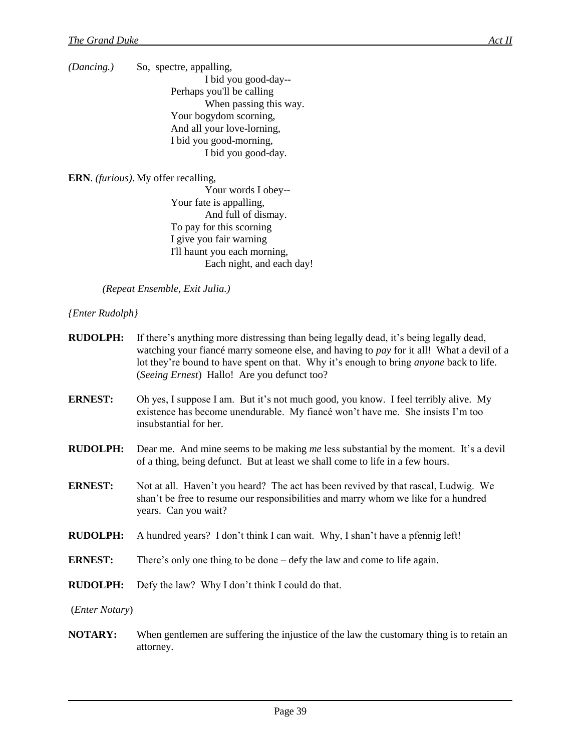*(Dancing.)* So, spectre, appalling,
I bid you good-day--
Perhaps you'll be calling
When passing this way.
Your bogydom scorning,
And all your love-lorning,
I bid you good-morning,
I bid you good-day.

**ERN**. *(furious).* My offer recalling,
Your words I obey--
Your fate is appalling,
And full of dismay.
To pay for this scorning
I give you fair warning
I'll haunt you each morning,
Each night, and each day!

*(Repeat Ensemble, Exit Julia.)*

*{Enter Rudolph}*

**RUDOLPH:** If there's anything more distressing than being legally dead, it's being legally dead, watching your fiancé marry someone else, and having to *pay* for it all! What a devil of a lot they're bound to have spent on that. Why it's enough to bring *anyone* back to life. (*Seeing Ernest*) Hallo! Are you defunct too?

**ERNEST:** Oh yes, I suppose I am. But it's not much good, you know. I feel terribly alive. My existence has become unendurable. My fiancé won't have me. She insists I'm too insubstantial for her.

**RUDOLPH:** Dear me. And mine seems to be making *me* less substantial by the moment. It's a devil of a thing, being defunct. But at least we shall come to life in a few hours.

**ERNEST:** Not at all. Haven't you heard? The act has been revived by that rascal, Ludwig. We shan't be free to resume our responsibilities and marry whom we like for a hundred years. Can you wait?

**RUDOLPH:** A hundred years? I don't think I can wait. Why, I shan't have a pfennig left!

**ERNEST:** There's only one thing to be done – defy the law and come to life again.

**RUDOLPH:** Defy the law? Why I don't think I could do that.

(*Enter Notary*)

**NOTARY:** When gentlemen are suffering the injustice of the law the customary thing is to retain an attorney.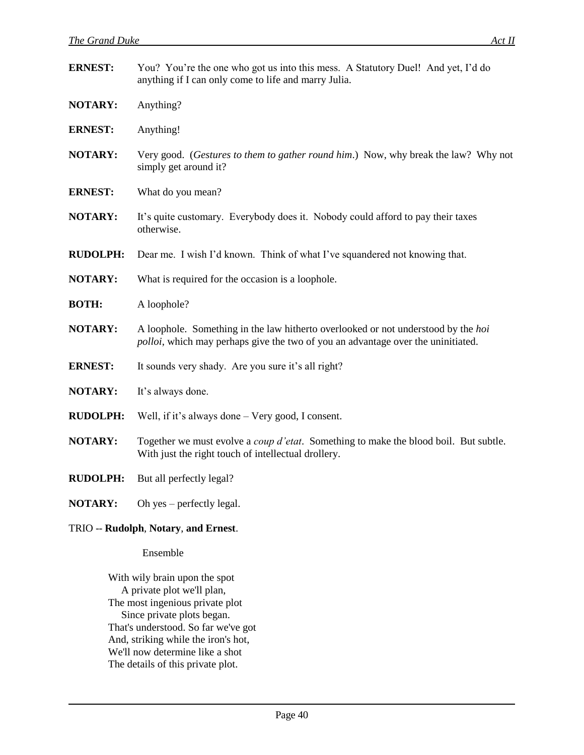**ERNEST:** You? You're the one who got us into this mess. A Statutory Duel! And yet, I'd do anything if I can only come to life and marry Julia.

**NOTARY:** Anything?

**ERNEST:** Anything!

**NOTARY:** Very good. (*Gestures to them to gather round him*.) Now, why break the law? Why not simply get around it?

**ERNEST:** What do you mean?

**NOTARY:** It's quite customary. Everybody does it. Nobody could afford to pay their taxes otherwise.

**RUDOLPH:** Dear me. I wish I'd known. Think of what I've squandered not knowing that.

**NOTARY:** What is required for the occasion is a loophole.

**BOTH:** A loophole?

**NOTARY:** A loophole. Something in the law hitherto overlooked or not understood by the *hoi polloi*, which may perhaps give the two of you an advantage over the uninitiated.

**ERNEST:** It sounds very shady. Are you sure it's all right?

**NOTARY:** It's always done.

**RUDOLPH:** Well, if it's always done – Very good, I consent.

**NOTARY:** Together we must evolve a *coup d'etat*. Something to make the blood boil. But subtle. With just the right touch of intellectual drollery.

**RUDOLPH:** But all perfectly legal?

**NOTARY:** Oh yes – perfectly legal.

TRIO -- **Rudolph**, **Notary**, **and Ernest**.

Ensemble

With wily brain upon the spot
  A private plot we'll plan,
The most ingenious private plot
  Since private plots began.
That's understood. So far we've got
And, striking while the iron's hot,
We'll now determine like a shot
The details of this private plot.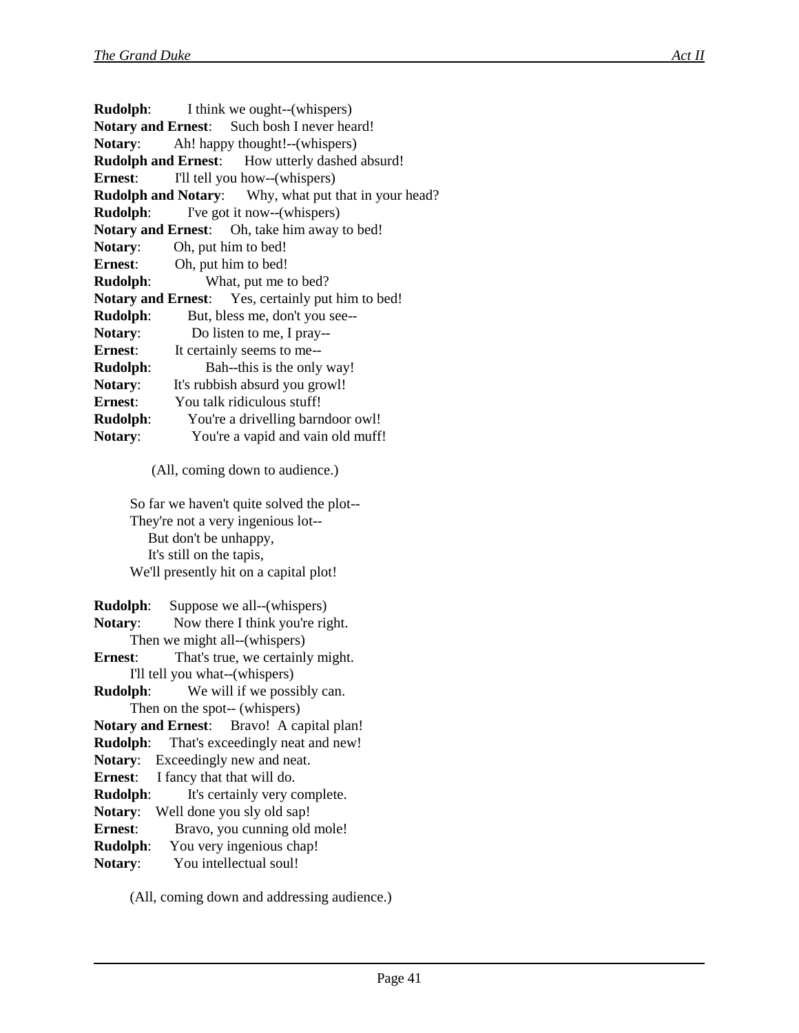**Rudolph**: I think we ought--(whispers)
**Notary and Ernest**: Such bosh I never heard!
**Notary**: Ah! happy thought!--(whispers)
**Rudolph and Ernest**: How utterly dashed absurd!
**Ernest**: I'll tell you how--(whispers)
**Rudolph and Notary**: Why, what put that in your head?
**Rudolph**: I've got it now--(whispers)
**Notary and Ernest**: Oh, take him away to bed!
**Notary**: Oh, put him to bed!
**Ernest**: Oh, put him to bed!
**Rudolph**: What, put me to bed?
**Notary and Ernest**: Yes, certainly put him to bed!
**Rudolph**: But, bless me, don't you see--
**Notary**: Do listen to me, I pray--
**Ernest**: It certainly seems to me--
**Rudolph**: Bah--this is the only way!
**Notary**: It's rubbish absurd you growl!
**Ernest**: You talk ridiculous stuff!
**Rudolph**: You're a drivelling barndoor owl!
**Notary**: You're a vapid and vain old muff!

(All, coming down to audience.)

So far we haven't quite solved the plot--
They're not a very ingenious lot--
But don't be unhappy,
It's still on the tapis,
We'll presently hit on a capital plot!

**Rudolph**: Suppose we all--(whispers)
**Notary**: Now there I think you're right.
Then we might all--(whispers)
**Ernest**: That's true, we certainly might.
I'll tell you what--(whispers)
**Rudolph**: We will if we possibly can.
Then on the spot-- (whispers)
**Notary and Ernest**: Bravo! A capital plan!
**Rudolph**: That's exceedingly neat and new!
**Notary**: Exceedingly new and neat.
**Ernest**: I fancy that that will do.
**Rudolph**: It's certainly very complete.
**Notary**: Well done you sly old sap!
**Ernest**: Bravo, you cunning old mole!
**Rudolph**: You very ingenious chap!
**Notary**: You intellectual soul!

(All, coming down and addressing audience.)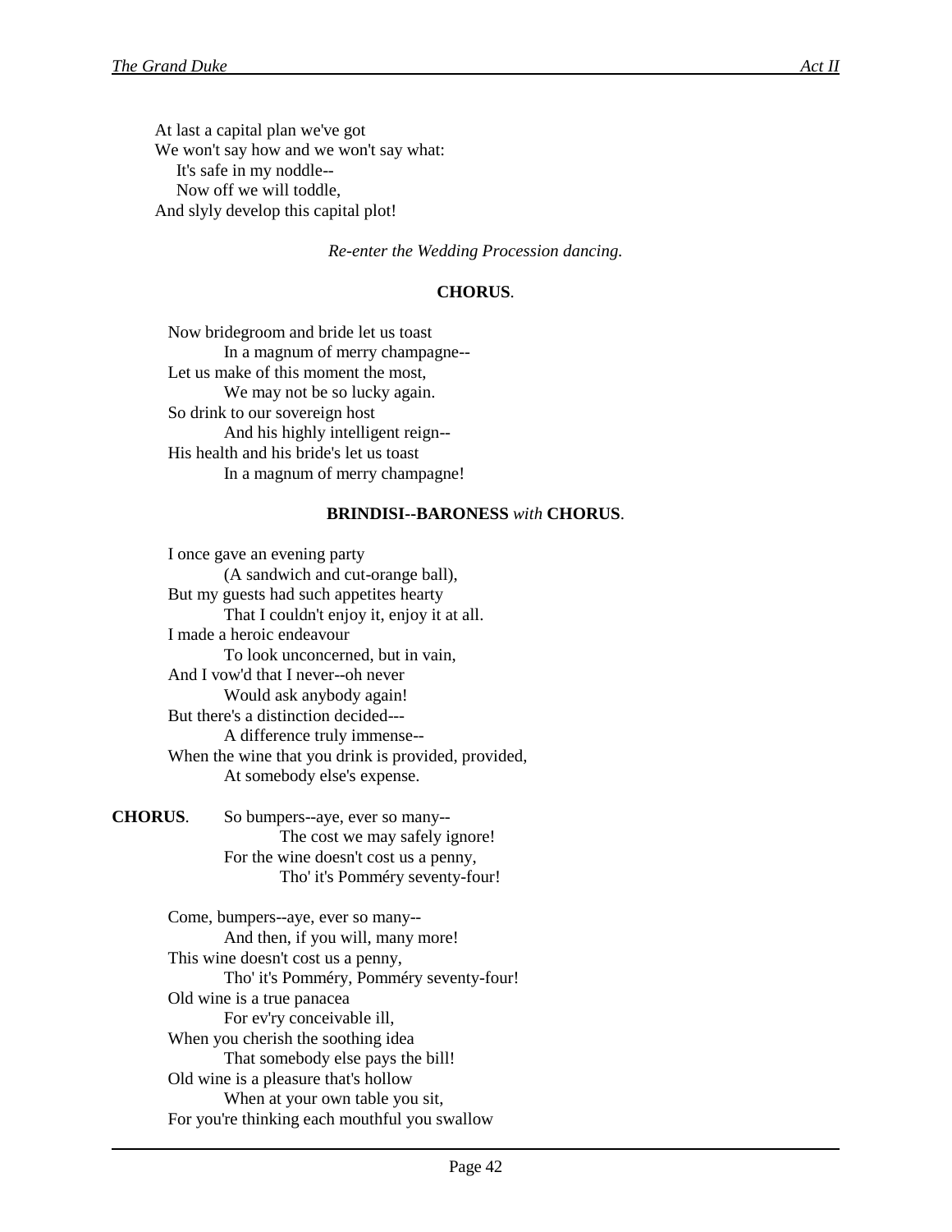At last a capital plan we've got  
We won't say how and we won't say what:  
  It's safe in my noddle--  
  Now off we will toddle,  
And slyly develop this capital plot!

*Re-enter the Wedding Procession dancing.*

**CHORUS**.

Now bridegroom and bride let us toast  
  In a magnum of merry champagne--  
Let us make of this moment the most,  
  We may not be so lucky again.  
So drink to our sovereign host  
  And his highly intelligent reign--  
His health and his bride's let us toast  
  In a magnum of merry champagne!

**BRINDISI--BARONESS** *with* **CHORUS**.

I once gave an evening party  
  (A sandwich and cut-orange ball),  
But my guests had such appetites hearty  
  That I couldn't enjoy it, enjoy it at all.  
I made a heroic endeavour  
  To look unconcerned, but in vain,  
And I vow'd that I never--oh never  
  Would ask anybody again!  
But there's a distinction decided---  
  A difference truly immense--  
When the wine that you drink is provided, provided,  
  At somebody else's expense.

**CHORUS**. So bumpers--aye, ever so many--  
    The cost we may safely ignore!  
  For the wine doesn't cost us a penny,  
    Tho' it's Pomméry seventy-four!

Come, bumpers--aye, ever so many--  
  And then, if you will, many more!  
This wine doesn't cost us a penny,  
  Tho' it's Pomméry, Pomméry seventy-four!  
Old wine is a true panacea  
  For ev'ry conceivable ill,  
When you cherish the soothing idea  
  That somebody else pays the bill!  
Old wine is a pleasure that's hollow  
  When at your own table you sit,  
For you're thinking each mouthful you swallow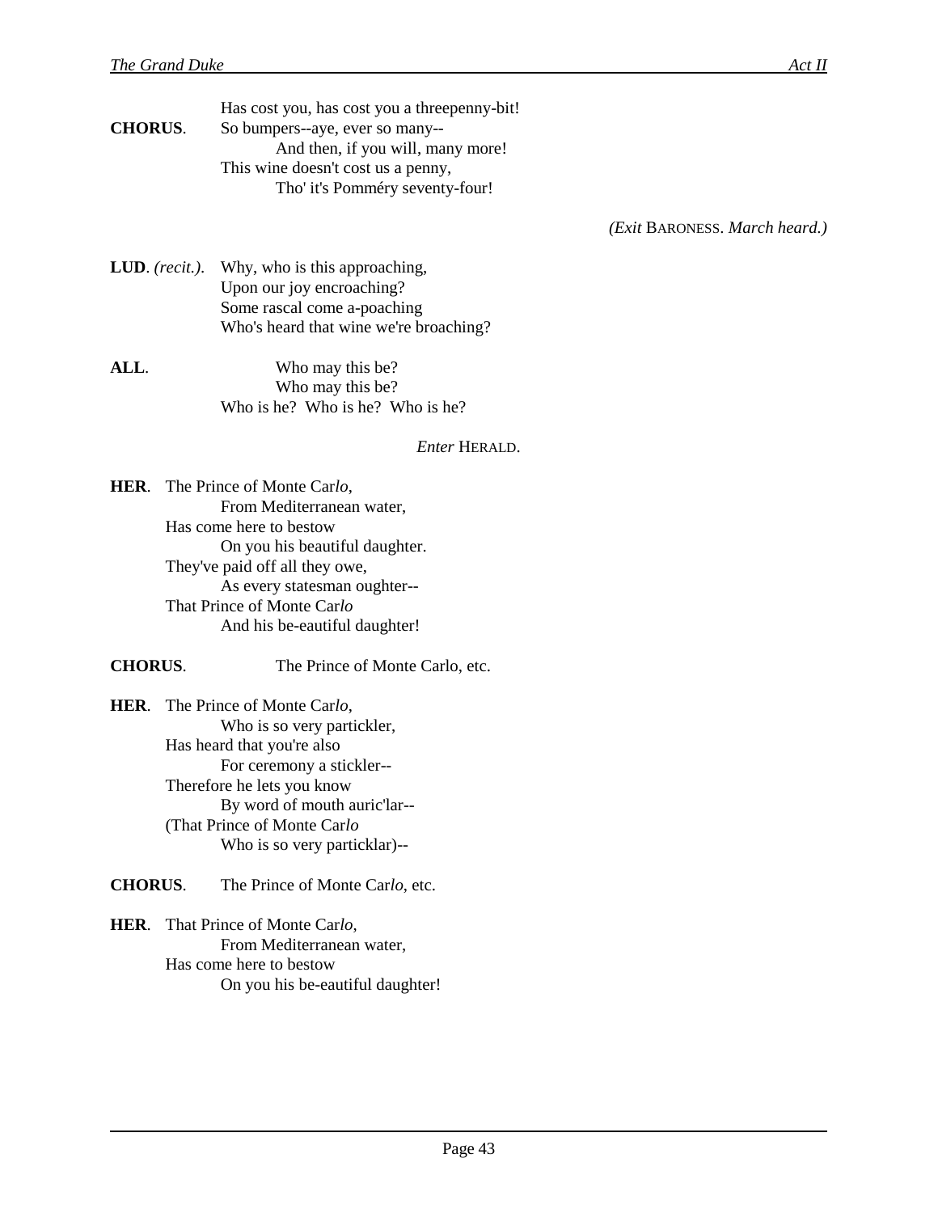Has cost you, has cost you a threepenny-bit!

**CHORUS**. So bumpers--aye, ever so many--
And then, if you will, many more!
This wine doesn't cost us a penny,
Tho' it's Pomméry seventy-four!

*(Exit* BARONESS. *March heard.)*

**LUD**. *(recit.)*. Why, who is this approaching,
Upon our joy encroaching?
Some rascal come a-poaching
Who's heard that wine we're broaching?

**ALL**. Who may this be?
Who may this be?
Who is he? Who is he? Who is he?

*Enter* HERALD.

**HER**. The Prince of Monte Car*lo*,
From Mediterranean water,
Has come here to bestow
On you his beautiful daughter.
They've paid off all they owe,
As every statesman oughter--
That Prince of Monte Car*lo*
And his be-eautiful daughter!

**CHORUS**. The Prince of Monte Carlo, etc.

**HER**. The Prince of Monte Car*lo*,
Who is so very partickler,
Has heard that you're also
For ceremony a stickler--
Therefore he lets you know
By word of mouth auric'lar--
(That Prince of Monte Car*lo*
Who is so very particklar)--

**CHORUS**. The Prince of Monte Car*lo*, etc.

**HER**. That Prince of Monte Car*lo*,
From Mediterranean water,
Has come here to bestow
On you his be-eautiful daughter!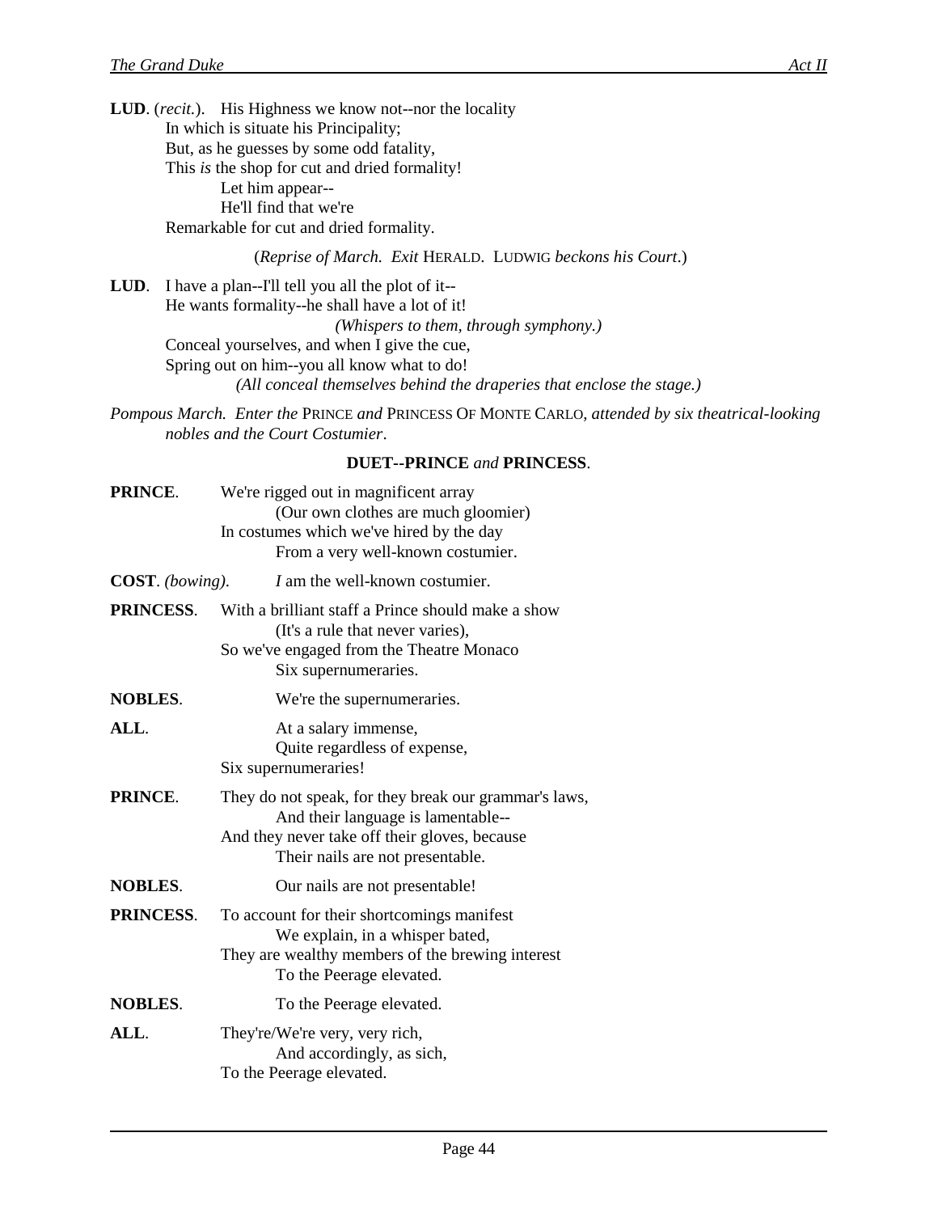**LUD**. (*recit.*). His Highness we know not--nor the locality
In which is situate his Principality;
But, as he guesses by some odd fatality,
This *is* the shop for cut and dried formality!
Let him appear--
He'll find that we're
Remarkable for cut and dried formality.

(*Reprise of March. Exit* HERALD. LUDWIG *beckons his Court*.)

**LUD**. I have a plan--I'll tell you all the plot of it--
He wants formality--he shall have a lot of it!
*(Whispers to them, through symphony.)*
Conceal yourselves, and when I give the cue,
Spring out on him--you all know what to do!
*(All conceal themselves behind the draperies that enclose the stage.)*

*Pompous March. Enter the* PRINCE *and* PRINCESS OF MONTE CARLO, *attended by six theatrical-looking nobles and the Court Costumier*.

**DUET--PRINCE** *and* **PRINCESS**.

**PRINCE**. We're rigged out in magnificent array
(Our own clothes are much gloomier)
In costumes which we've hired by the day
From a very well-known costumier.

**COST**. *(bowing)*. *I* am the well-known costumier.

**PRINCESS**. With a brilliant staff a Prince should make a show
(It's a rule that never varies),
So we've engaged from the Theatre Monaco
Six supernumeraries.

**NOBLES**. We're the supernumeraries.

**ALL**. At a salary immense,
Quite regardless of expense,
Six supernumeraries!

**PRINCE**. They do not speak, for they break our grammar's laws,
And their language is lamentable--
And they never take off their gloves, because
Their nails are not presentable.

**NOBLES**. Our nails are not presentable!

**PRINCESS**. To account for their shortcomings manifest
We explain, in a whisper bated,
They are wealthy members of the brewing interest
To the Peerage elevated.

**NOBLES**. To the Peerage elevated.

**ALL**. They're/We're very, very rich,
And accordingly, as sich,
To the Peerage elevated.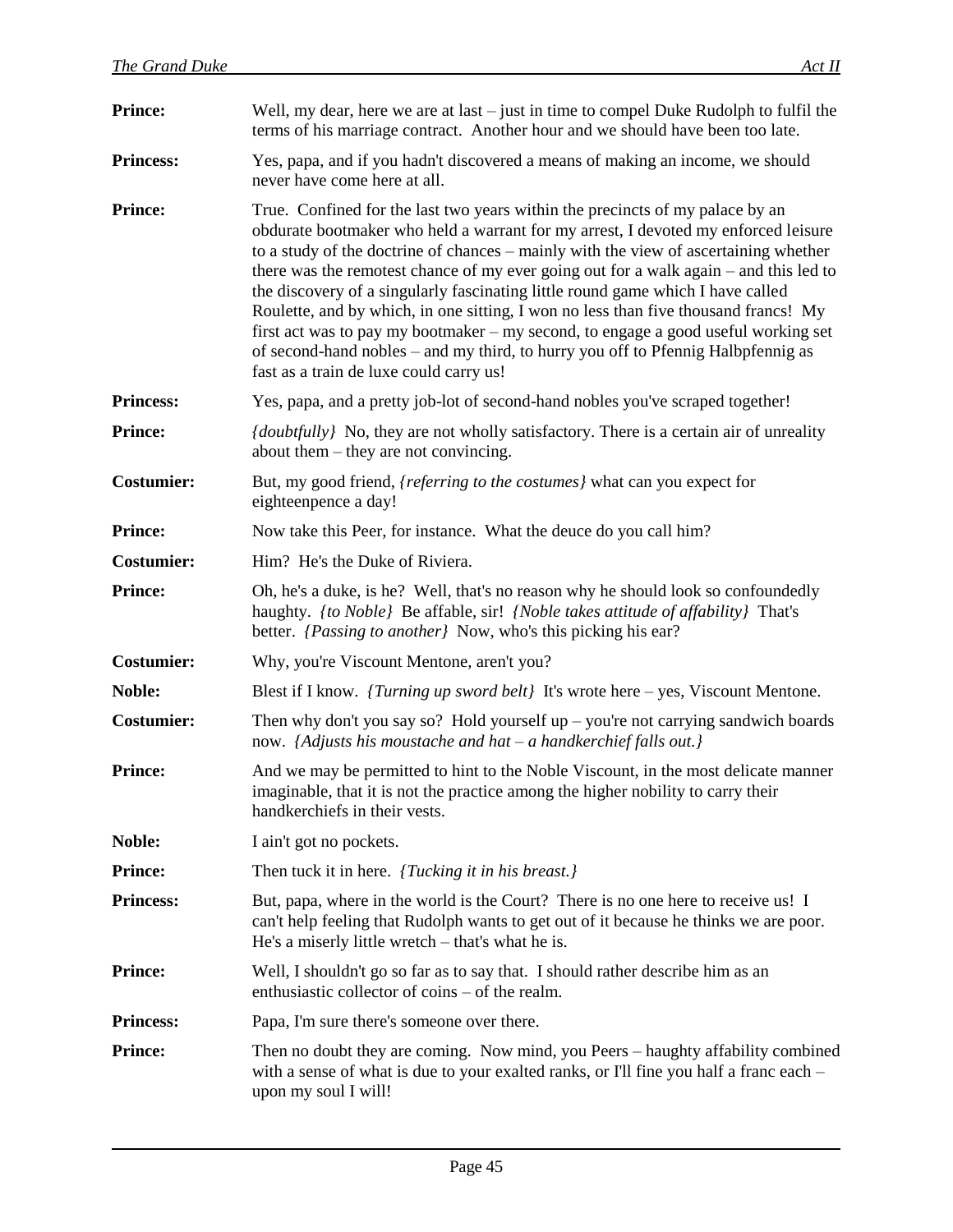**Prince:** Well, my dear, here we are at last – just in time to compel Duke Rudolph to fulfil the terms of his marriage contract. Another hour and we should have been too late.

**Princess:** Yes, papa, and if you hadn't discovered a means of making an income, we should never have come here at all.

**Prince:** True. Confined for the last two years within the precincts of my palace by an obdurate bootmaker who held a warrant for my arrest, I devoted my enforced leisure to a study of the doctrine of chances – mainly with the view of ascertaining whether there was the remotest chance of my ever going out for a walk again – and this led to the discovery of a singularly fascinating little round game which I have called Roulette, and by which, in one sitting, I won no less than five thousand francs! My first act was to pay my bootmaker – my second, to engage a good useful working set of second-hand nobles – and my third, to hurry you off to Pfennig Halbpfennig as fast as a train de luxe could carry us!

**Princess:** Yes, papa, and a pretty job-lot of second-hand nobles you've scraped together!

**Prince:** *{doubtfully}* No, they are not wholly satisfactory. There is a certain air of unreality about them – they are not convincing.

**Costumier:** But, my good friend, *{referring to the costumes}* what can you expect for eighteenpence a day!

**Prince:** Now take this Peer, for instance. What the deuce do you call him?

**Costumier:** Him? He's the Duke of Riviera.

**Prince:** Oh, he's a duke, is he? Well, that's no reason why he should look so confoundedly haughty. *{to Noble}* Be affable, sir! *{Noble takes attitude of affability}* That's better. *{Passing to another}* Now, who's this picking his ear?

**Costumier:** Why, you're Viscount Mentone, aren't you?

**Noble:** Blest if I know. *{Turning up sword belt}* It's wrote here – yes, Viscount Mentone.

**Costumier:** Then why don't you say so? Hold yourself up – you're not carrying sandwich boards now. *{Adjusts his moustache and hat – a handkerchief falls out.}*

**Prince:** And we may be permitted to hint to the Noble Viscount, in the most delicate manner imaginable, that it is not the practice among the higher nobility to carry their handkerchiefs in their vests.

**Noble:** I ain't got no pockets.

**Prince:** Then tuck it in here. *{Tucking it in his breast.}*

**Princess:** But, papa, where in the world is the Court? There is no one here to receive us! I can't help feeling that Rudolph wants to get out of it because he thinks we are poor. He's a miserly little wretch – that's what he is.

**Prince:** Well, I shouldn't go so far as to say that. I should rather describe him as an enthusiastic collector of coins – of the realm.

**Princess:** Papa, I'm sure there's someone over there.

**Prince:** Then no doubt they are coming. Now mind, you Peers – haughty affability combined with a sense of what is due to your exalted ranks, or I'll fine you half a franc each – upon my soul I will!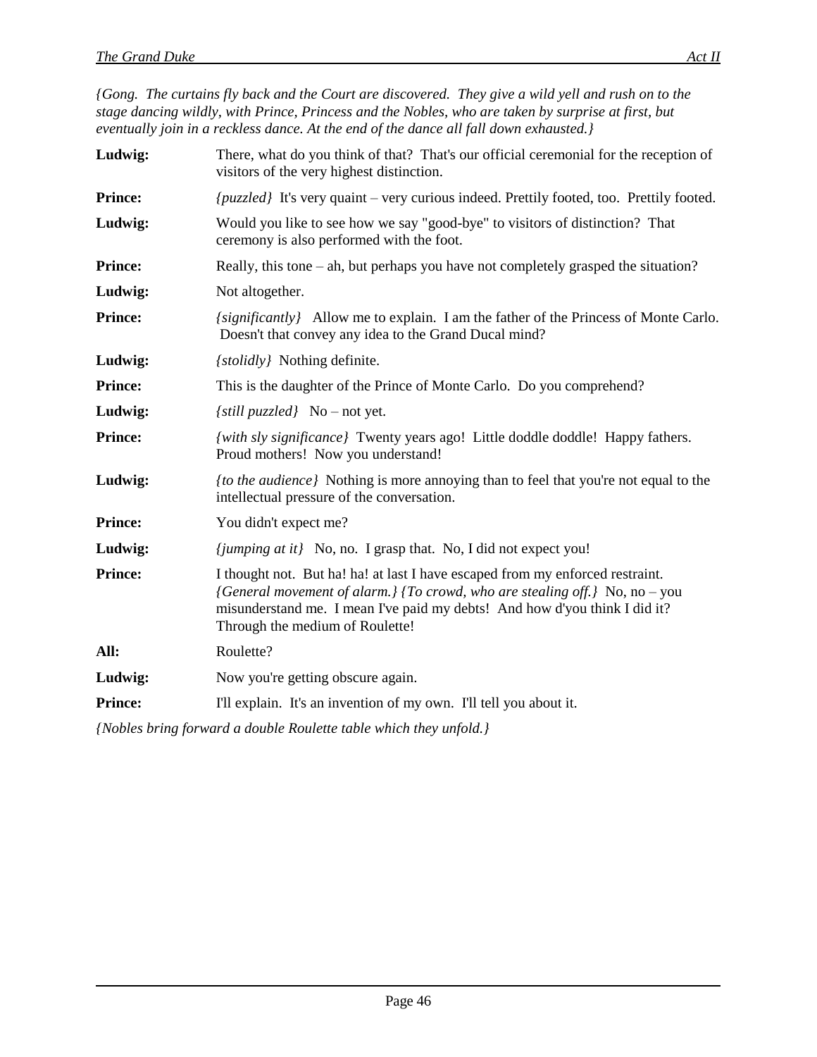*{Gong. The curtains fly back and the Court are discovered. They give a wild yell and rush on to the stage dancing wildly, with Prince, Princess and the Nobles, who are taken by surprise at first, but eventually join in a reckless dance. At the end of the dance all fall down exhausted.}*

**Ludwig:** There, what do you think of that? That's our official ceremonial for the reception of visitors of the very highest distinction.

**Prince:** *{puzzled}* It's very quaint – very curious indeed. Prettily footed, too. Prettily footed.

**Ludwig:** Would you like to see how we say "good-bye" to visitors of distinction? That ceremony is also performed with the foot.

**Prince:** Really, this tone – ah, but perhaps you have not completely grasped the situation?

**Ludwig:** Not altogether.

**Prince:** *{significantly}* Allow me to explain. I am the father of the Princess of Monte Carlo. Doesn't that convey any idea to the Grand Ducal mind?

**Ludwig:** *{stolidly}* Nothing definite.

**Prince:** This is the daughter of the Prince of Monte Carlo. Do you comprehend?

**Ludwig:** *{still puzzled}* No – not yet.

**Prince:** *{with sly significance}* Twenty years ago! Little doddle doddle! Happy fathers. Proud mothers! Now you understand!

**Ludwig:** *{to the audience}* Nothing is more annoying than to feel that you're not equal to the intellectual pressure of the conversation.

**Prince:** You didn't expect me?

**Ludwig:** *{jumping at it}* No, no. I grasp that. No, I did not expect you!

**Prince:** I thought not. But ha! ha! at last I have escaped from my enforced restraint. *{General movement of alarm.} {To crowd, who are stealing off.}* No, no – you misunderstand me. I mean I've paid my debts! And how d'you think I did it? Through the medium of Roulette!

**All:** Roulette?

**Ludwig:** Now you're getting obscure again.

**Prince:** I'll explain. It's an invention of my own. I'll tell you about it.

*{Nobles bring forward a double Roulette table which they unfold.}*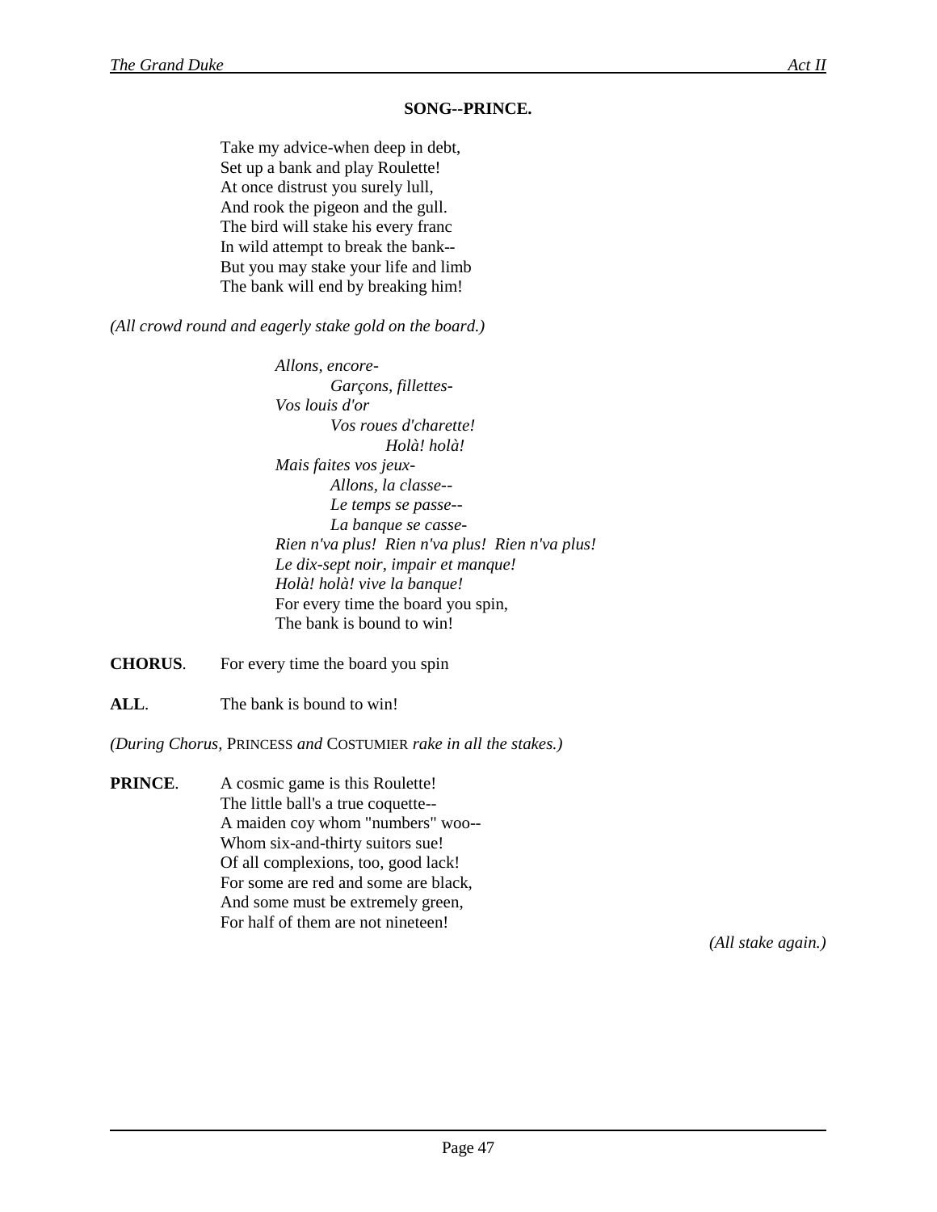**SONG--PRINCE.**

Take my advice-when deep in debt,  
Set up a bank and play Roulette!  
At once distrust you surely lull,  
And rook the pigeon and the gull.  
The bird will stake his every franc  
In wild attempt to break the bank--  
But you may stake your life and limb  
The bank will end by breaking him!

*(All crowd round and eagerly stake gold on the board.)*

*Allons, encore-*  
*Garçons, fillettes-*  
*Vos louis d'or*  
*Vos roues d'charette!*  
*Holà! holà!*  
*Mais faites vos jeux-*  
*Allons, la classe--*  
*Le temps se passe--*  
*La banque se casse-*  
*Rien n'va plus! Rien n'va plus! Rien n'va plus!*  
*Le dix-sept noir, impair et manque!*  
*Holà! holà! vive la banque!*  
For every time the board you spin,  
The bank is bound to win!

**CHORUS**. For every time the board you spin

**ALL**. The bank is bound to win!

*(During Chorus,* PRINCESS *and* COSTUMIER *rake in all the stakes.)*

**PRINCE**. A cosmic game is this Roulette!  
The little ball's a true coquette--  
A maiden coy whom "numbers" woo--  
Whom six-and-thirty suitors sue!  
Of all complexions, too, good lack!  
For some are red and some are black,  
And some must be extremely green,  
For half of them are not nineteen!

*(All stake again.)*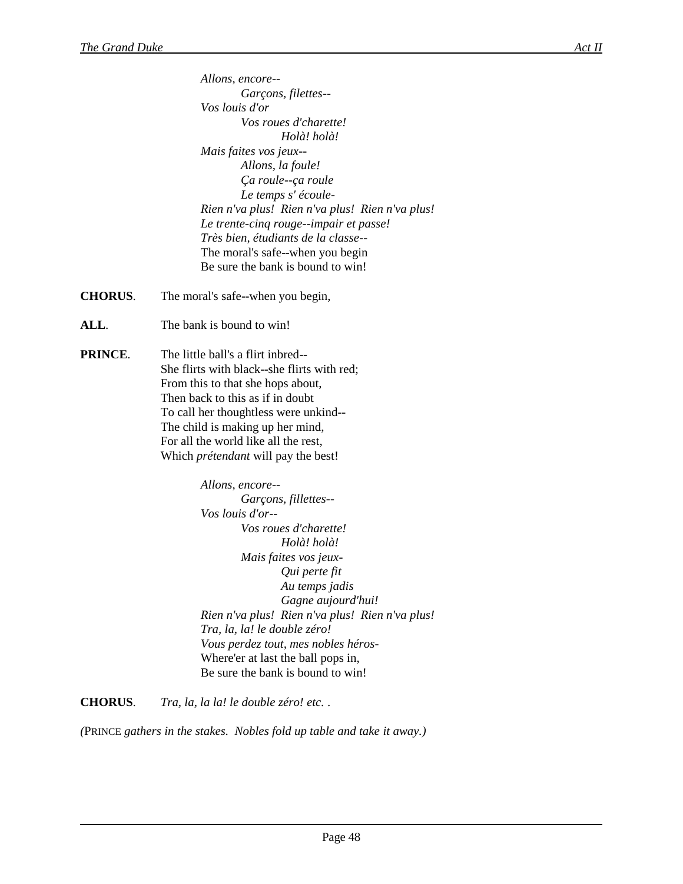*Allons, encore--*
*Garçons, filettes--*
*Vos louis d'or*
*Vos roues d'charette!*
*Holà! holà!*
*Mais faites vos jeux--*
*Allons, la foule!*
*Ça roule--ça roule*
*Le temps s' écoule-*
*Rien n'va plus! Rien n'va plus! Rien n'va plus!*
*Le trente-cinq rouge--impair et passe!*
*Très bien, étudiants de la classe--*
The moral's safe--when you begin
Be sure the bank is bound to win!

**CHORUS**. The moral's safe--when you begin,

**ALL**. The bank is bound to win!

**PRINCE**. The little ball's a flirt inbred--
She flirts with black--she flirts with red;
From this to that she hops about,
Then back to this as if in doubt
To call her thoughtless were unkind--
The child is making up her mind,
For all the world like all the rest,
Which *prétendant* will pay the best!

*Allons, encore--*
*Garçons, fillettes--*
*Vos louis d'or--*
*Vos roues d'charette!*
*Holà! holà!*
*Mais faites vos jeux-*
*Qui perte fit*
*Au temps jadis*
*Gagne aujourd'hui!*
*Rien n'va plus! Rien n'va plus! Rien n'va plus!*
*Tra, la, la! le double zéro!*
*Vous perdez tout, mes nobles héros-*
Where'er at last the ball pops in,
Be sure the bank is bound to win!

**CHORUS**. *Tra, la, la la! le double zéro! etc.* .

*(*PRINCE *gathers in the stakes. Nobles fold up table and take it away.)*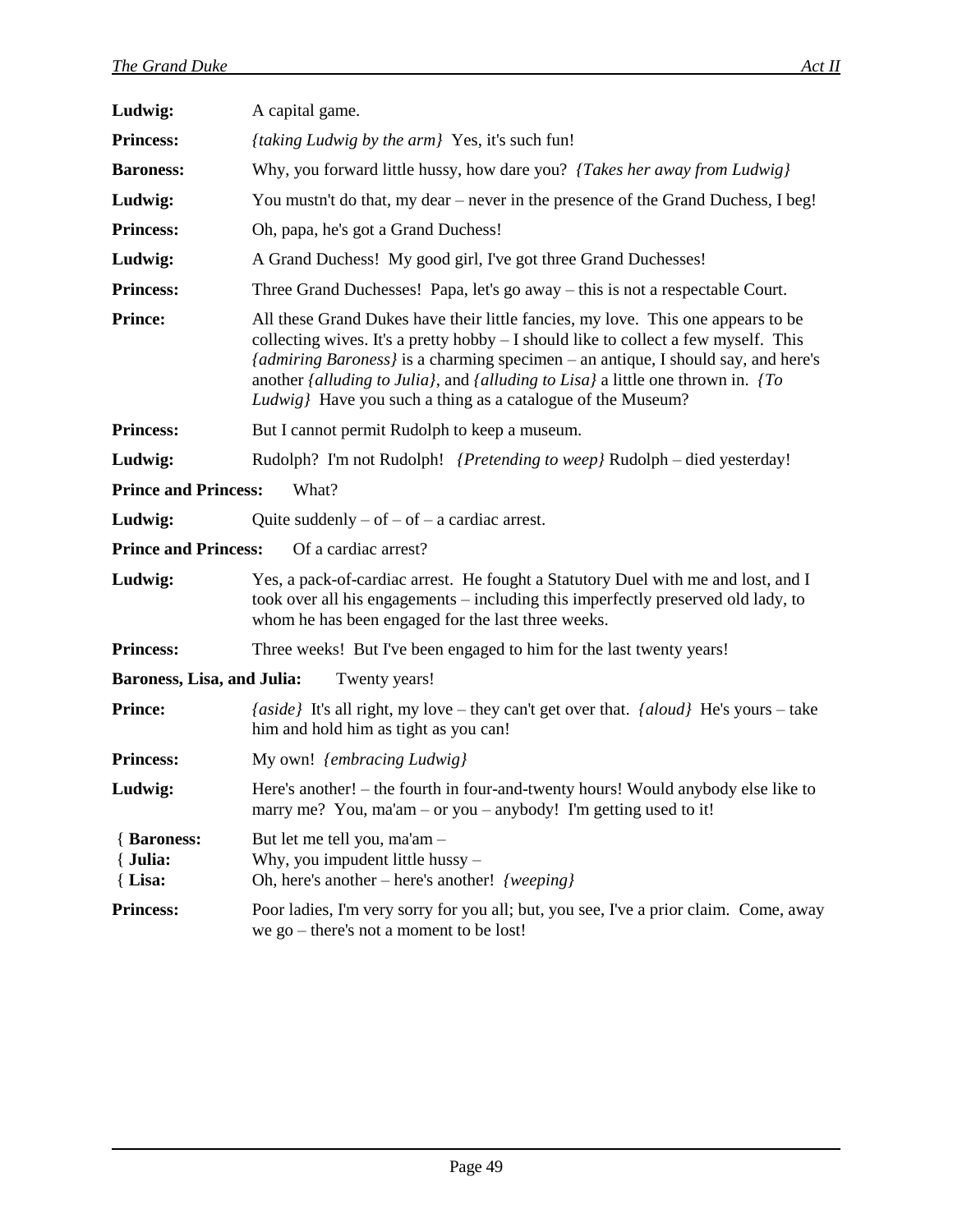**Ludwig:** A capital game.

**Princess:** *{taking Ludwig by the arm}* Yes, it's such fun!

**Baroness:** Why, you forward little hussy, how dare you? *{Takes her away from Ludwig}*

**Ludwig:** You mustn't do that, my dear – never in the presence of the Grand Duchess, I beg!

**Princess:** Oh, papa, he's got a Grand Duchess!

**Ludwig:** A Grand Duchess! My good girl, I've got three Grand Duchesses!

**Princess:** Three Grand Duchesses! Papa, let's go away – this is not a respectable Court.

**Prince:** All these Grand Dukes have their little fancies, my love. This one appears to be collecting wives. It's a pretty hobby – I should like to collect a few myself. This *{admiring Baroness}* is a charming specimen – an antique, I should say, and here's another *{alluding to Julia}*, and *{alluding to Lisa}* a little one thrown in. *{To Ludwig}* Have you such a thing as a catalogue of the Museum?

**Princess:** But I cannot permit Rudolph to keep a museum.

**Ludwig:** Rudolph? I'm not Rudolph! *{Pretending to weep}* Rudolph – died yesterday!

**Prince and Princess:** What?

**Ludwig:** Quite suddenly – of – of – a cardiac arrest.

**Prince and Princess:** Of a cardiac arrest?

**Ludwig:** Yes, a pack-of-cardiac arrest. He fought a Statutory Duel with me and lost, and I took over all his engagements – including this imperfectly preserved old lady, to whom he has been engaged for the last three weeks.

**Princess:** Three weeks! But I've been engaged to him for the last twenty years!

**Baroness, Lisa, and Julia:** Twenty years!

**Prince:** *{aside}* It's all right, my love – they can't get over that. *{aloud}* He's yours – take him and hold him as tight as you can!

**Princess:** My own! *{embracing Ludwig}*

**Ludwig:** Here's another! – the fourth in four-and-twenty hours! Would anybody else like to marry me? You, ma'am – or you – anybody! I'm getting used to it!

{ **Baroness:** But let me tell you, ma'am –
{ **Julia:** Why, you impudent little hussy –
{ **Lisa:** Oh, here's another – here's another! *{weeping}*

**Princess:** Poor ladies, I'm very sorry for you all; but, you see, I've a prior claim. Come, away we go – there's not a moment to be lost!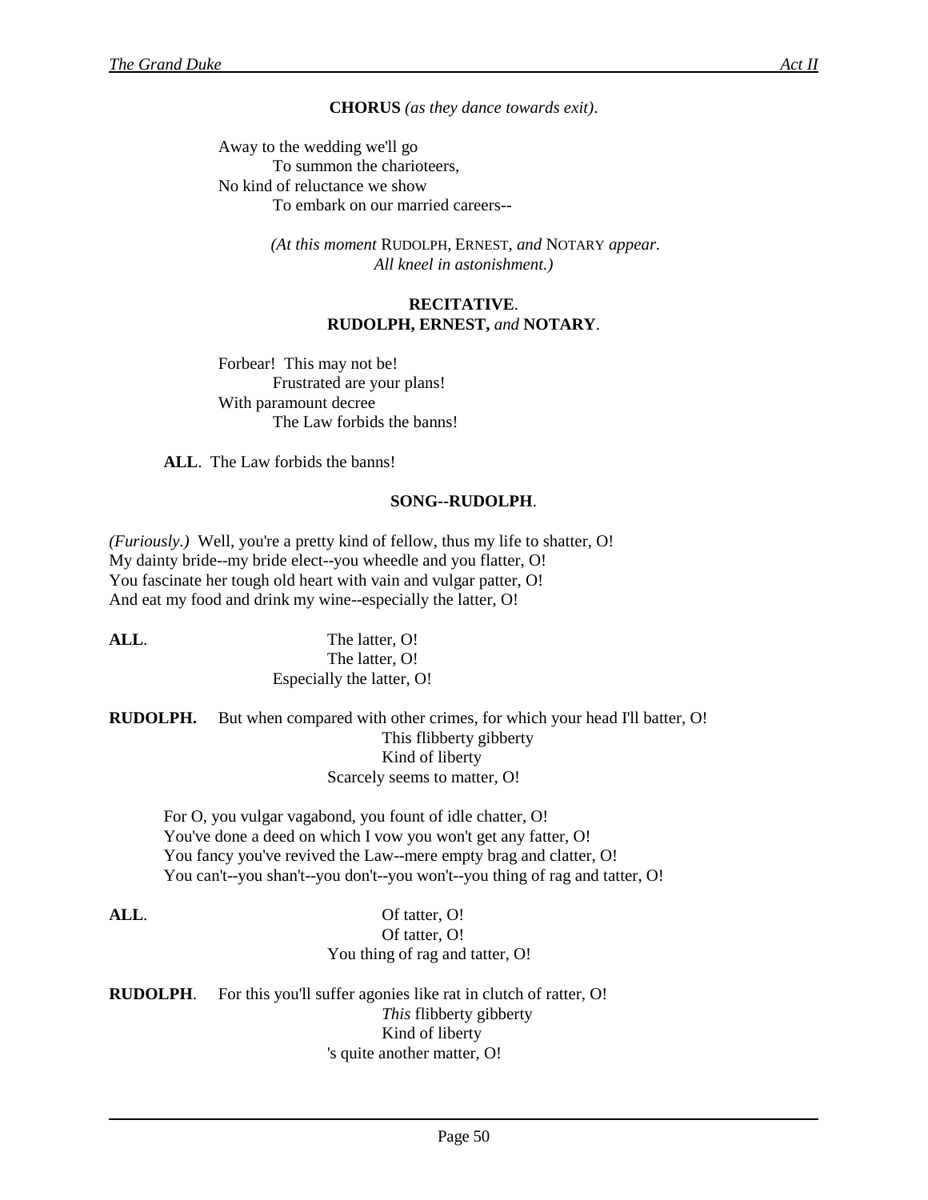**CHORUS** *(as they dance towards exit)*.

Away to the wedding we'll go  
To summon the charioteers,  
No kind of reluctance we show  
To embark on our married careers--

*(At this moment* RUDOLPH, ERNEST, *and* NOTARY *appear. All kneel in astonishment.)*

**RECITATIVE.**
**RUDOLPH, ERNEST,** *and* **NOTARY**.

Forbear! This may not be!  
Frustrated are your plans!  
With paramount decree  
The Law forbids the banns!

**ALL**. The Law forbids the banns!

**SONG--RUDOLPH**.

*(Furiously.)* Well, you're a pretty kind of fellow, thus my life to shatter, O!  
My dainty bride--my bride elect--you wheedle and you flatter, O!  
You fascinate her tough old heart with vain and vulgar patter, O!  
And eat my food and drink my wine--especially the latter, O!

**ALL**.  
The latter, O!  
The latter, O!  
Especially the latter, O!

**RUDOLPH.** But when compared with other crimes, for which your head I'll batter, O!  
This flibberty gibberty  
Kind of liberty  
Scarcely seems to matter, O!

For O, you vulgar vagabond, you fount of idle chatter, O!  
You've done a deed on which I vow you won't get any fatter, O!  
You fancy you've revived the Law--mere empty brag and clatter, O!  
You can't--you shan't--you don't--you won't--you thing of rag and tatter, O!

**ALL**.  
Of tatter, O!  
Of tatter, O!  
You thing of rag and tatter, O!

**RUDOLPH**. For this you'll suffer agonies like rat in clutch of ratter, O!  
*This* flibberty gibberty  
Kind of liberty  
's quite another matter, O!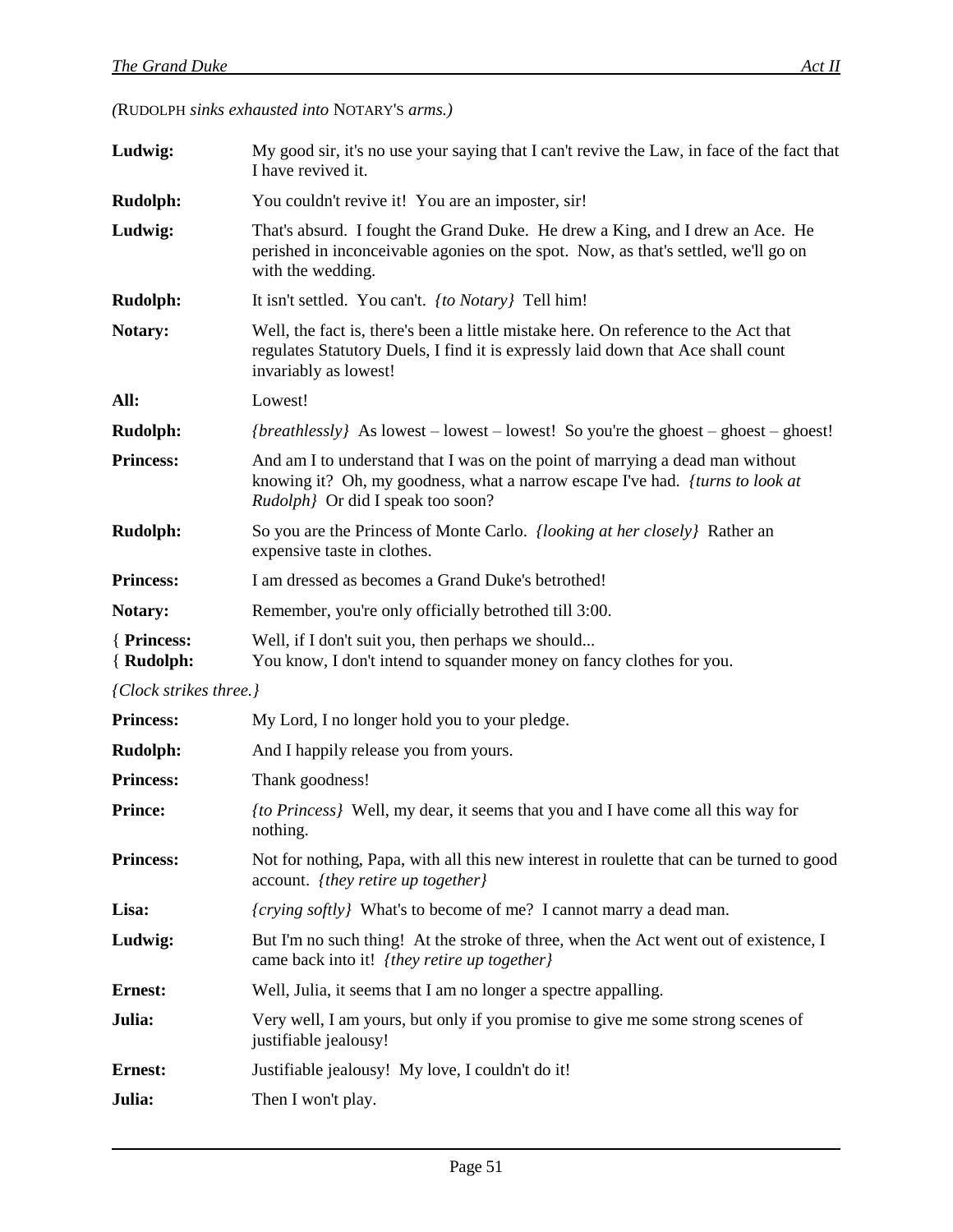*(*RUDOLPH *sinks exhausted into* NOTARY'S *arms.)*

**Ludwig:** My good sir, it's no use your saying that I can't revive the Law, in face of the fact that I have revived it.

**Rudolph:** You couldn't revive it! You are an imposter, sir!

**Ludwig:** That's absurd. I fought the Grand Duke. He drew a King, and I drew an Ace. He perished in inconceivable agonies on the spot. Now, as that's settled, we'll go on with the wedding.

**Rudolph:** It isn't settled. You can't. *{to Notary}* Tell him!

**Notary:** Well, the fact is, there's been a little mistake here. On reference to the Act that regulates Statutory Duels, I find it is expressly laid down that Ace shall count invariably as lowest!

**All:** Lowest!

**Rudolph:** *{breathlessly}* As lowest – lowest – lowest! So you're the ghoest – ghoest – ghoest!

**Princess:** And am I to understand that I was on the point of marrying a dead man without knowing it? Oh, my goodness, what a narrow escape I've had. *{turns to look at Rudolph}* Or did I speak too soon?

**Rudolph:** So you are the Princess of Monte Carlo. *{looking at her closely}* Rather an expensive taste in clothes.

**Princess:** I am dressed as becomes a Grand Duke's betrothed!

**Notary:** Remember, you're only officially betrothed till 3:00.

{ **Princess:** Well, if I don't suit you, then perhaps we should...
{ **Rudolph:** You know, I don't intend to squander money on fancy clothes for you.

*{Clock strikes three.}*

**Princess:** My Lord, I no longer hold you to your pledge.

**Rudolph:** And I happily release you from yours.

**Princess:** Thank goodness!

**Prince:** *{to Princess}* Well, my dear, it seems that you and I have come all this way for nothing.

**Princess:** Not for nothing, Papa, with all this new interest in roulette that can be turned to good account. *{they retire up together}*

**Lisa:** *{crying softly}* What's to become of me? I cannot marry a dead man.

**Ludwig:** But I'm no such thing! At the stroke of three, when the Act went out of existence, I came back into it! *{they retire up together}*

**Ernest:** Well, Julia, it seems that I am no longer a spectre appalling.

**Julia:** Very well, I am yours, but only if you promise to give me some strong scenes of justifiable jealousy!

**Ernest:** Justifiable jealousy! My love, I couldn't do it!

**Julia:** Then I won't play.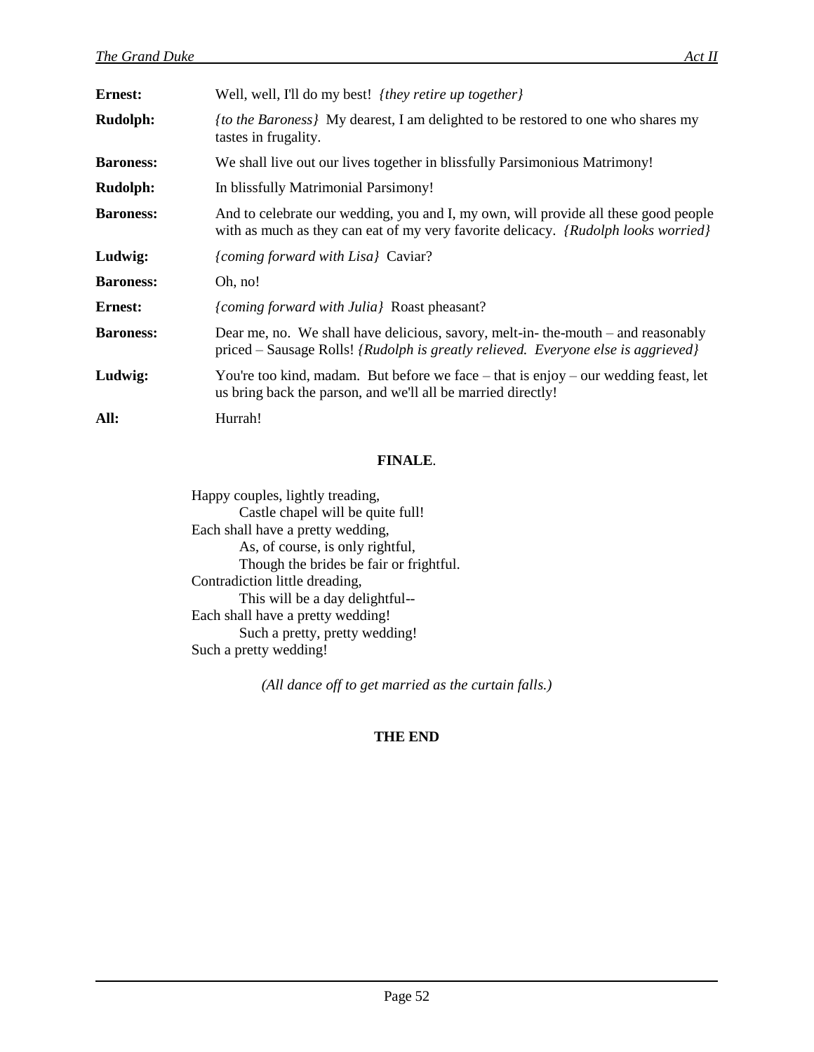**Ernest:** Well, well, I'll do my best! *{they retire up together}*

**Rudolph:** *{to the Baroness}* My dearest, I am delighted to be restored to one who shares my tastes in frugality.

**Baroness:** We shall live out our lives together in blissfully Parsimonious Matrimony!

**Rudolph:** In blissfully Matrimonial Parsimony!

**Baroness:** And to celebrate our wedding, you and I, my own, will provide all these good people with as much as they can eat of my very favorite delicacy. *{Rudolph looks worried}*

**Ludwig:** *{coming forward with Lisa}* Caviar?

**Baroness:** Oh, no!

**Ernest:** *{coming forward with Julia}* Roast pheasant?

**Baroness:** Dear me, no. We shall have delicious, savory, melt-in- the-mouth – and reasonably priced – Sausage Rolls! *{Rudolph is greatly relieved. Everyone else is aggrieved}*

**Ludwig:** You're too kind, madam. But before we face – that is enjoy – our wedding feast, let us bring back the parson, and we'll all be married directly!

**All:** Hurrah!

**FINALE**.

Happy couples, lightly treading,
Castle chapel will be quite full!
Each shall have a pretty wedding,
As, of course, is only rightful,
Though the brides be fair or frightful.
Contradiction little dreading,
This will be a day delightful--
Each shall have a pretty wedding!
Such a pretty, pretty wedding!
Such a pretty wedding!

*(All dance off to get married as the curtain falls.)*

**THE END**